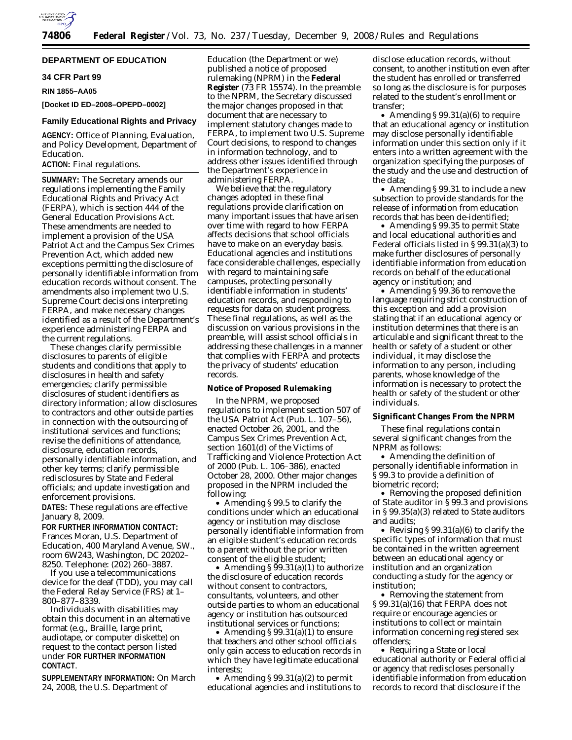**DEPARTMENT OF EDUCATION**

**34 CFR Part 99**

**RIN 1855–AA05**

**[Docket ID ED–2008–OPEPD–0002]**

# Family Educational Rights and Privacy

**AGENCY:** Office of Planning, Evaluation, and Policy Development, Department of Education.

**ACTION:** Final regulations.

**SUMMARY:** The Secretary amends our regulations implementing the Family Educational Rights and Privacy Act (FERPA), which is section 444 of the General Education Provisions Act. These amendments are needed to implement a provision of the USA Patriot Act and the Campus Sex Crimes Prevention Act, which added new exceptions permitting the disclosure of personally identifiable information from education records without consent. The amendments also implement two U.S. Supreme Court decisions interpreting FERPA, and make necessary changes identified as a result of the Department's experience administering FERPA and the current regulations.

These changes clarify permissible disclosures to parents of eligible students and conditions that apply to disclosures in health and safety emergencies; clarify permissible disclosures of student identifiers as directory information; allow disclosures to contractors and other outside parties in connection with the outsourcing of institutional services and functions; revise the definitions of attendance, disclosure, education records, personally identifiable information, and other key terms; clarify permissible redisclosures by State and Federal officials; and update investigation and enforcement provisions.

**DATES:** These regulations are effective January 8, 2009.

**FOR FURTHER INFORMATION CONTACT:** Frances Moran, U.S. Department of Education, 400 Maryland Avenue, SW., room 6W243, Washington, DC 20202–8250. Telephone: (202) 260–3887.

If you use a telecommunications device for the deaf (TDD), you may call the Federal Relay Service (FRS) at 1–800–877–8339.

Individuals with disabilities may obtain this document in an alternative format (e.g., Braille, large print, audiotape, or computer diskette) on request to the contact person listed under **FOR FURTHER INFORMATION CONTACT**.

**SUPPLEMENTARY INFORMATION:** On March 24, 2008, the U.S. Department of Education (the Department or we) published a notice of proposed rulemaking (NPRM) in the **Federal Register** (73 FR 15574). In the preamble to the NPRM, the Secretary discussed the major changes proposed in that document that are necessary to implement statutory changes made to FERPA, to implement two U.S. Supreme Court decisions, to respond to changes in information technology, and to address other issues identified through the Department's experience in administering FERPA.

We believe that the regulatory changes adopted in these final regulations provide clarification on many important issues that have arisen over time with regard to how FERPA affects decisions that school officials have to make on an everyday basis. Educational agencies and institutions face considerable challenges, especially with regard to maintaining safe campuses, protecting personally identifiable information in students' education records, and responding to requests for data on student progress. These final regulations, as well as the discussion on various provisions in the preamble, will assist school officials in addressing these challenges in a manner that complies with FERPA and protects the privacy of students' education records.

## Notice of Proposed Rulemaking

In the NPRM, we proposed regulations to implement section 507 of the USA Patriot Act (Pub. L. 107–56), enacted October 26, 2001, and the Campus Sex Crimes Prevention Act, section 1601(d) of the Victims of Trafficking and Violence Protection Act of 2000 (Pub. L. 106–386), enacted October 28, 2000. Other major changes proposed in the NPRM included the following:

- Amending § 99.5 to clarify the conditions under which an educational agency or institution may disclose personally identifiable information from an eligible student's education records to a parent without the prior written consent of the eligible student;
- Amending § 99.31(a)(1) to authorize the disclosure of education records without consent to contractors, consultants, volunteers, and other outside parties to whom an educational agency or institution has outsourced institutional services or functions;
- Amending § 99.31(a)(1) to ensure that teachers and other school officials only gain access to education records in which they have legitimate educational interests;
- Amending § 99.31(a)(2) to permit educational agencies and institutions to disclose education records, without consent, to another institution even after the student has enrolled or transferred so long as the disclosure is for purposes related to the student's enrollment or transfer;
- Amending § 99.31(a)(6) to require that an educational agency or institution may disclose personally identifiable information under this section only if it enters into a written agreement with the organization specifying the purposes of the study and the use and destruction of the data;
- Amending § 99.31 to include a new subsection to provide standards for the release of information from education records that has been de-identified;
- Amending § 99.35 to permit State and local educational authorities and Federal officials listed in § 99.31(a)(3) to make further disclosures of personally identifiable information from education records on behalf of the educational agency or institution; and
- Amending § 99.36 to remove the language requiring strict construction of this exception and add a provision stating that if an educational agency or institution determines that there is an articulable and significant threat to the health or safety of a student or other individual, it may disclose the information to any person, including parents, whose knowledge of the information is necessary to protect the health or safety of the student or other individuals.

## Significant Changes From the NPRM

These final regulations contain several significant changes from the NPRM as follows:

- Amending the definition of personally identifiable information in § 99.3 to provide a definition of biometric record;
- Removing the proposed definition of State auditor in § 99.3 and provisions in § 99.35(a)(3) related to State auditors and audits;
- Revising § 99.31(a)(6) to clarify the specific types of information that must be contained in the written agreement between an educational agency or institution and an organization conducting a study for the agency or institution;
- Removing the statement from § 99.31(a)(16) that FERPA does not require or encourage agencies or institutions to collect or maintain information concerning registered sex offenders;
- Requiring a State or local educational authority or Federal official or agency that rediscloses personally identifiable information from education records to record that disclosure if the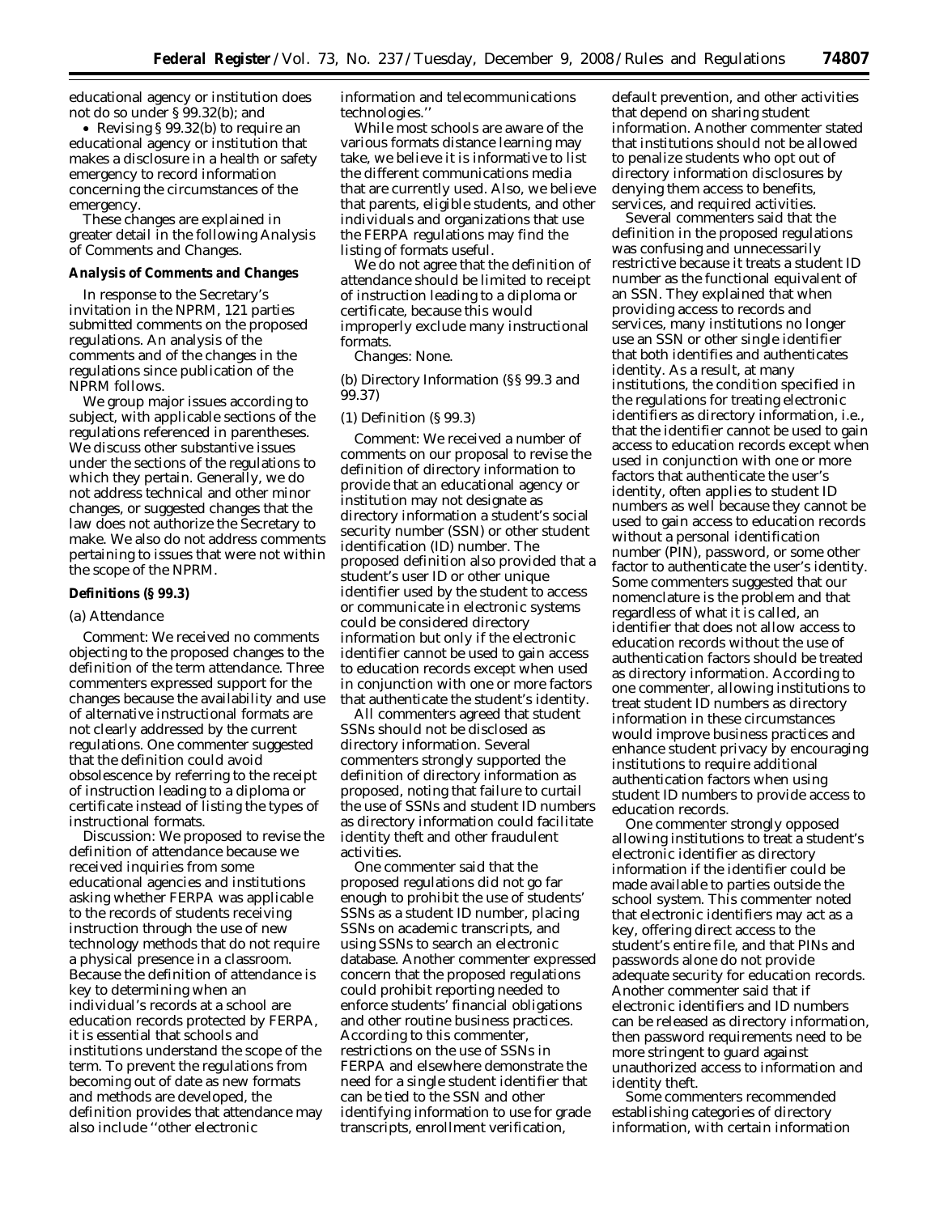educational agency or institution does not do so under § 99.32(b); and

- Revising § 99.32(b) to require an educational agency or institution that makes a disclosure in a health or safety emergency to record information concerning the circumstances of the emergency.

These changes are explained in greater detail in the following Analysis of Comments and Changes.

**Analysis of Comments and Changes**

In response to the Secretary's invitation in the NPRM, 121 parties submitted comments on the proposed regulations. An analysis of the comments and of the changes in the regulations since publication of the NPRM follows.

We group major issues according to subject, with applicable sections of the regulations referenced in parentheses. We discuss other substantive issues under the sections of the regulations to which they pertain. Generally, we do not address technical and other minor changes, or suggested changes that the law does not authorize the Secretary to make. We also do not address comments pertaining to issues that were not within the scope of the NPRM.

**Definitions (§ 99.3)**

*(a) Attendance*

*Comment:* We received no comments objecting to the proposed changes to the definition of the term *attendance*. Three commenters expressed support for the changes because the availability and use of alternative instructional formats are not clearly addressed by the current regulations. One commenter suggested that the definition could avoid obsolescence by referring to the receipt of instruction leading to a diploma or certificate instead of listing the types of instructional formats.

*Discussion:* We proposed to revise the definition of *attendance* because we received inquiries from some educational agencies and institutions asking whether FERPA was applicable to the records of students receiving instruction through the use of new technology methods that do not require a physical presence in a classroom. Because the definition of *attendance* is key to determining when an individual's records at a school are education records protected by FERPA, it is essential that schools and institutions understand the scope of the term. To prevent the regulations from becoming out of date as new formats and methods are developed, the definition provides that attendance may also include "other electronic information and telecommunications technologies."

While most schools are aware of the various formats distance learning may take, we believe it is informative to list the different communications media that are currently used. Also, we believe that parents, eligible students, and other individuals and organizations that use the FERPA regulations may find the listing of formats useful.

We do not agree that the definition of *attendance* should be limited to receipt of instruction leading to a diploma or certificate, because this would improperly exclude many instructional formats.

*Changes:* None.

*(b) Directory Information (§§ 99.3 and 99.37)*

*(1) Definition (§ 99.3)*

*Comment:* We received a number of comments on our proposal to revise the definition of *directory information* to provide that an educational agency or institution may not designate as directory information a student's social security number (SSN) or other student identification (ID) number. The proposed definition also provided that a student's user ID or other unique identifier used by the student to access or communicate in electronic systems could be considered directory information but only if the electronic identifier cannot be used to gain access to education records except when used in conjunction with one or more factors that authenticate the student's identity.

All commenters agreed that student SSNs should not be disclosed as directory information. Several commenters strongly supported the definition of *directory information* as proposed, noting that failure to curtail the use of SSNs and student ID numbers as directory information could facilitate identity theft and other fraudulent activities.

One commenter said that the proposed regulations did not go far enough to prohibit the use of students' SSNs as a student ID number, placing SSNs on academic transcripts, and using SSNs to search an electronic database. Another commenter expressed concern that the proposed regulations could prohibit reporting needed to enforce students' financial obligations and other routine business practices. According to this commenter, restrictions on the use of SSNs in FERPA and elsewhere demonstrate the need for a single student identifier that can be tied to the SSN and other identifying information to use for grade transcripts, enrollment verification, default prevention, and other activities that depend on sharing student information. Another commenter stated that institutions should not be allowed to penalize students who opt out of directory information disclosures by denying them access to benefits, services, and required activities.

Several commenters said that the definition in the proposed regulations was confusing and unnecessarily restrictive because it treats a student ID number as the functional equivalent of an SSN. They explained that when providing access to records and services, many institutions no longer use an SSN or other single identifier that both identifies and authenticates identity. As a result, at many institutions, the condition specified in the regulations for treating electronic identifiers as directory information, *i.e.*, that the identifier cannot be used to gain access to education records except when used in conjunction with one or more factors that authenticate the user's identity, often applies to student ID numbers as well because they cannot be used to gain access to education records without a personal identification number (PIN), password, or some other factor to authenticate the user's identity. Some commenters suggested that our nomenclature is the problem and that regardless of what it is called, an identifier that does not allow access to education records without the use of authentication factors should be treated as directory information. According to one commenter, allowing institutions to treat student ID numbers as directory information in these circumstances would improve business practices and enhance student privacy by encouraging institutions to require additional authentication factors when using student ID numbers to provide access to education records.

One commenter strongly opposed allowing institutions to treat a student's electronic identifier as directory information if the identifier could be made available to parties outside the school system. This commenter noted that electronic identifiers may act as a key, offering direct access to the student's entire file, and that PINs and passwords alone do not provide adequate security for education records. Another commenter said that if electronic identifiers and ID numbers can be released as directory information, then password requirements need to be more stringent to guard against unauthorized access to information and identity theft.

Some commenters recommended establishing categories of directory information, with certain information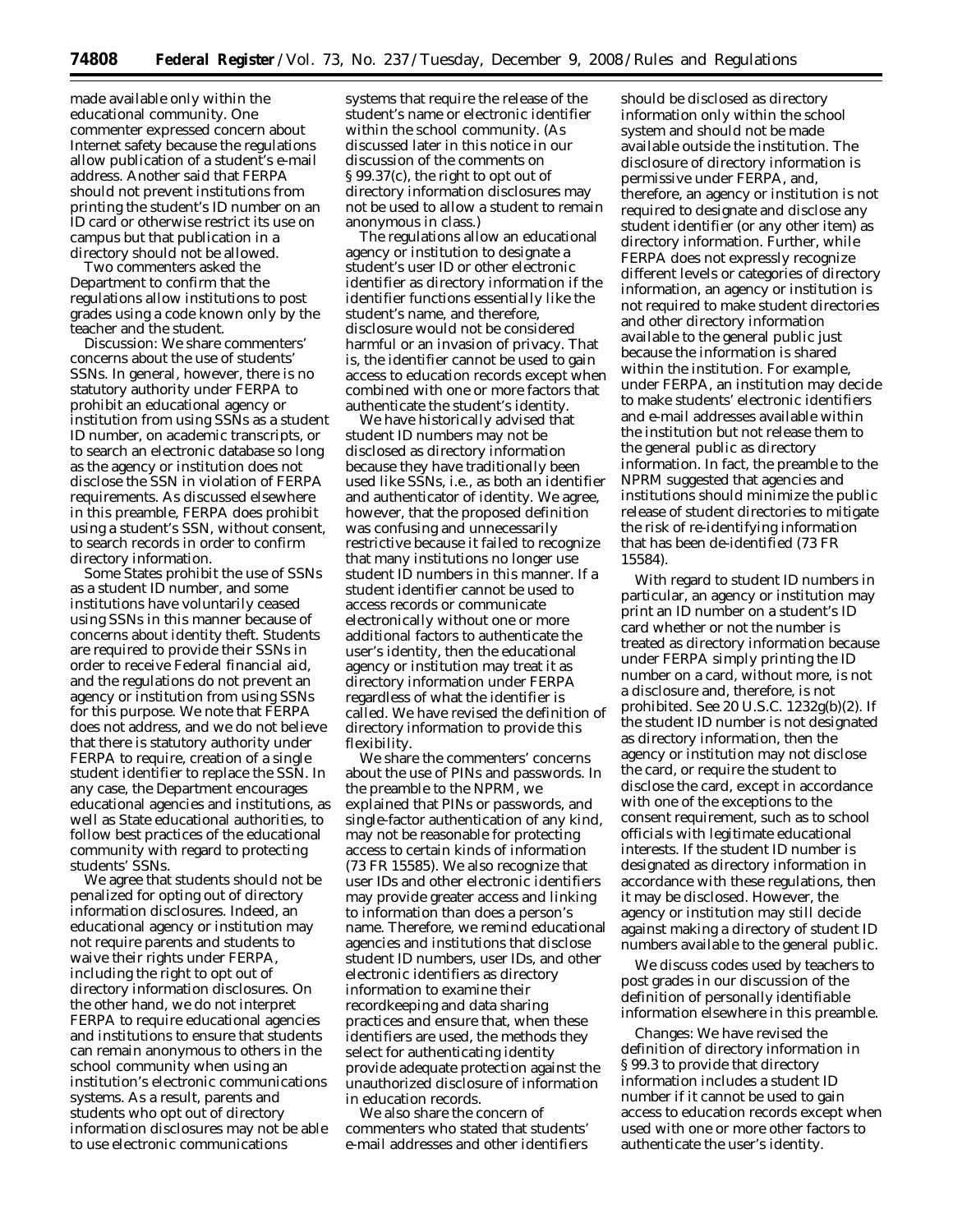made available only within the educational community. One commenter expressed concern about Internet safety because the regulations allow publication of a student's e-mail address. Another said that FERPA should not prevent institutions from printing the student's ID number on an ID card or otherwise restrict its use on campus but that publication in a directory should not be allowed.

Two commenters asked the Department to confirm that the regulations allow institutions to post grades using a code known only by the teacher and the student.

*Discussion:* We share commenters' concerns about the use of students' SSNs. In general, however, there is no statutory authority under FERPA to prohibit an educational agency or institution from using SSNs as a student ID number, on academic transcripts, or to search an electronic database so long as the agency or institution does not disclose the SSN in violation of FERPA requirements. As discussed elsewhere in this preamble, FERPA does prohibit using a student's SSN, without consent, to search records in order to confirm directory information.

Some States prohibit the use of SSNs as a student ID number, and some institutions have voluntarily ceased using SSNs in this manner because of concerns about identity theft. Students are required to provide their SSNs in order to receive Federal financial aid, and the regulations do not prevent an agency or institution from using SSNs for this purpose. We note that FERPA does not address, and we do not believe that there is statutory authority under FERPA to require, creation of a single student identifier to replace the SSN. In any case, the Department encourages educational agencies and institutions, as well as State educational authorities, to follow best practices of the educational community with regard to protecting students' SSNs.

We agree that students should not be penalized for opting out of directory information disclosures. Indeed, an educational agency or institution may not require parents and students to waive their rights under FERPA, including the right to opt out of directory information disclosures. On the other hand, we do not interpret FERPA to require educational agencies and institutions to ensure that students can remain anonymous to others in the school community when using an institution's electronic communications systems. As a result, parents and students who opt out of directory information disclosures may not be able to use electronic communications systems that require the release of the student's name or electronic identifier within the school community. (As discussed later in this notice in our discussion of the comments on § 99.37(c), the right to opt out of directory information disclosures may not be used to allow a student to remain anonymous in class.)

The regulations allow an educational agency or institution to designate a student's user ID or other electronic identifier as directory information if the identifier functions essentially like the student's name, and therefore, disclosure would not be considered harmful or an invasion of privacy. That is, the identifier cannot be used to gain access to education records except when combined with one or more factors that authenticate the student's identity.

We have historically advised that student ID numbers may not be disclosed as directory information because they have traditionally been used like SSNs, i.e., as both an identifier and authenticator of identity. We agree, however, that the proposed definition was confusing and unnecessarily restrictive because it failed to recognize that many institutions no longer use student ID numbers in this manner. If a student identifier cannot be used to access records or communicate electronically without one or more additional factors to authenticate the user's identity, then the educational agency or institution may treat it as directory information under FERPA regardless of what the identifier is called. We have revised the definition of directory information to provide this flexibility.

We share the commenters' concerns about the use of PINs and passwords. In the preamble to the NPRM, we explained that PINs or passwords, and single-factor authentication of any kind, may not be reasonable for protecting access to certain kinds of information (73 FR 15585). We also recognize that user IDs and other electronic identifiers may provide greater access and linking to information than does a person's name. Therefore, we remind educational agencies and institutions that disclose student ID numbers, user IDs, and other electronic identifiers as directory information to examine their recordkeeping and data sharing practices and ensure that, when these identifiers are used, the methods they select for authenticating identity provide adequate protection against the unauthorized disclosure of information in education records.

We also share the concern of commenters who stated that students' e-mail addresses and other identifiers should be disclosed as directory information only within the school system and should not be made available outside the institution. The disclosure of directory information is permissive under FERPA, and, therefore, an agency or institution is not required to designate and disclose any student identifier (or any other item) as directory information. Further, while FERPA does not expressly recognize different levels or categories of directory information, an agency or institution is not required to make student directories and other directory information available to the general public just because the information is shared within the institution. For example, under FERPA, an institution may decide to make students' electronic identifiers and e-mail addresses available within the institution but not release them to the general public as directory information. In fact, the preamble to the NPRM suggested that agencies and institutions should minimize the public release of student directories to mitigate the risk of re-identifying information that has been de-identified (73 FR 15584).

With regard to student ID numbers in particular, an agency or institution may print an ID number on a student's ID card whether or not the number is treated as directory information because under FERPA simply printing the ID number on a card, without more, is not a disclosure and, therefore, is not prohibited. See 20 U.S.C. 1232g(b)(2). If the student ID number is not designated as directory information, then the agency or institution may not disclose the card, or require the student to disclose the card, except in accordance with one of the exceptions to the consent requirement, such as to school officials with legitimate educational interests. If the student ID number is designated as directory information in accordance with these regulations, then it may be disclosed. However, the agency or institution may still decide against making a directory of student ID numbers available to the general public.

We discuss codes used by teachers to post grades in our discussion of the definition of personally identifiable information elsewhere in this preamble.

*Changes:* We have revised the definition of directory information in § 99.3 to provide that directory information includes a student ID number if it cannot be used to gain access to education records except when used with one or more other factors to authenticate the user's identity.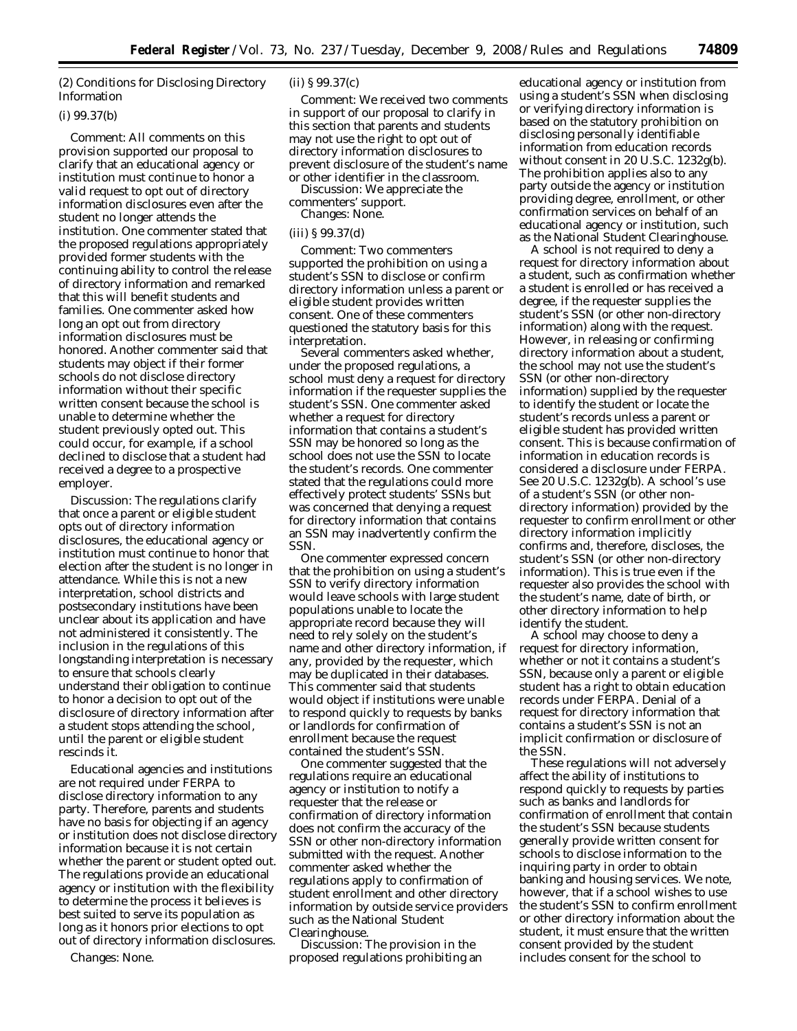(2) Conditions for Disclosing Directory Information

(i) 99.37(b)

*Comment:* All comments on this provision supported our proposal to clarify that an educational agency or institution must continue to honor a valid request to opt out of directory information disclosures even after the student no longer attends the institution. One commenter stated that the proposed regulations appropriately provided former students with the continuing ability to control the release of directory information and remarked that this will benefit students and families. One commenter asked how long an opt out from directory information disclosures must be honored. Another commenter said that students may object if their former schools do not disclose directory information without their specific written consent because the school is unable to determine whether the student previously opted out. This could occur, for example, if a school declined to disclose that a student had received a degree to a prospective employer.

*Discussion:* The regulations clarify that once a parent or eligible student opts out of directory information disclosures, the educational agency or institution must continue to honor that election after the student is no longer in attendance. While this is not a new interpretation, school districts and postsecondary institutions have been unclear about its application and have not administered it consistently. The inclusion in the regulations of this longstanding interpretation is necessary to ensure that schools clearly understand their obligation to continue to honor a decision to opt out of the disclosure of directory information after a student stops attending the school, until the parent or eligible student rescinds it.

Educational agencies and institutions are not required under FERPA to disclose directory information to any party. Therefore, parents and students have no basis for objecting if an agency or institution does not disclose directory information because it is not certain whether the parent or student opted out. The regulations provide an educational agency or institution with the flexibility to determine the process it believes is best suited to serve its population as long as it honors prior elections to opt out of directory information disclosures.

*Changes:* None.

(ii) § 99.37(c)

*Comment:* We received two comments in support of our proposal to clarify in this section that parents and students may not use the right to opt out of directory information disclosures to prevent disclosure of the student's name or other identifier in the classroom.

*Discussion:* We appreciate the commenters' support.

*Changes:* None.

(iii) § 99.37(d)

*Comment:* Two commenters supported the prohibition on using a student's SSN to disclose or confirm directory information unless a parent or eligible student provides written consent. One of these commenters questioned the statutory basis for this interpretation.

Several commenters asked whether, under the proposed regulations, a school must deny a request for directory information if the requester supplies the student's SSN. One commenter asked whether a request for directory information that contains a student's SSN may be honored so long as the school does not use the SSN to locate the student's records. One commenter stated that the regulations could more effectively protect students' SSNs but was concerned that denying a request for directory information that contains an SSN may inadvertently confirm the SSN.

One commenter expressed concern that the prohibition on using a student's SSN to verify directory information would leave schools with large student populations unable to locate the appropriate record because they will need to rely solely on the student's name and other directory information, if any, provided by the requester, which may be duplicated in their databases. This commenter said that students would object if institutions were unable to respond quickly to requests by banks or landlords for confirmation of enrollment because the request contained the student's SSN.

One commenter suggested that the regulations require an educational agency or institution to notify a requester that the release or confirmation of directory information does not confirm the accuracy of the SSN or other non-directory information submitted with the request. Another commenter asked whether the regulations apply to confirmation of student enrollment and other directory information by outside service providers such as the National Student Clearinghouse.

*Discussion:* The provision in the proposed regulations prohibiting an educational agency or institution from using a student's SSN when disclosing or verifying directory information is based on the statutory prohibition on disclosing personally identifiable information from education records without consent in 20 U.S.C. 1232g(b). The prohibition applies also to any party outside the agency or institution providing degree, enrollment, or other confirmation services on behalf of an educational agency or institution, such as the National Student Clearinghouse.

A school is not required to deny a request for directory information about a student, such as confirmation whether a student is enrolled or has received a degree, if the requester supplies the student's SSN (or other non-directory information) along with the request. However, in releasing or confirming directory information about a student, the school may not use the student's SSN (or other non-directory information) supplied by the requester to identify the student or locate the student's records unless a parent or eligible student has provided written consent. This is because confirmation of information in education records is considered a disclosure under FERPA. See 20 U.S.C. 1232g(b). A school's use of a student's SSN (or other non-directory information) provided by the requester to confirm enrollment or other directory information implicitly confirms and, therefore, discloses, the student's SSN (or other non-directory information). This is true even if the requester also provides the school with the student's name, date of birth, or other directory information to help identify the student.

A school may choose to deny a request for directory information, whether or not it contains a student's SSN, because only a parent or eligible student has a right to obtain education records under FERPA. Denial of a request for directory information that contains a student's SSN is not an implicit confirmation or disclosure of the SSN.

These regulations will not adversely affect the ability of institutions to respond quickly to requests by parties such as banks and landlords for confirmation of enrollment that contain the student's SSN because students generally provide written consent for schools to disclose information to the inquiring party in order to obtain banking and housing services. We note, however, that if a school wishes to use the student's SSN to confirm enrollment or other directory information about the student, it must ensure that the written consent provided by the student includes consent for the school to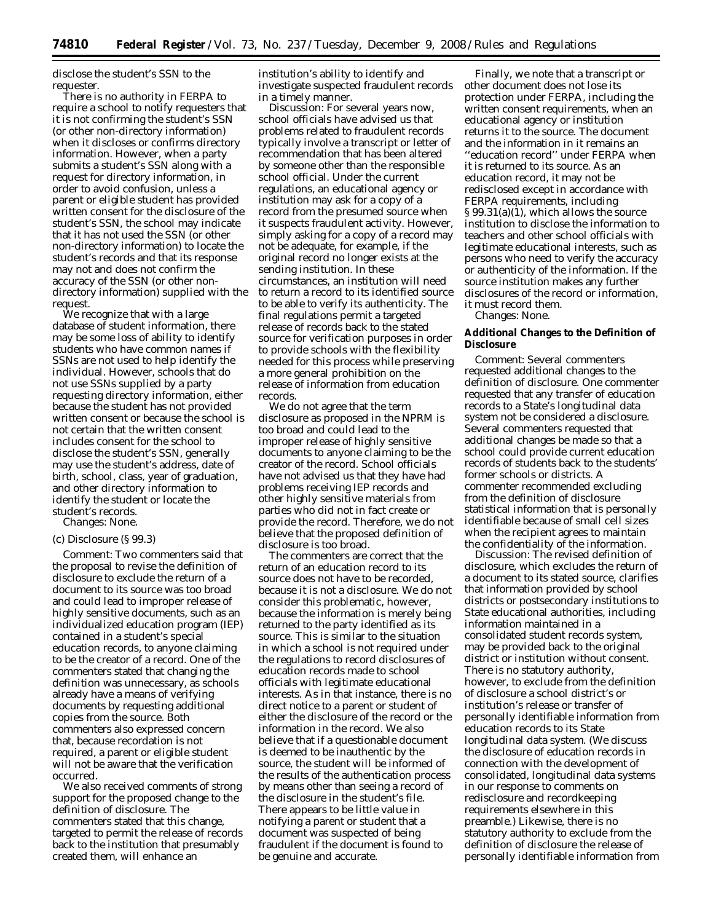disclose the student's SSN to the requester.

There is no authority in FERPA to require a school to notify requesters that it is not confirming the student's SSN (or other non-directory information) when it discloses or confirms directory information. However, when a party submits a student's SSN along with a request for directory information, in order to avoid confusion, unless a parent or eligible student has provided written consent for the disclosure of the student's SSN, the school may indicate that it has not used the SSN (or other non-directory information) to locate the student's records and that its response may not and does not confirm the accuracy of the SSN (or other non-directory information) supplied with the request.

We recognize that with a large database of student information, there may be some loss of ability to identify students who have common names if SSNs are not used to help identify the individual. However, schools that do not use SSNs supplied by a party requesting directory information, either because the student has not provided written consent or because the school is not certain that the written consent includes consent for the school to disclose the student's SSN, generally may use the student's address, date of birth, school, class, year of graduation, and other directory information to identify the student or locate the student's records.

*Changes:* None.

(c) Disclosure (§ 99.3)

*Comment:* Two commenters said that the proposal to revise the definition of disclosure to exclude the return of a document to its source was too broad and could lead to improper release of highly sensitive documents, such as an individualized education program (IEP) contained in a student's special education records, to anyone claiming to be the creator of a record. One of the commenters stated that changing the definition was unnecessary, as schools already have a means of verifying documents by requesting additional copies from the source. Both commenters also expressed concern that, because recordation is not required, a parent or eligible student will not be aware that the verification occurred.

We also received comments of strong support for the proposed change to the definition of disclosure. The commenters stated that this change, targeted to permit the release of records back to the institution that presumably created them, will enhance an institution's ability to identify and investigate suspected fraudulent records in a timely manner.

*Discussion:* For several years now, school officials have advised us that problems related to fraudulent records typically involve a transcript or letter of recommendation that has been altered by someone other than the responsible school official. Under the current regulations, an educational agency or institution may ask for a copy of a record from the presumed source when it suspects fraudulent activity. However, simply asking for a copy of a record may not be adequate, for example, if the original record no longer exists at the sending institution. In these circumstances, an institution will need to return a record to its identified source to be able to verify its authenticity. The final regulations permit a targeted release of records back to the stated source for verification purposes in order to provide schools with the flexibility needed for this process while preserving a more general prohibition on the release of information from education records.

We do not agree that the term disclosure as proposed in the NPRM is too broad and could lead to the improper release of highly sensitive documents to anyone claiming to be the creator of the record. School officials have not advised us that they have had problems receiving IEP records and other highly sensitive materials from parties who did not in fact create or provide the record. Therefore, we do not believe that the proposed definition of disclosure is too broad.

The commenters are correct that the return of an education record to its source does not have to be recorded, because it is not a disclosure. We do not consider this problematic, however, because the information is merely being returned to the party identified as its source. This is similar to the situation in which a school is not required under the regulations to record disclosures of education records made to school officials with legitimate educational interests. As in that instance, there is no direct notice to a parent or student of either the disclosure of the record or the information in the record. We also believe that if a questionable document is deemed to be inauthentic by the source, the student will be informed of the results of the authentication process by means other than seeing a record of the disclosure in the student's file. There appears to be little value in notifying a parent or student that a document was suspected of being fraudulent if the document is found to be genuine and accurate.

Finally, we note that a transcript or other document does not lose its protection under FERPA, including the written consent requirements, when an educational agency or institution returns it to the source. The document and the information in it remains an "education record" under FERPA when it is returned to its source. As an education record, it may not be redisclosed except in accordance with FERPA requirements, including § 99.31(a)(1), which allows the source institution to disclose the information to teachers and other school officials with legitimate educational interests, such as persons who need to verify the accuracy or authenticity of the information. If the source institution makes any further disclosures of the record or information, it must record them.

*Changes:* None.

**Additional Changes to the Definition of Disclosure**

*Comment:* Several commenters requested additional changes to the definition of disclosure. One commenter requested that any transfer of education records to a State's longitudinal data system not be considered a disclosure. Several commenters requested that additional changes be made so that a school could provide current education records of students back to the students' former schools or districts. A commenter recommended excluding from the definition of disclosure statistical information that is personally identifiable because of small cell sizes when the recipient agrees to maintain the confidentiality of the information.

*Discussion:* The revised definition of disclosure, which excludes the return of a document to its stated source, clarifies that information provided by school districts or postsecondary institutions to State educational authorities, including information maintained in a consolidated student records system, may be provided back to the original district or institution without consent. There is no statutory authority, however, to exclude from the definition of disclosure a school district's or institution's release or transfer of personally identifiable information from education records to its State longitudinal data system. (We discuss the disclosure of education records in connection with the development of consolidated, longitudinal data systems in our response to comments on redisclosure and recordkeeping requirements elsewhere in this preamble.) Likewise, there is no statutory authority to exclude from the definition of disclosure the release of personally identifiable information from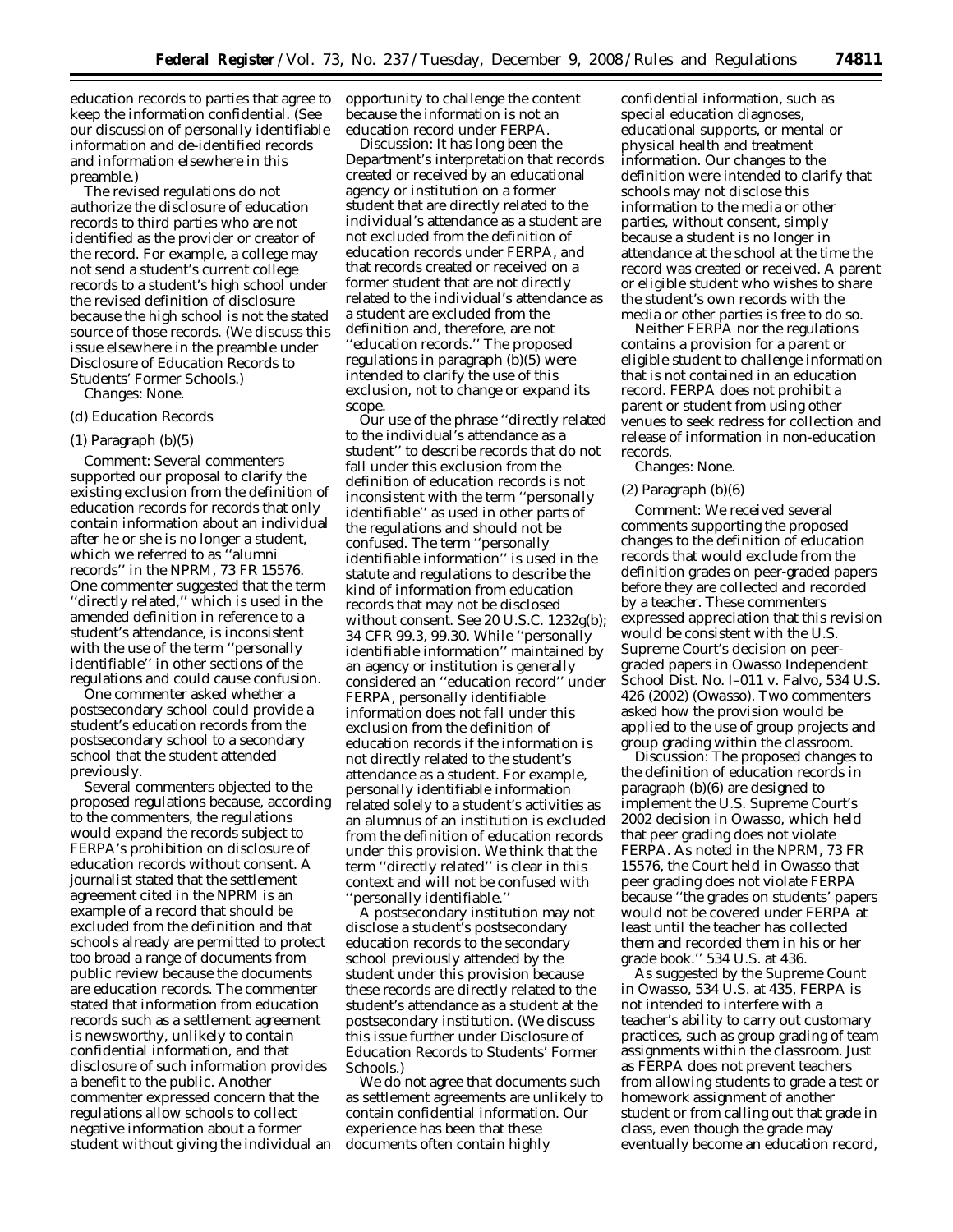education records to parties that agree to keep the information confidential. (See our discussion of personally identifiable information and de-identified records and information elsewhere in this preamble.)

The revised regulations do not authorize the disclosure of education records to third parties who are not identified as the provider or creator of the record. For example, a college may not send a student's current college records to a student's high school under the revised definition of disclosure because the high school is not the stated source of those records. (We discuss this issue elsewhere in the preamble under Disclosure of Education Records to Students' Former Schools.)

*Changes:* None.

(d) Education Records

(1) Paragraph (b)(5)

*Comment:* Several commenters supported our proposal to clarify the existing exclusion from the definition of education records for records that only contain information about an individual after he or she is no longer a student, which we referred to as ''alumni records'' in the NPRM, 73 FR 15576. One commenter suggested that the term ''directly related,'' which is used in the amended definition in reference to a student's attendance, is inconsistent with the use of the term ''personally identifiable'' in other sections of the regulations and could cause confusion.

One commenter asked whether a postsecondary school could provide a student's education records from the postsecondary school to a secondary school that the student attended previously.

Several commenters objected to the proposed regulations because, according to the commenters, the regulations would expand the records subject to FERPA's prohibition on disclosure of education records without consent. A journalist stated that the settlement agreement cited in the NPRM is an example of a record that should be excluded from the definition and that schools already are permitted to protect too broad a range of documents from public review because the documents are education records. The commenter stated that information from education records such as a settlement agreement is newsworthy, unlikely to contain confidential information, and that disclosure of such information provides a benefit to the public. Another commenter expressed concern that the regulations allow schools to collect negative information about a former student without giving the individual an opportunity to challenge the content because the information is not an education record under FERPA.

*Discussion:* It has long been the Department's interpretation that records created or received by an educational agency or institution on a former student that are directly related to the individual's attendance as a student are not excluded from the definition of education records under FERPA, and that records created or received on a former student that are not directly related to the individual's attendance as a student are excluded from the definition and, therefore, are not ''education records.'' The proposed regulations in paragraph (b)(5) were intended to clarify the use of this exclusion, not to change or expand its scope.

Our use of the phrase ''directly related to the individual's attendance as a student'' to describe records that do not fall under this exclusion from the definition of education records is not inconsistent with the term ''personally identifiable'' as used in other parts of the regulations and should not be confused. The term ''personally identifiable information'' is used in the statute and regulations to describe the kind of information from education records that may not be disclosed without consent. See 20 U.S.C. 1232g(b); 34 CFR 99.3, 99.30. While ''personally identifiable information'' maintained by an agency or institution is generally considered an ''education record'' under FERPA, personally identifiable information does not fall under this exclusion from the definition of education records if the information is not directly related to the student's attendance as a student. For example, personally identifiable information related solely to a student's activities as an alumnus of an institution is excluded from the definition of education records under this provision. We think that the term ''directly related'' is clear in this context and will not be confused with ''personally identifiable.''

A postsecondary institution may not disclose a student's postsecondary education records to the secondary school previously attended by the student under this provision because these records are directly related to the student's attendance as a student at the postsecondary institution. (We discuss this issue further under Disclosure of Education Records to Students' Former Schools.)

We do not agree that documents such as settlement agreements are unlikely to contain confidential information. Our experience has been that these documents often contain highly confidential information, such as special education diagnoses, educational supports, or mental or physical health and treatment information. Our changes to the definition were intended to clarify that schools may not disclose this information to the media or other parties, without consent, simply because a student is no longer in attendance at the school at the time the record was created or received. A parent or eligible student who wishes to share the student's own records with the media or other parties is free to do so.

Neither FERPA nor the regulations contains a provision for a parent or eligible student to challenge information that is not contained in an education record. FERPA does not prohibit a parent or student from using other venues to seek redress for collection and release of information in non-education records.

*Changes:* None.

(2) Paragraph (b)(6)

*Comment:* We received several comments supporting the proposed changes to the definition of education records that would exclude from the definition grades on peer-graded papers before they are collected and recorded by a teacher. These commenters expressed appreciation that this revision would be consistent with the U.S. Supreme Court's decision on peer-graded papers in *Owasso Independent School Dist. No. I–011* v. *Falvo*, 534 U.S. 426 (2002) (*Owasso*). Two commenters asked how the provision would be applied to the use of group projects and group grading within the classroom.

*Discussion:* The proposed changes to the definition of education records in paragraph (b)(6) are designed to implement the U.S. Supreme Court's 2002 decision in *Owasso*, which held that peer grading does not violate FERPA. As noted in the NPRM, 73 FR 15576, the Court held in *Owasso* that peer grading does not violate FERPA because ''the grades on students' papers would not be covered under FERPA at least until the teacher has collected them and recorded them in his or her grade book.'' 534 U.S. at 436.

As suggested by the Supreme Count in *Owasso*, 534 U.S. at 435, FERPA is not intended to interfere with a teacher's ability to carry out customary practices, such as group grading of team assignments within the classroom. Just as FERPA does not prevent teachers from allowing students to grade a test or homework assignment of another student or from calling out that grade in class, even though the grade may eventually become an education record,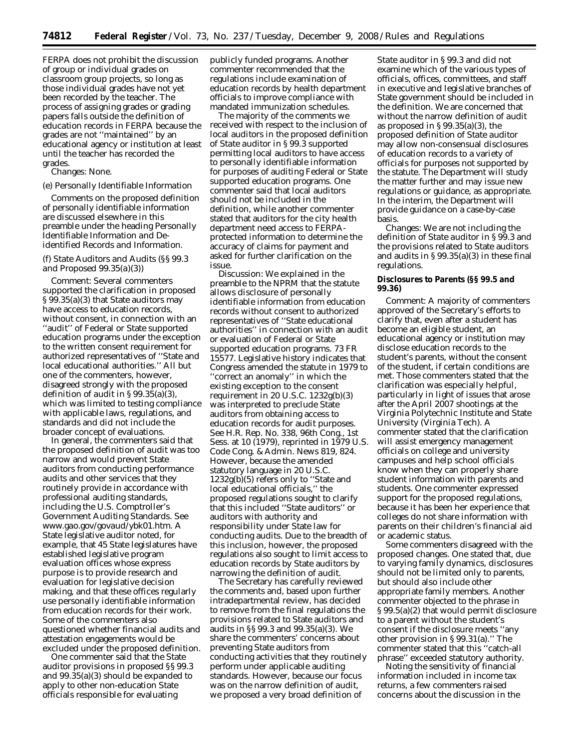FERPA does not prohibit the discussion of group or individual grades on classroom group projects, so long as those individual grades have not yet been recorded by the teacher. The process of assigning grades or grading papers falls outside the definition of education records in FERPA because the grades are not ''maintained'' by an educational agency or institution at least until the teacher has recorded the grades.

*Changes:* None.

*(e) Personally Identifiable Information*

Comments on the proposed definition of personally identifiable information are discussed elsewhere in this preamble under the heading Personally Identifiable Information and De-identified Records and Information.

*(f) State Auditors and Audits (§§ 99.3 and Proposed 99.35(a)(3))*

*Comment:* Several commenters supported the clarification in proposed § 99.35(a)(3) that State auditors may have access to education records, without consent, in connection with an ''audit'' of Federal or State supported education programs under the exception to the written consent requirement for authorized representatives of ''State and local educational authorities.'' All but one of the commenters, however, disagreed strongly with the proposed definition of audit in § 99.35(a)(3), which was limited to testing compliance with applicable laws, regulations, and standards and did not include the broader concept of evaluations.

In general, the commenters said that the proposed definition of audit was too narrow and would prevent State auditors from conducting performance audits and other services that they routinely provide in accordance with professional auditing standards, including the U.S. Comptroller's Government Auditing Standards. See www.gao.gov/govaud/ybk01.htm. A State legislative auditor noted, for example, that 45 State legislatures have established legislative program evaluation offices whose express purpose is to provide research and evaluation for legislative decision making, and that these offices regularly use personally identifiable information from education records for their work. Some of the commenters also questioned whether financial audits and attestation engagements would be excluded under the proposed definition.

One commenter said that the State auditor provisions in proposed §§ 99.3 and 99.35(a)(3) should be expanded to apply to other non-education State officials responsible for evaluating publicly funded programs. Another commenter recommended that the regulations include examination of education records by health department officials to improve compliance with mandated immunization schedules.

The majority of the comments we received with respect to the inclusion of local auditors in the proposed definition of State auditor in § 99.3 supported permitting local auditors to have access to personally identifiable information for purposes of auditing Federal or State supported education programs. One commenter said that local auditors should not be included in the definition, while another commenter stated that auditors for the city health department need access to FERPA-protected information to determine the accuracy of claims for payment and asked for further clarification on the issue.

*Discussion:* We explained in the preamble to the NPRM that the statute allows disclosure of personally identifiable information from education records without consent to authorized representatives of ''State educational authorities'' in connection with an audit or evaluation of Federal or State supported education programs. 73 FR 15577. Legislative history indicates that Congress amended the statute in 1979 to ''correct an anomaly'' in which the existing exception to the consent requirement in 20 U.S.C. 1232g(b)(3) was interpreted to preclude State auditors from obtaining access to education records for audit purposes. See H.R. Rep. No. 338, 96th Cong., 1st Sess. at 10 (1979), reprinted in 1979 U.S. Code Cong. & Admin. News 819, 824. However, because the amended statutory language in 20 U.S.C. 1232g(b)(5) refers only to ''State and local educational officials,'' the proposed regulations sought to clarify that this included ''State auditors'' or auditors with authority and responsibility under State law for conducting audits. Due to the breadth of this inclusion, however, the proposed regulations also sought to limit access to education records by State auditors by narrowing the definition of audit.

The Secretary has carefully reviewed the comments and, based upon further intradepartmental review, has decided to remove from the final regulations the provisions related to State auditors and audits in §§ 99.3 and 99.35(a)(3). We share the commenters' concerns about preventing State auditors from conducting activities that they routinely perform under applicable auditing standards. However, because our focus was on the narrow definition of audit, we proposed a very broad definition of State auditor in § 99.3 and did not examine which of the various types of officials, offices, committees, and staff in executive and legislative branches of State government should be included in the definition. We are concerned that without the narrow definition of audit as proposed in § 99.35(a)(3), the proposed definition of State auditor may allow non-consensual disclosures of education records to a variety of officials for purposes not supported by the statute. The Department will study the matter further and may issue new regulations or guidance, as appropriate. In the interim, the Department will provide guidance on a case-by-case basis.

*Changes:* We are not including the definition of State auditor in § 99.3 and the provisions related to State auditors and audits in § 99.35(a)(3) in these final regulations.

**Disclosures to Parents (§§ 99.5 and 99.36)**

*Comment:* A majority of commenters approved of the Secretary's efforts to clarify that, even after a student has become an eligible student, an educational agency or institution may disclose education records to the student's parents, without the consent of the student, if certain conditions are met. Those commenters stated that the clarification was especially helpful, particularly in light of issues that arose after the April 2007 shootings at the Virginia Polytechnic Institute and State University (Virginia Tech). A commenter stated that the clarification will assist emergency management officials on college and university campuses and help school officials know when they can properly share student information with parents and students. One commenter expressed support for the proposed regulations, because it has been her experience that colleges do not share information with parents on their children's financial aid or academic status.

Some commenters disagreed with the proposed changes. One stated that, due to varying family dynamics, disclosures should not be limited only to parents, but should also include other appropriate family members. Another commenter objected to the phrase in § 99.5(a)(2) that would permit disclosure to a parent without the student's consent if the disclosure meets ''any other provision in § 99.31(a).'' The commenter stated that this ''catch-all phrase'' exceeded statutory authority.

Noting the sensitivity of financial information included in income tax returns, a few commenters raised concerns about the discussion in the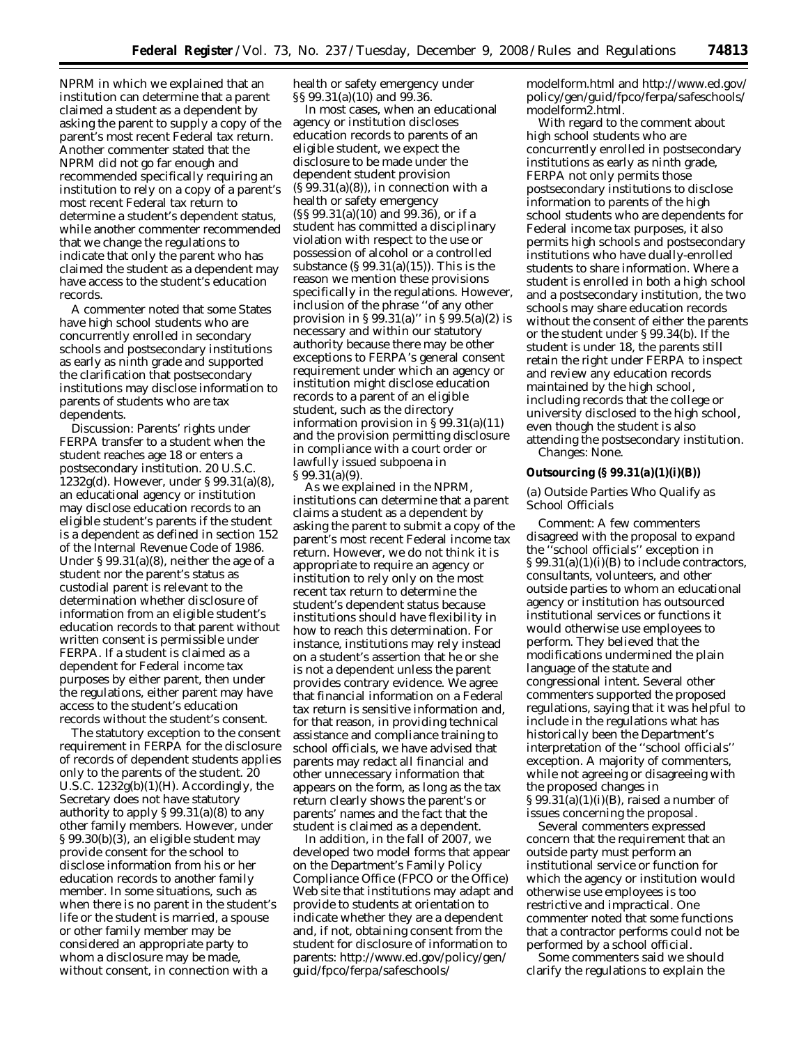NPRM in which we explained that an institution can determine that a parent claimed a student as a dependent by asking the parent to supply a copy of the parent's most recent Federal tax return. Another commenter stated that the NPRM did not go far enough and recommended specifically requiring an institution to rely on a copy of a parent's most recent Federal tax return to determine a student's dependent status, while another commenter recommended that we change the regulations to indicate that only the parent who has claimed the student as a dependent may have access to the student's education records.

A commenter noted that some States have high school students who are concurrently enrolled in secondary schools and postsecondary institutions as early as ninth grade and supported the clarification that postsecondary institutions may disclose information to parents of students who are tax dependents.

*Discussion:* Parents' rights under FERPA transfer to a student when the student reaches age 18 or enters a postsecondary institution. 20 U.S.C. 1232g(d). However, under § 99.31(a)(8), an educational agency or institution may disclose education records to an eligible student's parents if the student is a dependent as defined in section 152 of the Internal Revenue Code of 1986. Under § 99.31(a)(8), neither the age of a student nor the parent's status as custodial parent is relevant to the determination whether disclosure of information from an eligible student's education records to that parent without written consent is permissible under FERPA. If a student is claimed as a dependent for Federal income tax purposes by either parent, then under the regulations, either parent may have access to the student's education records without the student's consent.

The statutory exception to the consent requirement in FERPA for the disclosure of records of dependent students applies only to the parents of the student. 20 U.S.C. 1232g(b)(1)(H). Accordingly, the Secretary does not have statutory authority to apply § 99.31(a)(8) to any other family members. However, under § 99.30(b)(3), an eligible student may provide consent for the school to disclose information from his or her education records to another family member. In some situations, such as when there is no parent in the student's life or the student is married, a spouse or other family member may be considered an appropriate party to whom a disclosure may be made, without consent, in connection with a health or safety emergency under §§ 99.31(a)(10) and 99.36.

In most cases, when an educational agency or institution discloses education records to parents of an eligible student, we expect the disclosure to be made under the dependent student provision (§ 99.31(a)(8)), in connection with a health or safety emergency (§§ 99.31(a)(10) and 99.36), or if a student has committed a disciplinary violation with respect to the use or possession of alcohol or a controlled substance (§ 99.31(a)(15)). This is the reason we mention these provisions specifically in the regulations. However, inclusion of the phrase ''of any other provision in § 99.31(a)'' in § 99.5(a)(2) is necessary and within our statutory authority because there may be other exceptions to FERPA's general consent requirement under which an agency or institution might disclose education records to a parent of an eligible student, such as the directory information provision in § 99.31(a)(11) and the provision permitting disclosure in compliance with a court order or lawfully issued subpoena in § 99.31(a)(9).

As we explained in the NPRM, institutions can determine that a parent claims a student as a dependent by asking the parent to submit a copy of the parent's most recent Federal income tax return. However, we do not think it is appropriate to require an agency or institution to rely only on the most recent tax return to determine the student's dependent status because institutions should have flexibility in how to reach this determination. For instance, institutions may rely instead on a student's assertion that he or she is not a dependent unless the parent provides contrary evidence. We agree that financial information on a Federal tax return is sensitive information and, for that reason, in providing technical assistance and compliance training to school officials, we have advised that parents may redact all financial and other unnecessary information that appears on the form, as long as the tax return clearly shows the parent's or parents' names and the fact that the student is claimed as a dependent.

In addition, in the fall of 2007, we developed two model forms that appear on the Department's Family Policy Compliance Office (FPCO or the Office) Web site that institutions may adapt and provide to students at orientation to indicate whether they are a dependent and, if not, obtaining consent from the student for disclosure of information to parents: http://www.ed.gov/policy/gen/guid/fpco/ferpa/safeschools/modelform.html and http://www.ed.gov/policy/gen/guid/fpco/ferpa/safeschools/modelform2.html.

With regard to the comment about high school students who are concurrently enrolled in postsecondary institutions as early as ninth grade, FERPA not only permits those postsecondary institutions to disclose information to parents of the high school students who are dependents for Federal income tax purposes, it also permits high schools and postsecondary institutions who have dually-enrolled students to share information. Where a student is enrolled in both a high school and a postsecondary institution, the two schools may share education records without the consent of either the parents or the student under § 99.34(b). If the student is under 18, the parents still retain the right under FERPA to inspect and review any education records maintained by the high school, including records that the college or university disclosed to the high school, even though the student is also attending the postsecondary institution.

*Changes:* None.

**Outsourcing (§ 99.31(a)(1)(i)(B))**

(a) Outside Parties Who Qualify as School Officials

*Comment:* A few commenters disagreed with the proposal to expand the ''school officials'' exception in § 99.31(a)(1)(i)(B) to include contractors, consultants, volunteers, and other outside parties to whom an educational agency or institution has outsourced institutional services or functions it would otherwise use employees to perform. They believed that the modifications undermined the plain language of the statute and congressional intent. Several other commenters supported the proposed regulations, saying that it was helpful to include in the regulations what has historically been the Department's interpretation of the ''school officials'' exception. A majority of commenters, while not agreeing or disagreeing with the proposed changes in § 99.31(a)(1)(i)(B), raised a number of issues concerning the proposal.

Several commenters expressed concern that the requirement that an outside party must perform an institutional service or function for which the agency or institution would otherwise use employees is too restrictive and impractical. One commenter noted that some functions that a contractor performs could not be performed by a school official.

Some commenters said we should clarify the regulations to explain the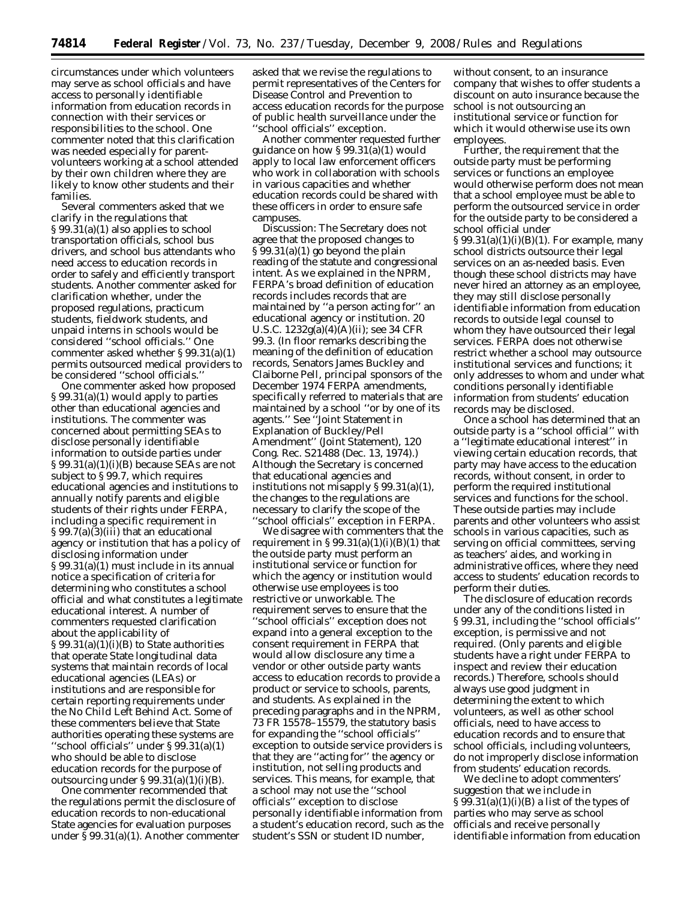circumstances under which volunteers may serve as school officials and have access to personally identifiable information from education records in connection with their services or responsibilities to the school. One commenter noted that this clarification was needed especially for parent-volunteers working at a school attended by their own children where they are likely to know other students and their families.

Several commenters asked that we clarify in the regulations that § 99.31(a)(1) also applies to school transportation officials, school bus drivers, and school bus attendants who need access to education records in order to safely and efficiently transport students. Another commenter asked for clarification whether, under the proposed regulations, practicum students, fieldwork students, and unpaid interns in schools would be considered ''school officials.'' One commenter asked whether § 99.31(a)(1) permits outsourced medical providers to be considered ''school officials.''

One commenter asked how proposed § 99.31(a)(1) would apply to parties other than educational agencies and institutions. The commenter was concerned about permitting SEAs to disclose personally identifiable information to outside parties under § 99.31(a)(1)(i)(B) because SEAs are not subject to § 99.7, which requires educational agencies and institutions to annually notify parents and eligible students of their rights under FERPA, including a specific requirement in § 99.7(a)(3)(iii) that an educational agency or institution that has a policy of disclosing information under § 99.31(a)(1) must include in its annual notice a specification of criteria for determining who constitutes a school official and what constitutes a legitimate educational interest. A number of commenters requested clarification about the applicability of § 99.31(a)(1)(i)(B) to State authorities that operate State longitudinal data systems that maintain records of local educational agencies (LEAs) or institutions and are responsible for certain reporting requirements under the No Child Left Behind Act. Some of these commenters believe that State authorities operating these systems are ''school officials'' under § 99.31(a)(1) who should be able to disclose education records for the purpose of outsourcing under § 99.31(a)(1)(i)(B).

One commenter recommended that the regulations permit the disclosure of education records to non-educational State agencies for evaluation purposes under § 99.31(a)(1). Another commenter asked that we revise the regulations to permit representatives of the Centers for Disease Control and Prevention to access education records for the purpose of public health surveillance under the ''school officials'' exception.

Another commenter requested further guidance on how § 99.31(a)(1) would apply to local law enforcement officers who work in collaboration with schools in various capacities and whether education records could be shared with these officers in order to ensure safe campuses.

*Discussion:* The Secretary does not agree that the proposed changes to § 99.31(a)(1) go beyond the plain reading of the statute and congressional intent. As we explained in the NPRM, FERPA's broad definition of education records includes records that are maintained by ''a person acting for'' an educational agency or institution. 20 U.S.C. 1232g(a)(4)(A)(ii); see 34 CFR 99.3. (In floor remarks describing the meaning of the definition of education records, Senators James Buckley and Claiborne Pell, principal sponsors of the December 1974 FERPA amendments, specifically referred to materials that are maintained by a school ''or by one of its agents.'' See ''Joint Statement in Explanation of Buckley/Pell Amendment'' (Joint Statement), 120 Cong. Rec. S21488 (Dec. 13, 1974).) Although the Secretary is concerned that educational agencies and institutions not misapply § 99.31(a)(1), the changes to the regulations are necessary to clarify the scope of the ''school officials'' exception in FERPA.

We disagree with commenters that the requirement in § 99.31(a)(1)(i)(B)(*1*) that the outside party must perform an institutional service or function for which the agency or institution would otherwise use employees is too restrictive or unworkable. The requirement serves to ensure that the ''school officials'' exception does not expand into a general exception to the consent requirement in FERPA that would allow disclosure any time a vendor or other outside party wants access to education records to provide a product or service to schools, parents, and students. As explained in the preceding paragraphs and in the NPRM, 73 FR 15578–15579, the statutory basis for expanding the ''school officials'' exception to outside service providers is that they are ''acting for'' the agency or institution, not selling products and services. This means, for example, that a school may not use the ''school officials'' exception to disclose personally identifiable information from a student's education record, such as the student's SSN or student ID number, without consent, to an insurance company that wishes to offer students a discount on auto insurance because the school is not outsourcing an institutional service or function for which it would otherwise use its own employees.

Further, the requirement that the outside party must be performing services or functions an employee would otherwise perform does not mean that a school employee must be able to perform the outsourced service in order for the outside party to be considered a school official under § 99.31(a)(1)(i)(B)(*1*). For example, many school districts outsource their legal services on an as-needed basis. Even though these school districts may have never hired an attorney as an employee, they may still disclose personally identifiable information from education records to outside legal counsel to whom they have outsourced their legal services. FERPA does not otherwise restrict whether a school may outsource institutional services and functions; it only addresses to whom and under what conditions personally identifiable information from students' education records may be disclosed.

Once a school has determined that an outside party is a ''school official'' with a ''legitimate educational interest'' in viewing certain education records, that party may have access to the education records, without consent, in order to perform the required institutional services and functions for the school. These outside parties may include parents and other volunteers who assist schools in various capacities, such as serving on official committees, serving as teachers' aides, and working in administrative offices, where they need access to students' education records to perform their duties.

The disclosure of education records under any of the conditions listed in § 99.31, including the ''school officials'' exception, is permissive and not required. (Only parents and eligible students have a right under FERPA to inspect and review their education records.) Therefore, schools should always use good judgment in determining the extent to which volunteers, as well as other school officials, need to have access to education records and to ensure that school officials, including volunteers, do not improperly disclose information from students' education records.

We decline to adopt commenters' suggestion that we include in § 99.31(a)(1)(i)(B) a list of the types of parties who may serve as school officials and receive personally identifiable information from education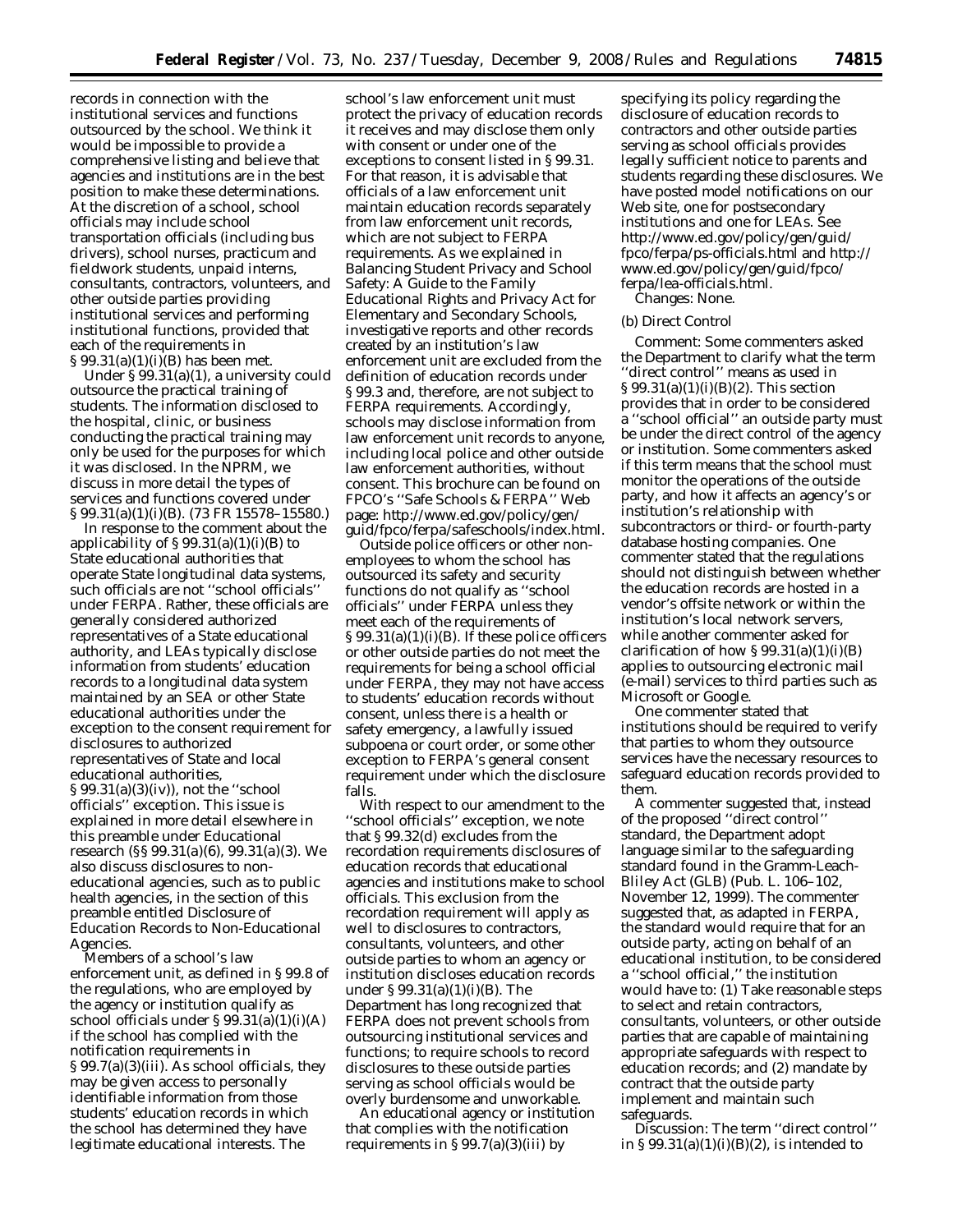records in connection with the institutional services and functions outsourced by the school. We think it would be impossible to provide a comprehensive listing and believe that agencies and institutions are in the best position to make these determinations. At the discretion of a school, school officials may include school transportation officials (including bus drivers), school nurses, practicum and fieldwork students, unpaid interns, consultants, contractors, volunteers, and other outside parties providing institutional services and performing institutional functions, provided that each of the requirements in § 99.31(a)(1)(i)(B) has been met.

Under § 99.31(a)(1), a university could outsource the practical training of students. The information disclosed to the hospital, clinic, or business conducting the practical training may only be used for the purposes for which it was disclosed. In the NPRM, we discuss in more detail the types of services and functions covered under § 99.31(a)(1)(i)(B). (73 FR 15578–15580.)

In response to the comment about the applicability of § 99.31(a)(1)(i)(B) to State educational authorities that operate State longitudinal data systems, such officials are not ''school officials'' under FERPA. Rather, these officials are generally considered authorized representatives of a State educational authority, and LEAs typically disclose information from students' education records to a longitudinal data system maintained by an SEA or other State educational authorities under the exception to the consent requirement for disclosures to authorized representatives of State and local educational authorities, § 99.31(a)(3)(iv)), not the ''school officials'' exception. This issue is explained in more detail elsewhere in this preamble under Educational research (§§ 99.31(a)(6), 99.31(a)(3). We also discuss disclosures to non-educational agencies, such as to public health agencies, in the section of this preamble entitled Disclosure of Education Records to Non-Educational Agencies.

Members of a school's law enforcement unit, as defined in § 99.8 of the regulations, who are employed by the agency or institution qualify as school officials under § 99.31(a)(1)(i)(A) if the school has complied with the notification requirements in § 99.7(a)(3)(iii). As school officials, they may be given access to personally identifiable information from those students' education records in which the school has determined they have legitimate educational interests. The school's law enforcement unit must protect the privacy of education records it receives and may disclose them only with consent or under one of the exceptions to consent listed in § 99.31. For that reason, it is advisable that officials of a law enforcement unit maintain education records separately from law enforcement unit records, which are not subject to FERPA requirements. As we explained in *Balancing Student Privacy and School Safety: A Guide to the Family Educational Rights and Privacy Act for Elementary and Secondary Schools*, investigative reports and other records created by an institution's law enforcement unit are excluded from the definition of education records under § 99.3 and, therefore, are not subject to FERPA requirements. Accordingly, schools may disclose information from law enforcement unit records to anyone, including local police and other outside law enforcement authorities, without consent. This brochure can be found on FPCO's ''Safe Schools & FERPA'' Web page: http://www.ed.gov/policy/gen/guid/fpco/ferpa/safeschools/index.html.

Outside police officers or other non-employees to whom the school has outsourced its safety and security functions do not qualify as ''school officials'' under FERPA unless they meet each of the requirements of § 99.31(a)(1)(i)(B). If these police officers or other outside parties do not meet the requirements for being a school official under FERPA, they may not have access to students' education records without consent, unless there is a health or safety emergency, a lawfully issued subpoena or court order, or some other exception to FERPA's general consent requirement under which the disclosure falls.

With respect to our amendment to the ''school officials'' exception, we note that § 99.32(d) excludes from the recordation requirements disclosures of education records that educational agencies and institutions make to school officials. This exclusion from the recordation requirement will apply as well to disclosures to contractors, consultants, volunteers, and other outside parties to whom an agency or institution discloses education records under § 99.31(a)(1)(i)(B). The Department has long recognized that FERPA does not prevent schools from outsourcing institutional services and functions; to require schools to record disclosures to these outside parties serving as school officials would be overly burdensome and unworkable.

An educational agency or institution that complies with the notification requirements in § 99.7(a)(3)(iii) by specifying its policy regarding the disclosure of education records to contractors and other outside parties serving as school officials provides legally sufficient notice to parents and students regarding these disclosures. We have posted model notifications on our Web site, one for postsecondary institutions and one for LEAs. See http://www.ed.gov/policy/gen/guid/fpco/ferpa/ps-officials.html and http://www.ed.gov/policy/gen/guid/fpco/ferpa/lea-officials.html.

*Changes:* None.

(b) Direct Control

*Comment:* Some commenters asked the Department to clarify what the term ''direct control'' means as used in § 99.31(a)(1)(i)(B)(*2*). This section provides that in order to be considered a ''school official'' an outside party must be under the direct control of the agency or institution. Some commenters asked if this term means that the school must monitor the operations of the outside party, and how it affects an agency's or institution's relationship with subcontractors or third- or fourth-party database hosting companies. One commenter stated that the regulations should not distinguish between whether the education records are hosted in a vendor's offsite network or within the institution's local network servers, while another commenter asked for clarification of how § 99.31(a)(1)(i)(B) applies to outsourcing electronic mail (e-mail) services to third parties such as Microsoft or Google.

One commenter stated that institutions should be required to verify that parties to whom they outsource services have the necessary resources to safeguard education records provided to them.

A commenter suggested that, instead of the proposed ''direct control'' standard, the Department adopt language similar to the safeguarding standard found in the Gramm-Leach-Bliley Act (GLB) (Pub. L. 106–102, November 12, 1999). The commenter suggested that, as adapted in FERPA, the standard would require that for an outside party, acting on behalf of an educational institution, to be considered a ''school official,'' the institution would have to: (1) Take reasonable steps to select and retain contractors, consultants, volunteers, or other outside parties that are capable of maintaining appropriate safeguards with respect to education records; and (2) mandate by contract that the outside party implement and maintain such safeguards.

*Discussion:* The term ''direct control'' in § 99.31(a)(1)(i)(B)(*2*), is intended to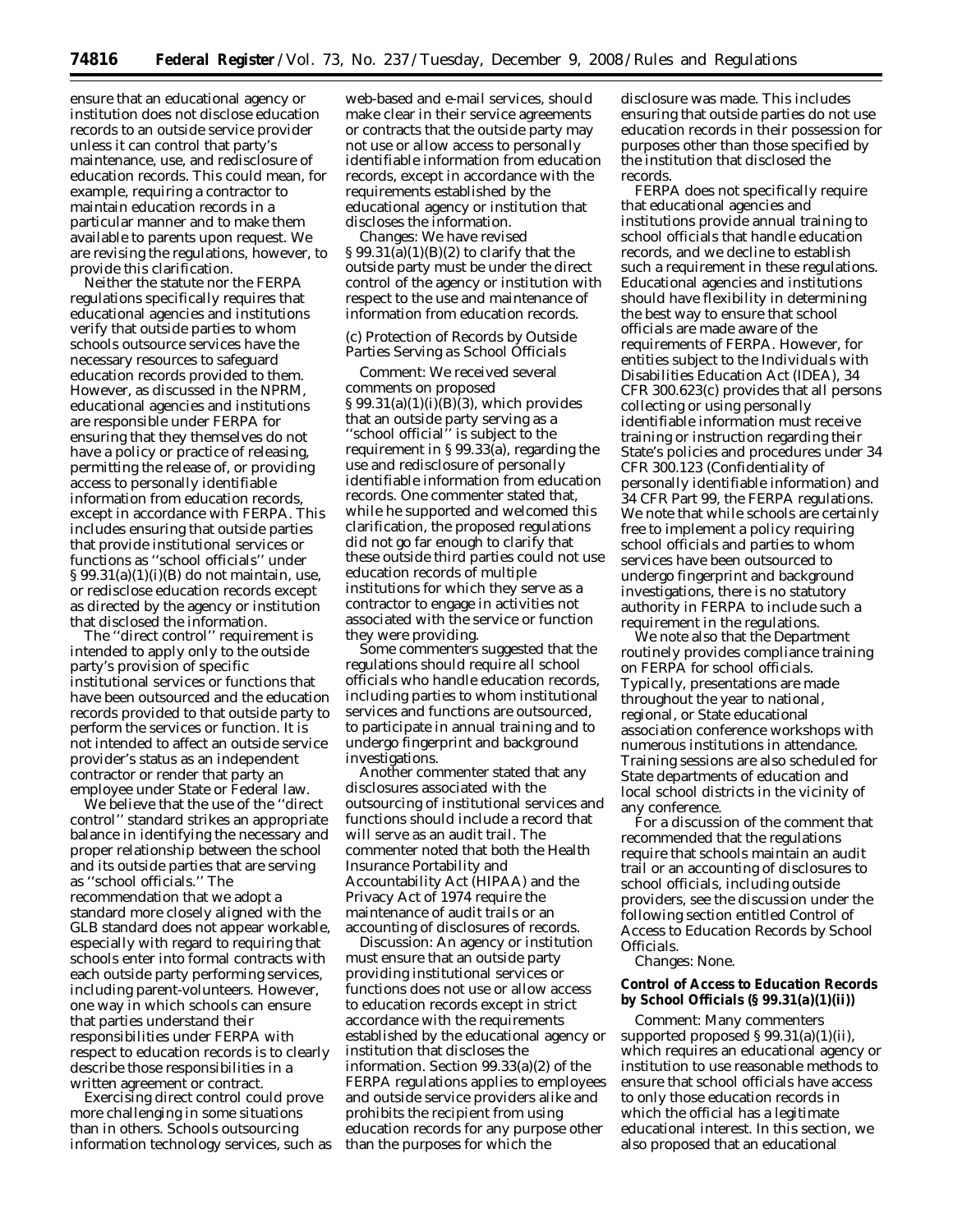ensure that an educational agency or institution does not disclose education records to an outside service provider unless it can control that party's maintenance, use, and redisclosure of education records. This could mean, for example, requiring a contractor to maintain education records in a particular manner and to make them available to parents upon request. We are revising the regulations, however, to provide this clarification.

Neither the statute nor the FERPA regulations specifically requires that educational agencies and institutions verify that outside parties to whom schools outsource services have the necessary resources to safeguard education records provided to them. However, as discussed in the NPRM, educational agencies and institutions are responsible under FERPA for ensuring that they themselves do not have a policy or practice of releasing, permitting the release of, or providing access to personally identifiable information from education records, except in accordance with FERPA. This includes ensuring that outside parties that provide institutional services or functions as ''school officials'' under § 99.31(a)(1)(i)(B) do not maintain, use, or redisclose education records except as directed by the agency or institution that disclosed the information.

The ''direct control'' requirement is intended to apply only to the outside party's provision of specific institutional services or functions that have been outsourced and the education records provided to that outside party to perform the services or function. It is not intended to affect an outside service provider's status as an independent contractor or render that party an employee under State or Federal law.

We believe that the use of the ''direct control'' standard strikes an appropriate balance in identifying the necessary and proper relationship between the school and its outside parties that are serving as ''school officials.'' The recommendation that we adopt a standard more closely aligned with the GLB standard does not appear workable, especially with regard to requiring that schools enter into formal contracts with each outside party performing services, including parent-volunteers. However, one way in which schools can ensure that parties understand their responsibilities under FERPA with respect to education records is to clearly describe those responsibilities in a written agreement or contract.

Exercising direct control could prove more challenging in some situations than in others. Schools outsourcing information technology services, such as web-based and e-mail services, should make clear in their service agreements or contracts that the outside party may not use or allow access to personally identifiable information from education records, except in accordance with the requirements established by the educational agency or institution that discloses the information.

*Changes:* We have revised § 99.31(a)(1)(B)(*2*) to clarify that the outside party must be under the direct control of the agency or institution with respect to the use and maintenance of information from education records.

(c) Protection of Records by Outside Parties Serving as School Officials

*Comment:* We received several comments on proposed § 99.31(a)(1)(i)(B)(*3*), which provides that an outside party serving as a ''school official'' is subject to the requirement in § 99.33(a), regarding the use and redisclosure of personally identifiable information from education records. One commenter stated that, while he supported and welcomed this clarification, the proposed regulations did not go far enough to clarify that these outside third parties could not use education records of multiple institutions for which they serve as a contractor to engage in activities not associated with the service or function they were providing.

Some commenters suggested that the regulations should require all school officials who handle education records, including parties to whom institutional services and functions are outsourced, to participate in annual training and to undergo fingerprint and background investigations.

Another commenter stated that any disclosures associated with the outsourcing of institutional services and functions should include a record that will serve as an audit trail. The commenter noted that both the Health Insurance Portability and Accountability Act (HIPAA) and the Privacy Act of 1974 require the maintenance of audit trails or an accounting of disclosures of records.

*Discussion:* An agency or institution must ensure that an outside party providing institutional services or functions does not use or allow access to education records except in strict accordance with the requirements established by the educational agency or institution that discloses the information. Section 99.33(a)(2) of the FERPA regulations applies to employees and outside service providers alike and prohibits the recipient from using education records for any purpose other than the purposes for which the disclosure was made. This includes ensuring that outside parties do not use education records in their possession for purposes other than those specified by the institution that disclosed the records.

FERPA does not specifically require that educational agencies and institutions provide annual training to school officials that handle education records, and we decline to establish such a requirement in these regulations. Educational agencies and institutions should have flexibility in determining the best way to ensure that school officials are made aware of the requirements of FERPA. However, for entities subject to the Individuals with Disabilities Education Act (IDEA), 34 CFR 300.623(c) provides that all persons collecting or using personally identifiable information must receive training or instruction regarding their State's policies and procedures under 34 CFR 300.123 (Confidentiality of personally identifiable information) and 34 CFR Part 99, the FERPA regulations. We note that while schools are certainly free to implement a policy requiring school officials and parties to whom services have been outsourced to undergo fingerprint and background investigations, there is no statutory authority in FERPA to include such a requirement in the regulations.

We note also that the Department routinely provides compliance training on FERPA for school officials. Typically, presentations are made throughout the year to national, regional, or State educational association conference workshops with numerous institutions in attendance. Training sessions are also scheduled for State departments of education and local school districts in the vicinity of any conference.

For a discussion of the comment that recommended that the regulations require that schools maintain an audit trail or an accounting of disclosures to school officials, including outside providers, see the discussion under the following section entitled Control of Access to Education Records by School Officials.

*Changes:* None.

**Control of Access to Education Records by School Officials (§ 99.31(a)(1)(ii))**

*Comment:* Many commenters supported proposed § 99.31(a)(1)(ii), which requires an educational agency or institution to use reasonable methods to ensure that school officials have access to only those education records in which the official has a legitimate educational interest. In this section, we also proposed that an educational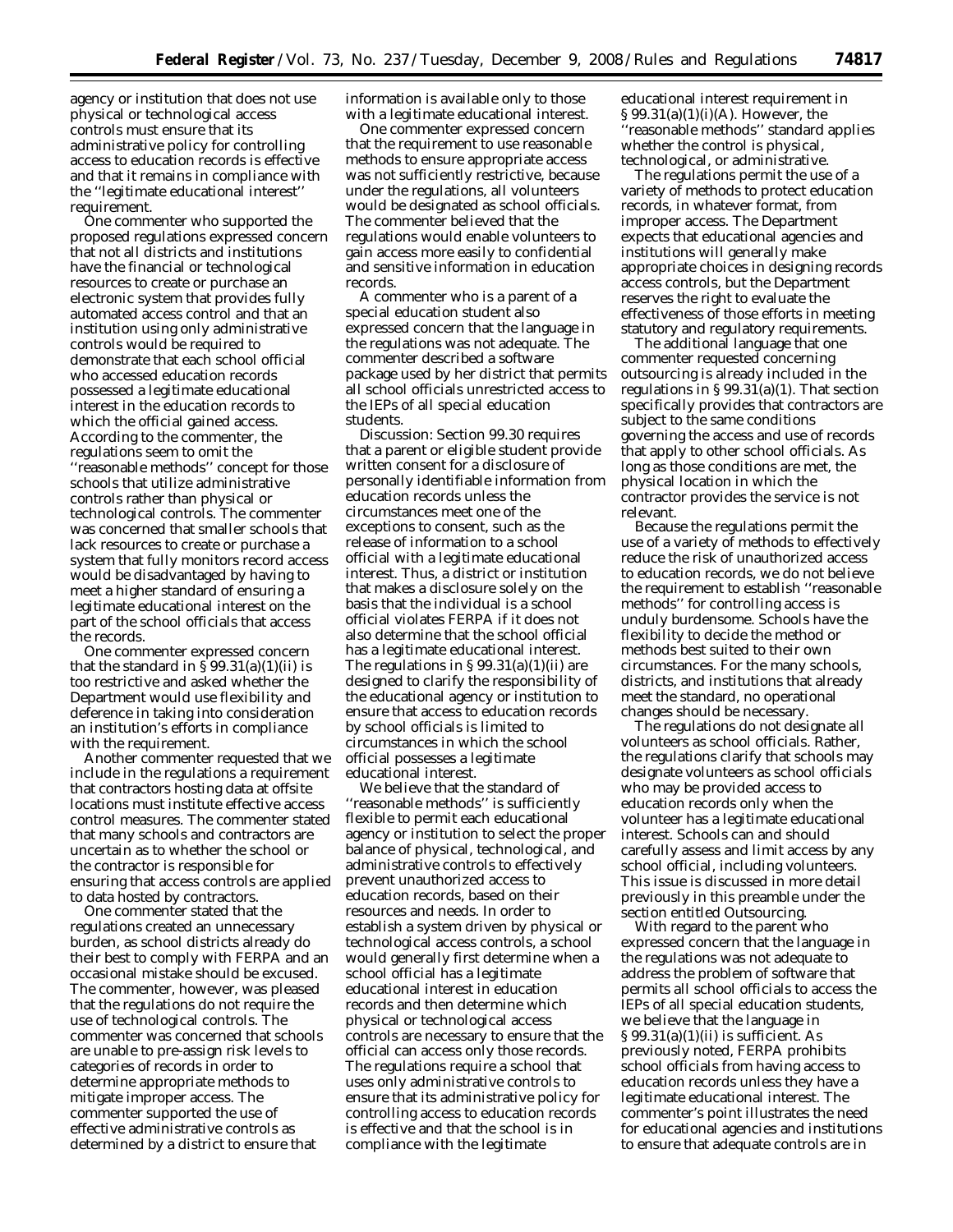agency or institution that does not use physical or technological access controls must ensure that its administrative policy for controlling access to education records is effective and that it remains in compliance with the ''legitimate educational interest'' requirement.

One commenter who supported the proposed regulations expressed concern that not all districts and institutions have the financial or technological resources to create or purchase an electronic system that provides fully automated access control and that an institution using only administrative controls would be required to demonstrate that each school official who accessed education records possessed a legitimate educational interest in the education records to which the official gained access. According to the commenter, the regulations seem to omit the ''reasonable methods'' concept for those schools that utilize administrative controls rather than physical or technological controls. The commenter was concerned that smaller schools that lack resources to create or purchase a system that fully monitors record access would be disadvantaged by having to meet a higher standard of ensuring a legitimate educational interest on the part of the school officials that access the records.

One commenter expressed concern that the standard in § 99.31(a)(1)(ii) is too restrictive and asked whether the Department would use flexibility and deference in taking into consideration an institution's efforts in compliance with the requirement.

Another commenter requested that we include in the regulations a requirement that contractors hosting data at offsite locations must institute effective access control measures. The commenter stated that many schools and contractors are uncertain as to whether the school or the contractor is responsible for ensuring that access controls are applied to data hosted by contractors.

One commenter stated that the regulations created an unnecessary burden, as school districts already do their best to comply with FERPA and an occasional mistake should be excused. The commenter, however, was pleased that the regulations do not require the use of technological controls. The commenter was concerned that schools are unable to pre-assign risk levels to categories of records in order to determine appropriate methods to mitigate improper access. The commenter supported the use of effective administrative controls as determined by a district to ensure that information is available only to those with a legitimate educational interest.

One commenter expressed concern that the requirement to use reasonable methods to ensure appropriate access was not sufficiently restrictive, because under the regulations, all volunteers would be designated as school officials. The commenter believed that the regulations would enable volunteers to gain access more easily to confidential and sensitive information in education records.

A commenter who is a parent of a special education student also expressed concern that the language in the regulations was not adequate. The commenter described a software package used by her district that permits all school officials unrestricted access to the IEPs of all special education students.

*Discussion:* Section 99.30 requires that a parent or eligible student provide written consent for a disclosure of personally identifiable information from education records unless the circumstances meet one of the exceptions to consent, such as the release of information to a school official with a legitimate educational interest. Thus, a district or institution that makes a disclosure solely on the basis that the individual is a school official violates FERPA if it does not also determine that the school official has a legitimate educational interest. The regulations in § 99.31(a)(1)(ii) are designed to clarify the responsibility of the educational agency or institution to ensure that access to education records by school officials is limited to circumstances in which the school official possesses a legitimate educational interest.

We believe that the standard of ''reasonable methods'' is sufficiently flexible to permit each educational agency or institution to select the proper balance of physical, technological, and administrative controls to effectively prevent unauthorized access to education records, based on their resources and needs. In order to establish a system driven by physical or technological access controls, a school would generally first determine when a school official has a legitimate educational interest in education records and then determine which physical or technological access controls are necessary to ensure that the official can access only those records. The regulations require a school that uses only administrative controls to ensure that its administrative policy for controlling access to education records is effective and that the school is in compliance with the legitimate educational interest requirement in § 99.31(a)(1)(i)(A). However, the ''reasonable methods'' standard applies whether the control is physical, technological, or administrative.

The regulations permit the use of a variety of methods to protect education records, in whatever format, from improper access. The Department expects that educational agencies and institutions will generally make appropriate choices in designing records access controls, but the Department reserves the right to evaluate the effectiveness of those efforts in meeting statutory and regulatory requirements.

The additional language that one commenter requested concerning outsourcing is already included in the regulations in § 99.31(a)(1). That section specifically provides that contractors are subject to the same conditions governing the access and use of records that apply to other school officials. As long as those conditions are met, the physical location in which the contractor provides the service is not relevant.

Because the regulations permit the use of a variety of methods to effectively reduce the risk of unauthorized access to education records, we do not believe the requirement to establish ''reasonable methods'' for controlling access is unduly burdensome. Schools have the flexibility to decide the method or methods best suited to their own circumstances. For the many schools, districts, and institutions that already meet the standard, no operational changes should be necessary.

The regulations do not designate all volunteers as school officials. Rather, the regulations clarify that schools may designate volunteers as school officials who may be provided access to education records only when the volunteer has a legitimate educational interest. Schools can and should carefully assess and limit access by any school official, including volunteers. This issue is discussed in more detail previously in this preamble under the section entitled Outsourcing.

With regard to the parent who expressed concern that the language in the regulations was not adequate to address the problem of software that permits all school officials to access the IEPs of all special education students, we believe that the language in § 99.31(a)(1)(ii) is sufficient. As previously noted, FERPA prohibits school officials from having access to education records unless they have a legitimate educational interest. The commenter's point illustrates the need for educational agencies and institutions to ensure that adequate controls are in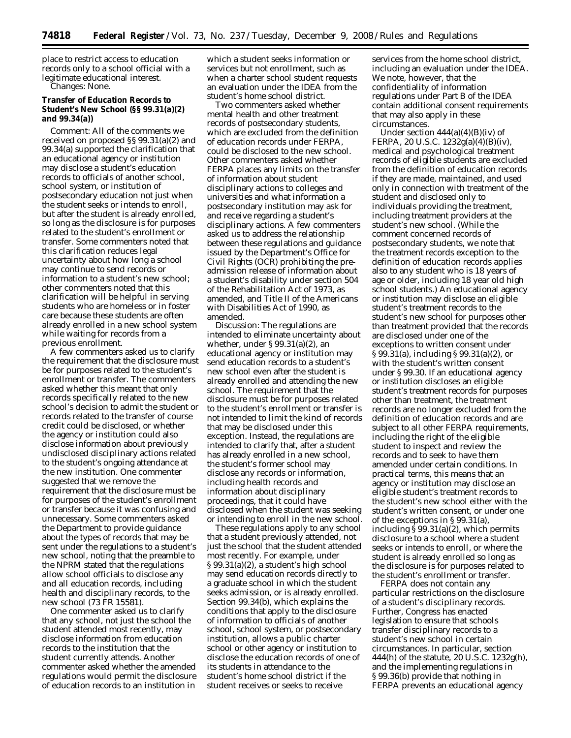place to restrict access to education records only to a school official with a legitimate educational interest.

*Changes:* None.

**Transfer of Education Records to Student's New School (§§ 99.31(a)(2) and 99.34(a))**

*Comment:* All of the comments we received on proposed §§ 99.31(a)(2) and 99.34(a) supported the clarification that an educational agency or institution may disclose a student's education records to officials of another school, school system, or institution of postsecondary education not just when the student seeks or intends to enroll, but after the student is already enrolled, so long as the disclosure is for purposes related to the student's enrollment or transfer. Some commenters noted that this clarification reduces legal uncertainty about how long a school may continue to send records or information to a student's new school; other commenters noted that this clarification will be helpful in serving students who are homeless or in foster care because these students are often already enrolled in a new school system while waiting for records from a previous enrollment.

A few commenters asked us to clarify the requirement that the disclosure must be for purposes related to the student's enrollment or transfer. The commenters asked whether this meant that only records specifically related to the new school's decision to admit the student or records related to the transfer of course credit could be disclosed, or whether the agency or institution could also disclose information about previously undisclosed disciplinary actions related to the student's ongoing attendance at the new institution. One commenter suggested that we remove the requirement that the disclosure must be for purposes of the student's enrollment or transfer because it was confusing and unnecessary. Some commenters asked the Department to provide guidance about the types of records that may be sent under the regulations to a student's new school, noting that the preamble to the NPRM stated that the regulations allow school officials to disclose any and all education records, including health and disciplinary records, to the new school (73 FR 15581).

One commenter asked us to clarify that any school, not just the school the student attended most recently, may disclose information from education records to the institution that the student currently attends. Another commenter asked whether the amended regulations would permit the disclosure of education records to an institution in which a student seeks information or services but not enrollment, such as when a charter school student requests an evaluation under the IDEA from the student's home school district.

Two commenters asked whether mental health and other treatment records of postsecondary students, which are excluded from the definition of education records under FERPA, could be disclosed to the new school. Other commenters asked whether FERPA places any limits on the transfer of information about student disciplinary actions to colleges and universities and what information a postsecondary institution may ask for and receive regarding a student's disciplinary actions. A few commenters asked us to address the relationship between these regulations and guidance issued by the Department's Office for Civil Rights (OCR) prohibiting the pre-admission release of information about a student's disability under section 504 of the Rehabilitation Act of 1973, as amended, and Title II of the Americans with Disabilities Act of 1990, as amended.

*Discussion:* The regulations are intended to eliminate uncertainty about whether, under § 99.31(a)(2), an educational agency or institution may send education records to a student's new school even after the student is already enrolled and attending the new school. The requirement that the disclosure must be for purposes related to the student's enrollment or transfer is not intended to limit the kind of records that may be disclosed under this exception. Instead, the regulations are intended to clarify that, after a student has already enrolled in a new school, the student's former school may disclose any records or information, including health records and information about disciplinary proceedings, that it could have disclosed when the student was seeking or intending to enroll in the new school.

These regulations apply to any school that a student previously attended, not just the school that the student attended most recently. For example, under § 99.31(a)(2), a student's high school may send education records directly to a graduate school in which the student seeks admission, or is already enrolled. Section 99.34(b), which explains the conditions that apply to the disclosure of information to officials of another school, school system, or postsecondary institution, allows a public charter school or other agency or institution to disclose the education records of one of its students in attendance to the student's home school district if the student receives or seeks to receive services from the home school district, including an evaluation under the IDEA. We note, however, that the confidentiality of information regulations under Part B of the IDEA contain additional consent requirements that may also apply in these circumstances.

Under section 444(a)(4)(B)(iv) of FERPA, 20 U.S.C. 1232g(a)(4)(B)(iv), medical and psychological treatment records of eligible students are excluded from the definition of education records if they are made, maintained, and used only in connection with treatment of the student and disclosed only to individuals providing the treatment, including treatment providers at the student's new school. (While the comment concerned records of postsecondary students, we note that the treatment records exception to the definition of education records applies also to any student who is 18 years of age or older, including 18 year old high school students.) An educational agency or institution may disclose an eligible student's treatment records to the student's new school for purposes other than treatment provided that the records are disclosed under one of the exceptions to written consent under § 99.31(a), including § 99.31(a)(2), or with the student's written consent under § 99.30. If an educational agency or institution discloses an eligible student's treatment records for purposes other than treatment, the treatment records are no longer excluded from the definition of education records and are subject to all other FERPA requirements, including the right of the eligible student to inspect and review the records and to seek to have them amended under certain conditions. In practical terms, this means that an agency or institution may disclose an eligible student's treatment records to the student's new school either with the student's written consent, or under one of the exceptions in § 99.31(a), including § 99.31(a)(2), which permits disclosure to a school where a student seeks or intends to enroll, or where the student is already enrolled so long as the disclosure is for purposes related to the student's enrollment or transfer.

FERPA does not contain any particular restrictions on the disclosure of a student's disciplinary records. Further, Congress has enacted legislation to ensure that schools transfer disciplinary records to a student's new school in certain circumstances. In particular, section 444(h) of the statute, 20 U.S.C. 1232g(h), and the implementing regulations in § 99.36(b) provide that nothing in FERPA prevents an educational agency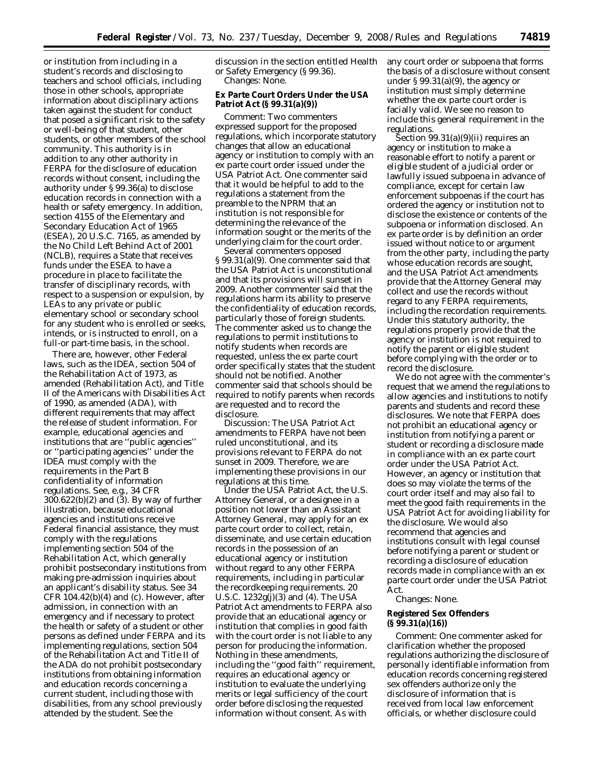or institution from including in a student's records and disclosing to teachers and school officials, including those in other schools, appropriate information about disciplinary actions taken against the student for conduct that posed a significant risk to the safety or well-being of that student, other students, or other members of the school community. This authority is in addition to any other authority in FERPA for the disclosure of education records without consent, including the authority under § 99.36(a) to disclose education records in connection with a health or safety emergency. In addition, section 4155 of the Elementary and Secondary Education Act of 1965 (ESEA), 20 U.S.C. 7165, as amended by the No Child Left Behind Act of 2001 (NCLB), requires a State that receives funds under the ESEA to have a procedure in place to facilitate the transfer of disciplinary records, with respect to a suspension or expulsion, by LEAs to any private or public elementary school or secondary school for any student who is enrolled or seeks, intends, or is instructed to enroll, on a full-or part-time basis, in the school.

There are, however, other Federal laws, such as the IDEA, section 504 of the Rehabilitation Act of 1973, as amended (Rehabilitation Act), and Title II of the Americans with Disabilities Act of 1990, as amended (ADA), with different requirements that may affect the release of student information. For example, educational agencies and institutions that are ''public agencies'' or ''participating agencies'' under the IDEA must comply with the requirements in the Part B confidentiality of information regulations. See, e.g., 34 CFR 300.622(b)(2) and (3). By way of further illustration, because educational agencies and institutions receive Federal financial assistance, they must comply with the regulations implementing section 504 of the Rehabilitation Act, which generally prohibit postsecondary institutions from making pre-admission inquiries about an applicant's disability status. See 34 CFR 104.42(b)(4) and (c). However, after admission, in connection with an emergency and if necessary to protect the health or safety of a student or other persons as defined under FERPA and its implementing regulations, section 504 of the Rehabilitation Act and Title II of the ADA do not prohibit postsecondary institutions from obtaining information and education records concerning a current student, including those with disabilities, from any school previously attended by the student. See the discussion in the section entitled Health or Safety Emergency (§ 99.36).

*Changes:* None.

**Ex Parte Court Orders Under the USA Patriot Act (§ 99.31(a)(9))**

*Comment:* Two commenters expressed support for the proposed regulations, which incorporate statutory changes that allow an educational agency or institution to comply with an ex parte court order issued under the USA Patriot Act. One commenter said that it would be helpful to add to the regulations a statement from the preamble to the NPRM that an institution is not responsible for determining the relevance of the information sought or the merits of the underlying claim for the court order.

Several commenters opposed § 99.31(a)(9). One commenter said that the USA Patriot Act is unconstitutional and that its provisions will sunset in 2009. Another commenter said that the regulations harm its ability to preserve the confidentiality of education records, particularly those of foreign students. The commenter asked us to change the regulations to permit institutions to notify students when records are requested, unless the ex parte court order specifically states that the student should not be notified. Another commenter said that schools should be required to notify parents when records are requested and to record the disclosure.

*Discussion:* The USA Patriot Act amendments to FERPA have not been ruled unconstitutional, and its provisions relevant to FERPA do not sunset in 2009. Therefore, we are implementing these provisions in our regulations at this time.

Under the USA Patriot Act, the U.S. Attorney General, or a designee in a position not lower than an Assistant Attorney General, may apply for an ex parte court order to collect, retain, disseminate, and use certain education records in the possession of an educational agency or institution without regard to any other FERPA requirements, including in particular the recordkeeping requirements. 20 U.S.C. 1232g(j)(3) and (4). The USA Patriot Act amendments to FERPA also provide that an educational agency or institution that complies in good faith with the court order is not liable to any person for producing the information. Nothing in these amendments, including the ''good faith'' requirement, requires an educational agency or institution to evaluate the underlying merits or legal sufficiency of the court order before disclosing the requested information without consent. As with any court order or subpoena that forms the basis of a disclosure without consent under § 99.31(a)(9), the agency or institution must simply determine whether the ex parte court order is facially valid. We see no reason to include this general requirement in the regulations.

Section 99.31(a)(9)(ii) requires an agency or institution to make a reasonable effort to notify a parent or eligible student of a judicial order or lawfully issued subpoena in advance of compliance, except for certain law enforcement subpoenas if the court has ordered the agency or institution not to disclose the existence or contents of the subpoena or information disclosed. An ex parte order is by definition an order issued without notice to or argument from the other party, including the party whose education records are sought, and the USA Patriot Act amendments provide that the Attorney General may collect and use the records without regard to any FERPA requirements, including the recordation requirements. Under this statutory authority, the regulations properly provide that the agency or institution is not required to notify the parent or eligible student before complying with the order or to record the disclosure.

We do not agree with the commenter's request that we amend the regulations to allow agencies and institutions to notify parents and students and record these disclosures. We note that FERPA does not prohibit an educational agency or institution from notifying a parent or student or recording a disclosure made in compliance with an ex parte court order under the USA Patriot Act. However, an agency or institution that does so may violate the terms of the court order itself and may also fail to meet the good faith requirements in the USA Patriot Act for avoiding liability for the disclosure. We would also recommend that agencies and institutions consult with legal counsel before notifying a parent or student or recording a disclosure of education records made in compliance with an ex parte court order under the USA Patriot Act.

*Changes:* None.

**Registered Sex Offenders (§ 99.31(a)(16))**

*Comment:* One commenter asked for clarification whether the proposed regulations authorizing the disclosure of personally identifiable information from education records concerning registered sex offenders authorize only the disclosure of information that is received from local law enforcement officials, or whether disclosure could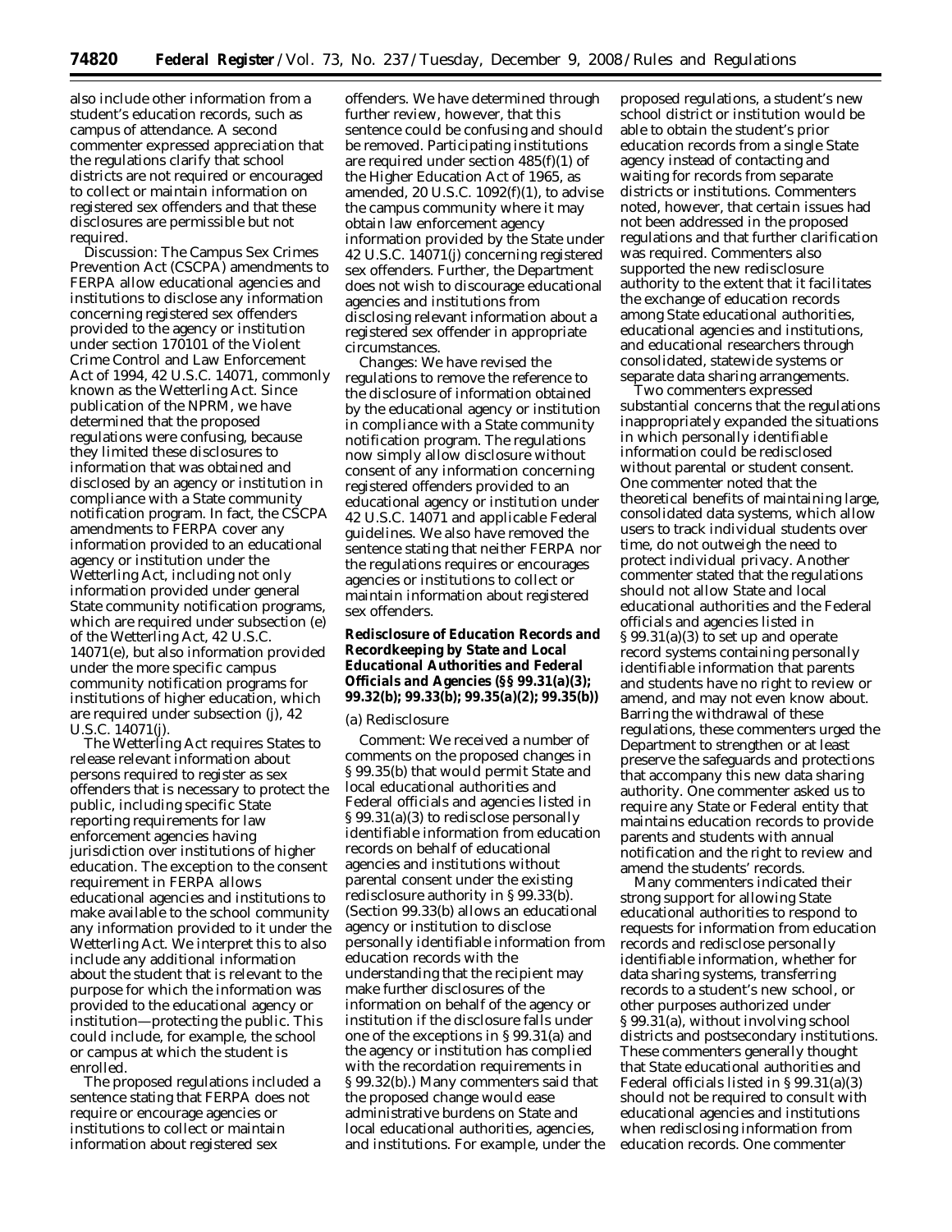also include other information from a student's education records, such as campus of attendance. A second commenter expressed appreciation that the regulations clarify that school districts are not required or encouraged to collect or maintain information on registered sex offenders and that these disclosures are permissible but not required.

*Discussion:* The Campus Sex Crimes Prevention Act (CSCPA) amendments to FERPA allow educational agencies and institutions to disclose any information concerning registered sex offenders provided to the agency or institution under section 170101 of the Violent Crime Control and Law Enforcement Act of 1994, 42 U.S.C. 14071, commonly known as the Wetterling Act. Since publication of the NPRM, we have determined that the proposed regulations were confusing, because they limited these disclosures to information that was obtained and disclosed by an agency or institution in compliance with a State community notification program. In fact, the CSCPA amendments to FERPA cover any information provided to an educational agency or institution under the Wetterling Act, including not only information provided under general State community notification programs, which are required under subsection (e) of the Wetterling Act, 42 U.S.C. 14071(e), but also information provided under the more specific campus community notification programs for institutions of higher education, which are required under subsection (j), 42 U.S.C. 14071(j).

The Wetterling Act requires States to release relevant information about persons required to register as sex offenders that is necessary to protect the public, including specific State reporting requirements for law enforcement agencies having jurisdiction over institutions of higher education. The exception to the consent requirement in FERPA allows educational agencies and institutions to make available to the school community any information provided to it under the Wetterling Act. We interpret this to also include any additional information about the student that is relevant to the purpose for which the information was provided to the educational agency or institution—protecting the public. This could include, for example, the school or campus at which the student is enrolled.

The proposed regulations included a sentence stating that FERPA does not require or encourage agencies or institutions to collect or maintain information about registered sex offenders. We have determined through further review, however, that this sentence could be confusing and should be removed. Participating institutions are required under section 485(f)(1) of the Higher Education Act of 1965, as amended, 20 U.S.C. 1092(f)(1), to advise the campus community where it may obtain law enforcement agency information provided by the State under 42 U.S.C. 14071(j) concerning registered sex offenders. Further, the Department does not wish to discourage educational agencies and institutions from disclosing relevant information about a registered sex offender in appropriate circumstances.

*Changes:* We have revised the regulations to remove the reference to the disclosure of information obtained by the educational agency or institution in compliance with a State community notification program. The regulations now simply allow disclosure without consent of any information concerning registered offenders provided to an educational agency or institution under 42 U.S.C. 14071 and applicable Federal guidelines. We also have removed the sentence stating that neither FERPA nor the regulations requires or encourages agencies or institutions to collect or maintain information about registered sex offenders.

**Redisclosure of Education Records and Recordkeeping by State and Local Educational Authorities and Federal Officials and Agencies (§§ 99.31(a)(3); 99.32(b); 99.33(b); 99.35(a)(2); 99.35(b))**

(a) Redisclosure

*Comment:* We received a number of comments on the proposed changes in § 99.35(b) that would permit State and local educational authorities and Federal officials and agencies listed in § 99.31(a)(3) to redisclose personally identifiable information from education records on behalf of educational agencies and institutions without parental consent under the existing redisclosure authority in § 99.33(b). (Section 99.33(b) allows an educational agency or institution to disclose personally identifiable information from education records with the understanding that the recipient may make further disclosures of the information on behalf of the agency or institution if the disclosure falls under one of the exceptions in § 99.31(a) and the agency or institution has complied with the recordation requirements in § 99.32(b).) Many commenters said that the proposed change would ease administrative burdens on State and local educational authorities, agencies, and institutions. For example, under the proposed regulations, a student's new school district or institution would be able to obtain the student's prior education records from a single State agency instead of contacting and waiting for records from separate districts or institutions. Commenters noted, however, that certain issues had not been addressed in the proposed regulations and that further clarification was required. Commenters also supported the new redisclosure authority to the extent that it facilitates the exchange of education records among State educational authorities, educational agencies and institutions, and educational researchers through consolidated, statewide systems or separate data sharing arrangements.

Two commenters expressed substantial concerns that the regulations inappropriately expanded the situations in which personally identifiable information could be redisclosed without parental or student consent. One commenter noted that the theoretical benefits of maintaining large, consolidated data systems, which allow users to track individual students over time, do not outweigh the need to protect individual privacy. Another commenter stated that the regulations should not allow State and local educational authorities and the Federal officials and agencies listed in § 99.31(a)(3) to set up and operate record systems containing personally identifiable information that parents and students have no right to review or amend, and may not even know about. Barring the withdrawal of these regulations, these commenters urged the Department to strengthen or at least preserve the safeguards and protections that accompany this new data sharing authority. One commenter asked us to require any State or Federal entity that maintains education records to provide parents and students with annual notification and the right to review and amend the students' records.

Many commenters indicated their strong support for allowing State educational authorities to respond to requests for information from education records and redisclose personally identifiable information, whether for data sharing systems, transferring records to a student's new school, or other purposes authorized under § 99.31(a), without involving school districts and postsecondary institutions. These commenters generally thought that State educational authorities and Federal officials listed in § 99.31(a)(3) should not be required to consult with educational agencies and institutions when redisclosing information from education records. One commenter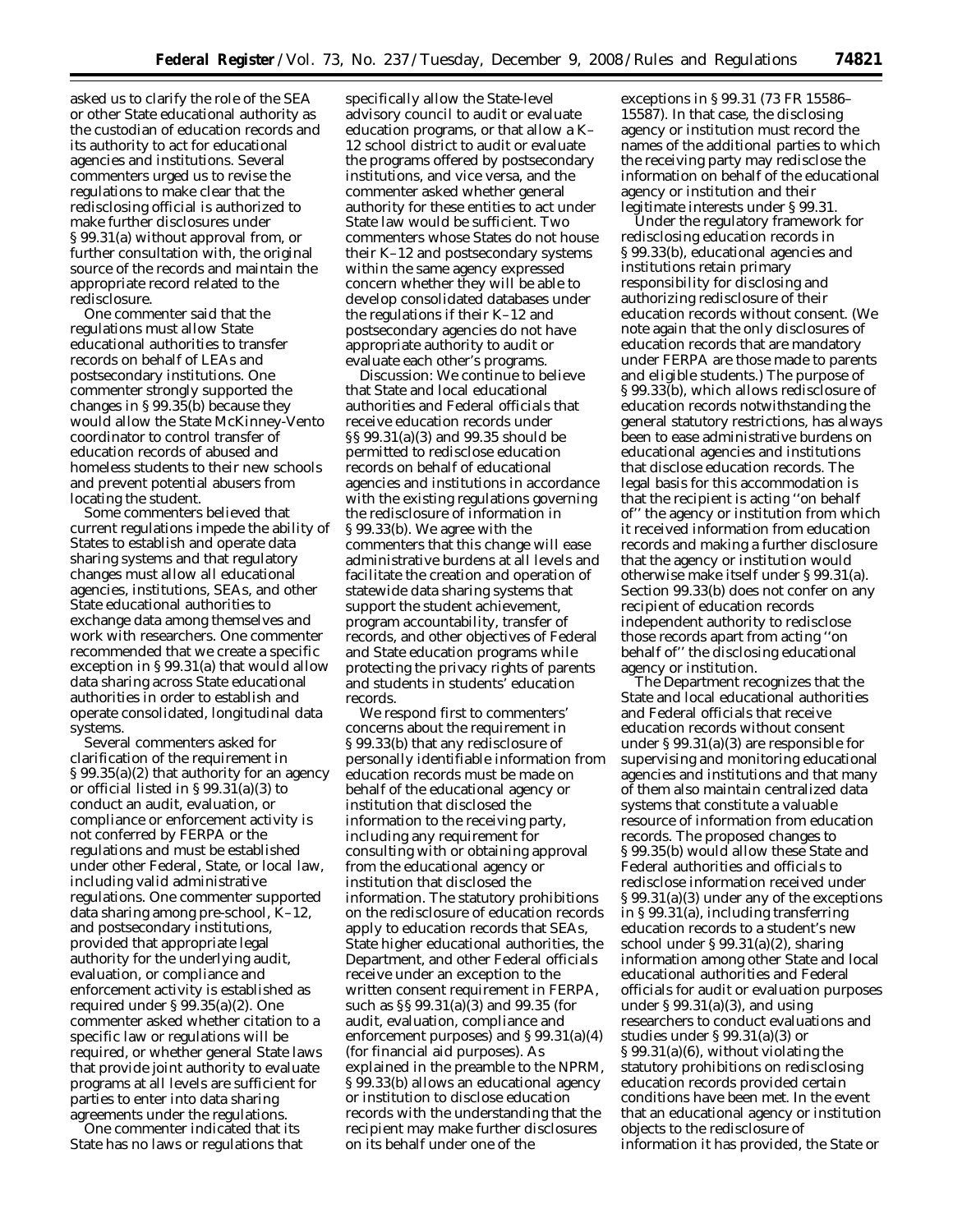asked us to clarify the role of the SEA or other State educational authority as the custodian of education records and its authority to act for educational agencies and institutions. Several commenters urged us to revise the regulations to make clear that the redisclosing official is authorized to make further disclosures under § 99.31(a) without approval from, or further consultation with, the original source of the records and maintain the appropriate record related to the redisclosure.

One commenter said that the regulations must allow State educational authorities to transfer records on behalf of LEAs and postsecondary institutions. One commenter strongly supported the changes in § 99.35(b) because they would allow the State McKinney-Vento coordinator to control transfer of education records of abused and homeless students to their new schools and prevent potential abusers from locating the student.

Some commenters believed that current regulations impede the ability of States to establish and operate data sharing systems and that regulatory changes must allow all educational agencies, institutions, SEAs, and other State educational authorities to exchange data among themselves and work with researchers. One commenter recommended that we create a specific exception in § 99.31(a) that would allow data sharing across State educational authorities in order to establish and operate consolidated, longitudinal data systems.

Several commenters asked for clarification of the requirement in § 99.35(a)(2) that authority for an agency or official listed in § 99.31(a)(3) to conduct an audit, evaluation, or compliance or enforcement activity is not conferred by FERPA or the regulations and must be established under other Federal, State, or local law, including valid administrative regulations. One commenter supported data sharing among pre-school, K–12, and postsecondary institutions, provided that appropriate legal authority for the underlying audit, evaluation, or compliance and enforcement activity is established as required under § 99.35(a)(2). One commenter asked whether citation to a specific law or regulations will be required, or whether general State laws that provide joint authority to evaluate programs at all levels are sufficient for parties to enter into data sharing agreements under the regulations.

One commenter indicated that its State has no laws or regulations that specifically allow the State-level advisory council to audit or evaluate education programs, or that allow a K–12 school district to audit or evaluate the programs offered by postsecondary institutions, and vice versa, and the commenter asked whether general authority for these entities to act under State law would be sufficient. Two commenters whose States do not house their K–12 and postsecondary systems within the same agency expressed concern whether they will be able to develop consolidated databases under the regulations if their K–12 and postsecondary agencies do not have appropriate authority to audit or evaluate each other's programs.

*Discussion:* We continue to believe that State and local educational authorities and Federal officials that receive education records under §§ 99.31(a)(3) and 99.35 should be permitted to redisclose education records on behalf of educational agencies and institutions in accordance with the existing regulations governing the redisclosure of information in § 99.33(b). We agree with the commenters that this change will ease administrative burdens at all levels and facilitate the creation and operation of statewide data sharing systems that support the student achievement, program accountability, transfer of records, and other objectives of Federal and State education programs while protecting the privacy rights of parents and students in students' education records.

We respond first to commenters' concerns about the requirement in § 99.33(b) that any redisclosure of personally identifiable information from education records must be made on behalf of the educational agency or institution that disclosed the information to the receiving party, including any requirement for consulting with or obtaining approval from the educational agency or institution that disclosed the information. The statutory prohibitions on the redisclosure of education records apply to education records that SEAs, State higher educational authorities, the Department, and other Federal officials receive under an exception to the written consent requirement in FERPA, such as §§ 99.31(a)(3) and 99.35 (for audit, evaluation, compliance and enforcement purposes) and § 99.31(a)(4) (for financial aid purposes). As explained in the preamble to the NPRM, § 99.33(b) allows an educational agency or institution to disclose education records with the understanding that the recipient may make further disclosures on its behalf under one of the exceptions in § 99.31 (73 FR 15586–15587). In that case, the disclosing agency or institution must record the names of the additional parties to which the receiving party may redisclose the information on behalf of the educational agency or institution and their legitimate interests under § 99.31.

Under the regulatory framework for redisclosing education records in § 99.33(b), educational agencies and institutions retain primary responsibility for disclosing and authorizing redisclosure of their education records without consent. (We note again that the only disclosures of education records that are mandatory under FERPA are those made to parents and eligible students.) The purpose of § 99.33(b), which allows redisclosure of education records notwithstanding the general statutory restrictions, has always been to ease administrative burdens on educational agencies and institutions that disclose education records. The legal basis for this accommodation is that the recipient is acting "on behalf of" the agency or institution from which it received information from education records and making a further disclosure that the agency or institution would otherwise make itself under § 99.31(a). Section 99.33(b) does not confer on any recipient of education records independent authority to redisclose those records apart from acting "on behalf of" the disclosing educational agency or institution.

The Department recognizes that the State and local educational authorities and Federal officials that receive education records without consent under § 99.31(a)(3) are responsible for supervising and monitoring educational agencies and institutions and that many of them also maintain centralized data systems that constitute a valuable resource of information from education records. The proposed changes to § 99.35(b) would allow these State and Federal authorities and officials to redisclose information received under § 99.31(a)(3) under any of the exceptions in § 99.31(a), including transferring education records to a student's new school under § 99.31(a)(2), sharing information among other State and local educational authorities and Federal officials for audit or evaluation purposes under § 99.31(a)(3), and using researchers to conduct evaluations and studies under § 99.31(a)(3) or § 99.31(a)(6), without violating the statutory prohibitions on redisclosing education records provided certain conditions have been met. In the event that an educational agency or institution objects to the redisclosure of information it has provided, the State or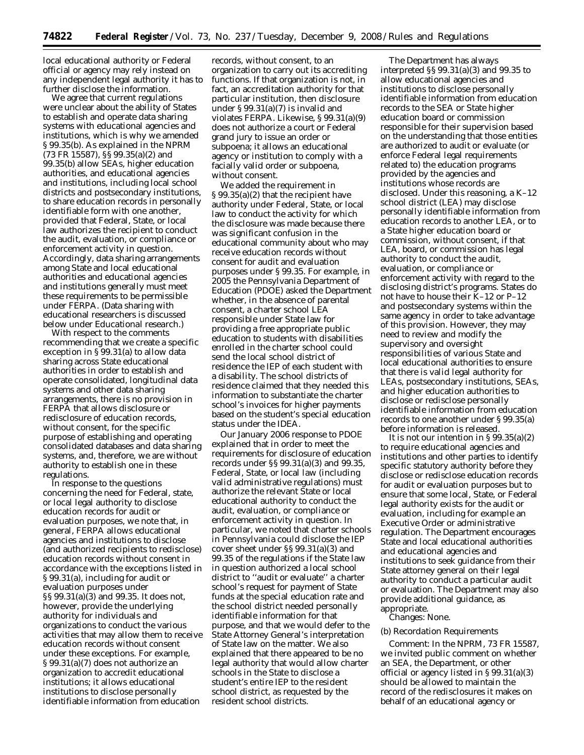local educational authority or Federal official or agency may rely instead on any independent legal authority it has to further disclose the information.

We agree that current regulations were unclear about the ability of States to establish and operate data sharing systems with educational agencies and institutions, which is why we amended § 99.35(b). As explained in the NPRM (73 FR 15587), §§ 99.35(a)(2) and 99.35(b) allow SEAs, higher education authorities, and educational agencies and institutions, including local school districts and postsecondary institutions, to share education records in personally identifiable form with one another, provided that Federal, State, or local law authorizes the recipient to conduct the audit, evaluation, or compliance or enforcement activity in question. Accordingly, data sharing arrangements among State and local educational authorities and educational agencies and institutions generally must meet these requirements to be permissible under FERPA. (Data sharing with educational researchers is discussed below under Educational research.)

With respect to the comments recommending that we create a specific exception in § 99.31(a) to allow data sharing across State educational authorities in order to establish and operate consolidated, longitudinal data systems and other data sharing arrangements, there is no provision in FERPA that allows disclosure or redisclosure of education records, without consent, for the specific purpose of establishing and operating consolidated databases and data sharing systems, and, therefore, we are without authority to establish one in these regulations.

In response to the questions concerning the need for Federal, state, or local legal authority to disclose education records for audit or evaluation purposes, we note that, in general, FERPA allows educational agencies and institutions to disclose (and authorized recipients to redisclose) education records without consent in accordance with the exceptions listed in § 99.31(a), including for audit or evaluation purposes under §§ 99.31(a)(3) and 99.35. It does not, however, provide the underlying authority for individuals and organizations to conduct the various activities that may allow them to receive education records without consent under these exceptions. For example, § 99.31(a)(7) does not authorize an organization to accredit educational institutions; it allows educational institutions to disclose personally identifiable information from education records, without consent, to an organization to carry out its accrediting functions. If that organization is not, in fact, an accreditation authority for that particular institution, then disclosure under § 99.31(a)(7) is invalid and violates FERPA. Likewise, § 99.31(a)(9) does not authorize a court or Federal grand jury to issue an order or subpoena; it allows an educational agency or institution to comply with a facially valid order or subpoena, without consent.

We added the requirement in § 99.35(a)(2) that the recipient have authority under Federal, State, or local law to conduct the activity for which the disclosure was made because there was significant confusion in the educational community about who may receive education records without consent for audit and evaluation purposes under § 99.35. For example, in 2005 the Pennsylvania Department of Education (PDOE) asked the Department whether, in the absence of parental consent, a charter school LEA responsible under State law for providing a free appropriate public education to students with disabilities enrolled in the charter school could send the local school district of residence the IEP of each student with a disability. The school districts of residence claimed that they needed this information to substantiate the charter school's invoices for higher payments based on the student's special education status under the IDEA.

Our January 2006 response to PDOE explained that in order to meet the requirements for disclosure of education records under §§ 99.31(a)(3) and 99.35, Federal, State, or local law (including valid administrative regulations) must authorize the relevant State or local educational authority to conduct the audit, evaluation, or compliance or enforcement activity in question. In particular, we noted that charter schools in Pennsylvania could disclose the IEP cover sheet under §§ 99.31(a)(3) and 99.35 of the regulations if the State law in question authorized a local school district to ''audit or evaluate'' a charter school's request for payment of State funds at the special education rate and the school district needed personally identifiable information for that purpose, and that we would defer to the State Attorney General's interpretation of State law on the matter. We also explained that there appeared to be no legal authority that would allow charter schools in the State to disclose a student's entire IEP to the resident school district, as requested by the resident school districts.

The Department has always interpreted §§ 99.31(a)(3) and 99.35 to allow educational agencies and institutions to disclose personally identifiable information from education records to the SEA or State higher education board or commission responsible for their supervision based on the understanding that those entities are authorized to audit or evaluate (or enforce Federal legal requirements related to) the education programs provided by the agencies and institutions whose records are disclosed. Under this reasoning, a K–12 school district (LEA) may disclose personally identifiable information from education records to another LEA, or to a State higher education board or commission, without consent, if that LEA, board, or commission has legal authority to conduct the audit, evaluation, or compliance or enforcement activity with regard to the disclosing district's programs. States do not have to house their K–12 or P–12 and postsecondary systems within the same agency in order to take advantage of this provision. However, they may need to review and modify the supervisory and oversight responsibilities of various State and local educational authorities to ensure that there is valid legal authority for LEAs, postsecondary institutions, SEAs, and higher education authorities to disclose or redisclose personally identifiable information from education records to one another under § 99.35(a) before information is released.

It is not our intention in § 99.35(a)(2) to require educational agencies and institutions and other parties to identify specific statutory authority before they disclose or redisclose education records for audit or evaluation purposes but to ensure that some local, State, or Federal legal authority exists for the audit or evaluation, including for example an Executive Order or administrative regulation. The Department encourages State and local educational authorities and educational agencies and institutions to seek guidance from their State attorney general on their legal authority to conduct a particular audit or evaluation. The Department may also provide additional guidance, as appropriate.

*Changes:* None.

(b) Recordation Requirements

*Comment:* In the NPRM, 73 FR 15587, we invited public comment on whether an SEA, the Department, or other official or agency listed in § 99.31(a)(3) should be allowed to maintain the record of the redisclosures it makes on behalf of an educational agency or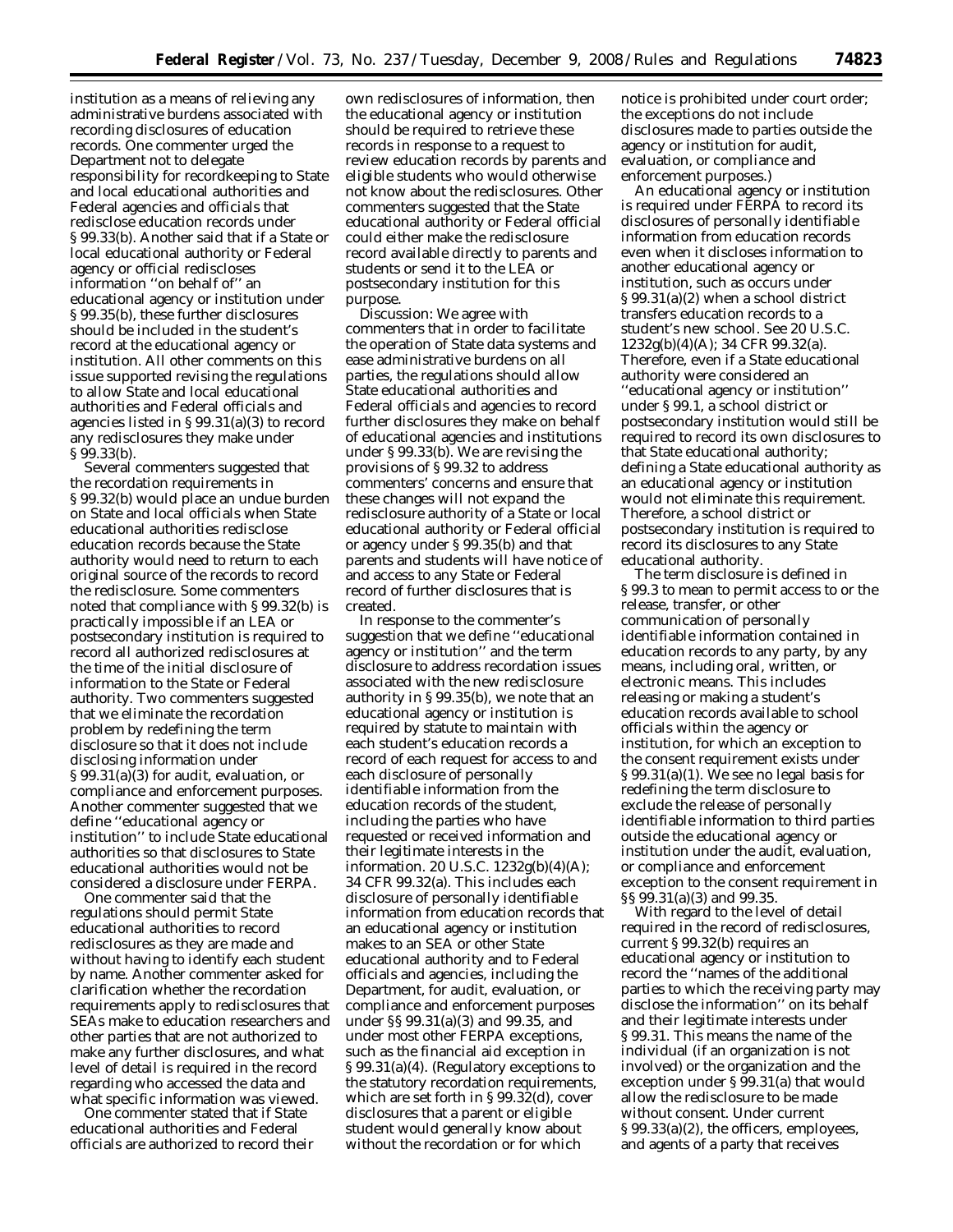institution as a means of relieving any administrative burdens associated with recording disclosures of education records. One commenter urged the Department not to delegate responsibility for recordkeeping to State and local educational authorities and Federal agencies and officials that redisclose education records under § 99.33(b). Another said that if a State or local educational authority or Federal agency or official rediscloses information ''on behalf of'' an educational agency or institution under § 99.35(b), these further disclosures should be included in the student's record at the educational agency or institution. All other comments on this issue supported revising the regulations to allow State and local educational authorities and Federal officials and agencies listed in § 99.31(a)(3) to record any redisclosures they make under § 99.33(b).

Several commenters suggested that the recordation requirements in § 99.32(b) would place an undue burden on State and local officials when State educational authorities redisclose education records because the State authority would need to return to each original source of the records to record the redisclosure. Some commenters noted that compliance with § 99.32(b) is practically impossible if an LEA or postsecondary institution is required to record all authorized redisclosures at the time of the initial disclosure of information to the State or Federal authority. Two commenters suggested that we eliminate the recordation problem by redefining the term disclosure so that it does not include disclosing information under § 99.31(a)(3) for audit, evaluation, or compliance and enforcement purposes. Another commenter suggested that we define ''educational agency or institution'' to include State educational authorities so that disclosures to State educational authorities would not be considered a disclosure under FERPA.

One commenter said that the regulations should permit State educational authorities to record redisclosures as they are made and without having to identify each student by name. Another commenter asked for clarification whether the recordation requirements apply to redisclosures that SEAs make to education researchers and other parties that are not authorized to make any further disclosures, and what level of detail is required in the record regarding who accessed the data and what specific information was viewed.

One commenter stated that if State educational authorities and Federal officials are authorized to record their own redisclosures of information, then the educational agency or institution should be required to retrieve these records in response to a request to review education records by parents and eligible students who would otherwise not know about the redisclosures. Other commenters suggested that the State educational authority or Federal official could either make the redisclosure record available directly to parents and students or send it to the LEA or postsecondary institution for this purpose.

*Discussion:* We agree with commenters that in order to facilitate the operation of State data systems and ease administrative burdens on all parties, the regulations should allow State educational authorities and Federal officials and agencies to record further disclosures they make on behalf of educational agencies and institutions under § 99.33(b). We are revising the provisions of § 99.32 to address commenters' concerns and ensure that these changes will not expand the redisclosure authority of a State or local educational authority or Federal official or agency under § 99.35(b) and that parents and students will have notice of and access to any State or Federal record of further disclosures that is created.

In response to the commenter's suggestion that we define ''educational agency or institution'' and the term disclosure to address recordation issues associated with the new redisclosure authority in § 99.35(b), we note that an educational agency or institution is required by statute to maintain with each student's education records a record of each request for access to and each disclosure of personally identifiable information from the education records of the student, including the parties who have requested or received information and their legitimate interests in the information. 20 U.S.C. 1232g(b)(4)(A); 34 CFR 99.32(a). This includes each disclosure of personally identifiable information from education records that an educational agency or institution makes to an SEA or other State educational authority and to Federal officials and agencies, including the Department, for audit, evaluation, or compliance and enforcement purposes under §§ 99.31(a)(3) and 99.35, and under most other FERPA exceptions, such as the financial aid exception in § 99.31(a)(4). (Regulatory exceptions to the statutory recordation requirements, which are set forth in § 99.32(d), cover disclosures that a parent or eligible student would generally know about without the recordation or for which notice is prohibited under court order; the exceptions do not include disclosures made to parties outside the agency or institution for audit, evaluation, or compliance and enforcement purposes.)

An educational agency or institution is required under FERPA to record its disclosures of personally identifiable information from education records even when it discloses information to another educational agency or institution, such as occurs under § 99.31(a)(2) when a school district transfers education records to a student's new school. See 20 U.S.C. 1232g(b)(4)(A); 34 CFR 99.32(a). Therefore, even if a State educational authority were considered an ''educational agency or institution'' under § 99.1, a school district or postsecondary institution would still be required to record its own disclosures to that State educational authority; defining a State educational authority as an educational agency or institution would not eliminate this requirement. Therefore, a school district or postsecondary institution is required to record its disclosures to any State educational authority.

The term disclosure is defined in § 99.3 to mean to permit access to or the release, transfer, or other communication of personally identifiable information contained in education records to any party, by any means, including oral, written, or electronic means. This includes releasing or making a student's education records available to school officials within the agency or institution, for which an exception to the consent requirement exists under § 99.31(a)(1). We see no legal basis for redefining the term disclosure to exclude the release of personally identifiable information to third parties outside the educational agency or institution under the audit, evaluation, or compliance and enforcement exception to the consent requirement in §§ 99.31(a)(3) and 99.35.

With regard to the level of detail required in the record of redisclosures, current § 99.32(b) requires an educational agency or institution to record the ''names of the additional parties to which the receiving party may disclose the information'' on its behalf and their legitimate interests under § 99.31. This means the name of the individual (if an organization is not involved) or the organization and the exception under § 99.31(a) that would allow the redisclosure to be made without consent. Under current § 99.33(a)(2), the officers, employees, and agents of a party that receives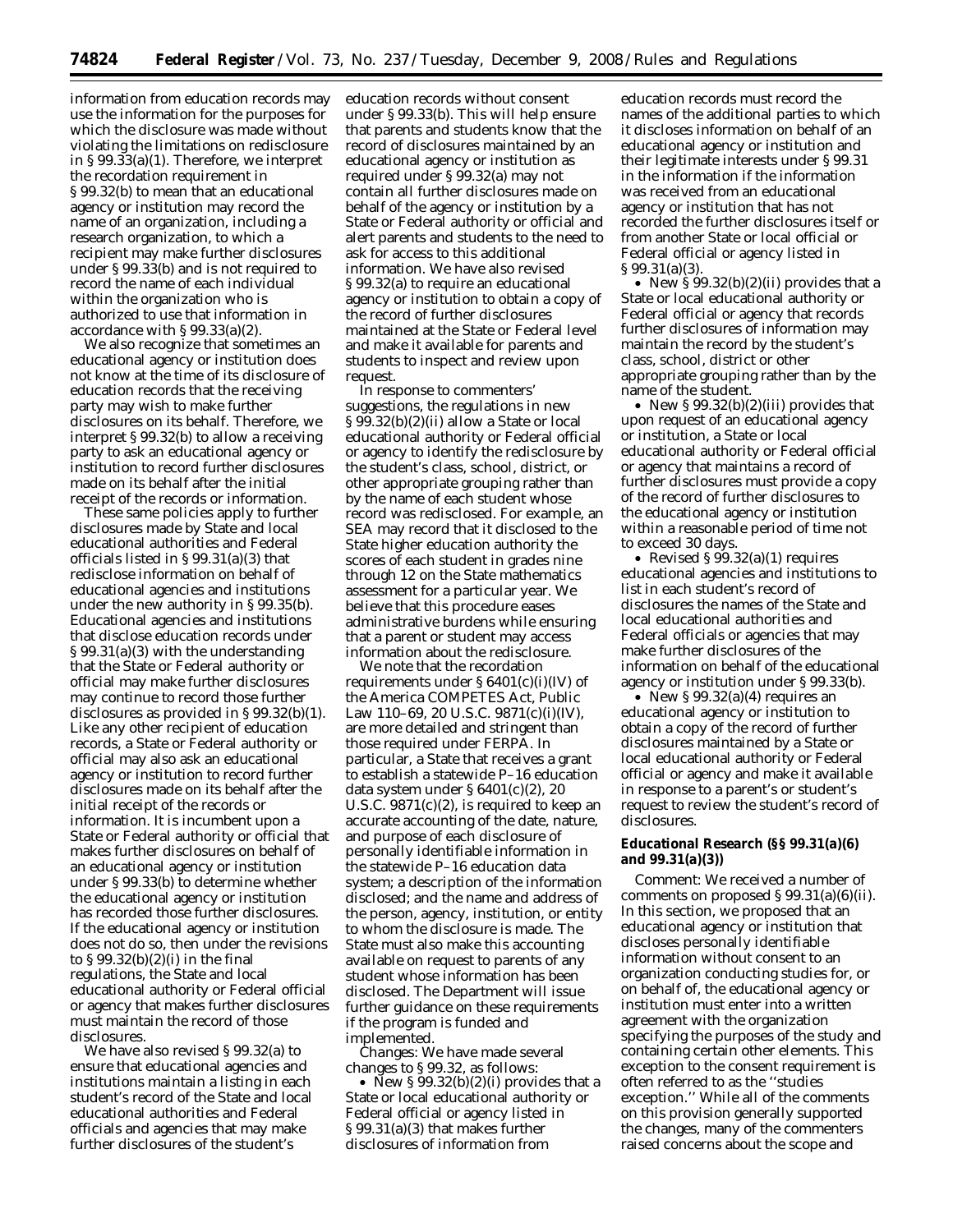information from education records may use the information for the purposes for which the disclosure was made without violating the limitations on redisclosure in § 99.33(a)(1). Therefore, we interpret the recordation requirement in § 99.32(b) to mean that an educational agency or institution may record the name of an organization, including a research organization, to which a recipient may make further disclosures under § 99.33(b) and is not required to record the name of each individual within the organization who is authorized to use that information in accordance with § 99.33(a)(2).

We also recognize that sometimes an educational agency or institution does not know at the time of its disclosure of education records that the receiving party may wish to make further disclosures on its behalf. Therefore, we interpret § 99.32(b) to allow a receiving party to ask an educational agency or institution to record further disclosures made on its behalf after the initial receipt of the records or information.

These same policies apply to further disclosures made by State and local educational authorities and Federal officials listed in § 99.31(a)(3) that redisclose information on behalf of educational agencies and institutions under the new authority in § 99.35(b). Educational agencies and institutions that disclose education records under § 99.31(a)(3) with the understanding that the State or Federal authority or official may make further disclosures may continue to record those further disclosures as provided in § 99.32(b)(1). Like any other recipient of education records, a State or Federal authority or official may also ask an educational agency or institution to record further disclosures made on its behalf after the initial receipt of the records or information. It is incumbent upon a State or Federal authority or official that makes further disclosures on behalf of an educational agency or institution under § 99.33(b) to determine whether the educational agency or institution has recorded those further disclosures. If the educational agency or institution does not do so, then under the revisions to § 99.32(b)(2)(i) in the final regulations, the State and local educational authority or Federal official or agency that makes further disclosures must maintain the record of those disclosures.

We have also revised § 99.32(a) to ensure that educational agencies and institutions maintain a listing in each student's record of the State and local educational authorities and Federal officials and agencies that may make further disclosures of the student's education records without consent under § 99.33(b). This will help ensure that parents and students know that the record of disclosures maintained by an educational agency or institution as required under § 99.32(a) may not contain all further disclosures made on behalf of the agency or institution by a State or Federal authority or official and alert parents and students to the need to ask for access to this additional information. We have also revised § 99.32(a) to require an educational agency or institution to obtain a copy of the record of further disclosures maintained at the State or Federal level and make it available for parents and students to inspect and review upon request.

In response to commenters' suggestions, the regulations in new § 99.32(b)(2)(ii) allow a State or local educational authority or Federal official or agency to identify the redisclosure by the student's class, school, district, or other appropriate grouping rather than by the name of each student whose record was redisclosed. For example, an SEA may record that it disclosed to the State higher education authority the scores of each student in grades nine through 12 on the State mathematics assessment for a particular year. We believe that this procedure eases administrative burdens while ensuring that a parent or student may access information about the redisclosure.

We note that the recordation requirements under § 6401(c)(i)(IV) of the America COMPETES Act, Public Law 110–69, 20 U.S.C. 9871(c)(i)(IV), are more detailed and stringent than those required under FERPA. In particular, a State that receives a grant to establish a statewide P–16 education data system under § 6401(c)(2), 20 U.S.C. 9871(c)(2), is required to keep an accurate accounting of the date, nature, and purpose of each disclosure of personally identifiable information in the statewide P–16 education data system; a description of the information disclosed; and the name and address of the person, agency, institution, or entity to whom the disclosure is made. The State must also make this accounting available on request to parents of any student whose information has been disclosed. The Department will issue further guidance on these requirements if the program is funded and implemented.

*Changes:* We have made several changes to § 99.32, as follows:

- New § 99.32(b)(2)(i) provides that a State or local educational authority or Federal official or agency listed in § 99.31(a)(3) that makes further disclosures of information from education records must record the names of the additional parties to which it discloses information on behalf of an educational agency or institution and their legitimate interests under § 99.31 in the information if the information was received from an educational agency or institution that has not recorded the further disclosures itself or from another State or local official or Federal official or agency listed in § 99.31(a)(3).
- New § 99.32(b)(2)(ii) provides that a State or local educational authority or Federal official or agency that records further disclosures of information may maintain the record by the student's class, school, district or other appropriate grouping rather than by the name of the student.
- New § 99.32(b)(2)(iii) provides that upon request of an educational agency or institution, a State or local educational authority or Federal official or agency that maintains a record of further disclosures must provide a copy of the record of further disclosures to the educational agency or institution within a reasonable period of time not to exceed 30 days.
- Revised § 99.32(a)(1) requires educational agencies and institutions to list in each student's record of disclosures the names of the State and local educational authorities and Federal officials or agencies that may make further disclosures of the information on behalf of the educational agency or institution under § 99.33(b).
- New § 99.32(a)(4) requires an educational agency or institution to obtain a copy of the record of further disclosures maintained by a State or local educational authority or Federal official or agency and make it available in response to a parent's or student's request to review the student's record of disclosures.

**Educational Research (§§ 99.31(a)(6) and 99.31(a)(3))**

*Comment:* We received a number of comments on proposed § 99.31(a)(6)(ii). In this section, we proposed that an educational agency or institution that discloses personally identifiable information without consent to an organization conducting studies for, or on behalf of, the educational agency or institution must enter into a written agreement with the organization specifying the purposes of the study and containing certain other elements. This exception to the consent requirement is often referred to as the ''studies exception.'' While all of the comments on this provision generally supported the changes, many of the commenters raised concerns about the scope and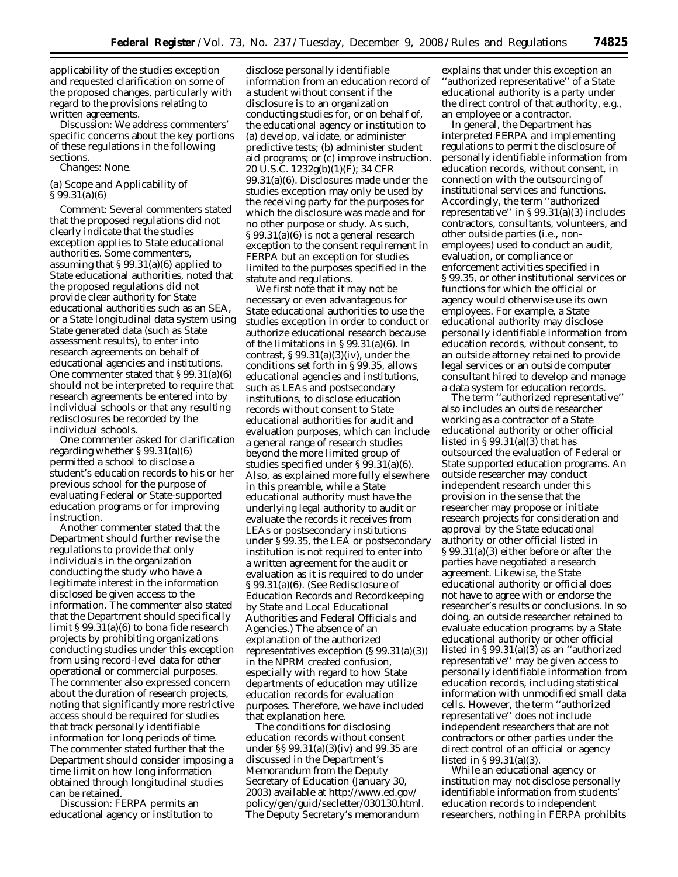applicability of the studies exception and requested clarification on some of the proposed changes, particularly with regard to the provisions relating to written agreements.

*Discussion:* We address commenters' specific concerns about the key portions of these regulations in the following sections.

*Changes:* None.

(a) Scope and Applicability of § 99.31(a)(6)

*Comment:* Several commenters stated that the proposed regulations did not clearly indicate that the studies exception applies to State educational authorities. Some commenters, assuming that § 99.31(a)(6) applied to State educational authorities, noted that the proposed regulations did not provide clear authority for State educational authorities such as an SEA, or a State longitudinal data system using State generated data (such as State assessment results), to enter into research agreements on behalf of educational agencies and institutions. One commenter stated that § 99.31(a)(6) should not be interpreted to require that research agreements be entered into by individual schools or that any resulting redisclosures be recorded by the individual schools.

One commenter asked for clarification regarding whether § 99.31(a)(6) permitted a school to disclose a student's education records to his or her previous school for the purpose of evaluating Federal or State-supported education programs or for improving instruction.

Another commenter stated that the Department should further revise the regulations to provide that only individuals in the organization conducting the study who have a legitimate interest in the information disclosed be given access to the information. The commenter also stated that the Department should specifically limit § 99.31(a)(6) to bona fide research projects by prohibiting organizations conducting studies under this exception from using record-level data for other operational or commercial purposes. The commenter also expressed concern about the duration of research projects, noting that significantly more restrictive access should be required for studies that track personally identifiable information for long periods of time. The commenter stated further that the Department should consider imposing a time limit on how long information obtained through longitudinal studies can be retained.

*Discussion:* FERPA permits an educational agency or institution to disclose personally identifiable information from an education record of a student without consent if the disclosure is to an organization conducting studies for, or on behalf of, the educational agency or institution to (a) develop, validate, or administer predictive tests; (b) administer student aid programs; or (c) improve instruction. 20 U.S.C. 1232g(b)(1)(F); 34 CFR 99.31(a)(6). Disclosures made under the studies exception may only be used by the receiving party for the purposes for which the disclosure was made and for no other purpose or study. As such, § 99.31(a)(6) is not a general research exception to the consent requirement in FERPA but an exception for studies limited to the purposes specified in the statute and regulations.

We first note that it may not be necessary or even advantageous for State educational authorities to use the studies exception in order to conduct or authorize educational research because of the limitations in § 99.31(a)(6). In contrast, § 99.31(a)(3)(iv), under the conditions set forth in § 99.35, allows educational agencies and institutions, such as LEAs and postsecondary institutions, to disclose education records without consent to State educational authorities for audit and evaluation purposes, which can include a general range of research studies beyond the more limited group of studies specified under § 99.31(a)(6). Also, as explained more fully elsewhere in this preamble, while a State educational authority must have the underlying legal authority to audit or evaluate the records it receives from LEAs or postsecondary institutions under § 99.35, the LEA or postsecondary institution is not required to enter into a written agreement for the audit or evaluation as it is required to do under § 99.31(a)(6). (See Redisclosure of Education Records and Recordkeeping by State and Local Educational Authorities and Federal Officials and Agencies.) The absence of an explanation of the authorized representatives exception (§ 99.31(a)(3)) in the NPRM created confusion, especially with regard to how State departments of education may utilize education records for evaluation purposes. Therefore, we have included that explanation here.

The conditions for disclosing education records without consent under §§ 99.31(a)(3)(iv) and 99.35 are discussed in the Department's Memorandum from the Deputy Secretary of Education (January 30, 2003) available at *http://www.ed.gov/policy/gen/guid/secletter/030130.html*. The Deputy Secretary's memorandum explains that under this exception an "authorized representative" of a State educational authority is a party under the direct control of that authority, e.g., an employee or a contractor.

In general, the Department has interpreted FERPA and implementing regulations to permit the disclosure of personally identifiable information from education records, without consent, in connection with the outsourcing of institutional services and functions. Accordingly, the term "authorized representative" in § 99.31(a)(3) includes contractors, consultants, volunteers, and other outside parties (i.e., non-employees) used to conduct an audit, evaluation, or compliance or enforcement activities specified in § 99.35, or other institutional services or functions for which the official or agency would otherwise use its own employees. For example, a State educational authority may disclose personally identifiable information from education records, without consent, to an outside attorney retained to provide legal services or an outside computer consultant hired to develop and manage a data system for education records.

The term "authorized representative" also includes an outside researcher working as a contractor of a State educational authority or other official listed in § 99.31(a)(3) that has outsourced the evaluation of Federal or State supported education programs. An outside researcher may conduct independent research under this provision in the sense that the researcher may propose or initiate research projects for consideration and approval by the State educational authority or other official listed in § 99.31(a)(3) either before or after the parties have negotiated a research agreement. Likewise, the State educational authority or official does not have to agree with or endorse the researcher's results or conclusions. In so doing, an outside researcher retained to evaluate education programs by a State educational authority or other official listed in § 99.31(a)(3) as an "authorized representative" may be given access to personally identifiable information from education records, including statistical information with unmodified small data cells. However, the term "authorized representative" does not include independent researchers that are not contractors or other parties under the direct control of an official or agency listed in § 99.31(a)(3).

While an educational agency or institution may not disclose personally identifiable information from students' education records to independent researchers, nothing in FERPA prohibits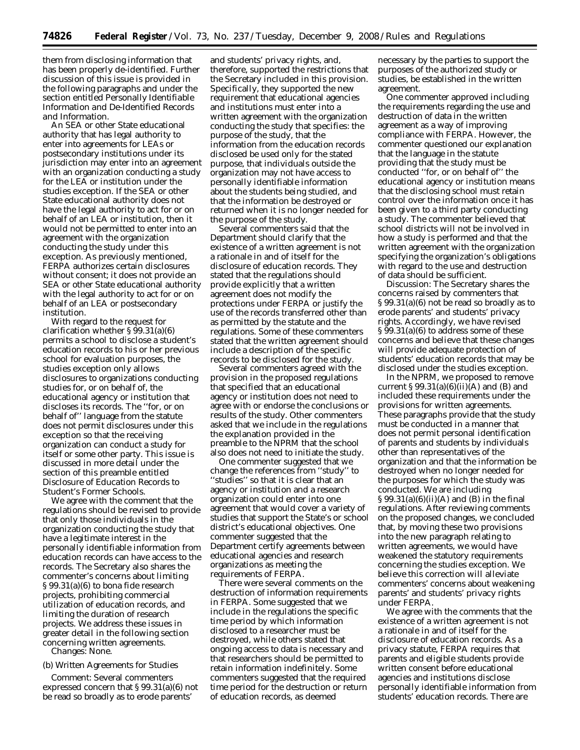them from disclosing information that has been properly de-identified. Further discussion of this issue is provided in the following paragraphs and under the section entitled Personally Identifiable Information and De-Identified Records and Information.

An SEA or other State educational authority that has legal authority to enter into agreements for LEAs or postsecondary institutions under its jurisdiction may enter into an agreement with an organization conducting a study for the LEA or institution under the studies exception. If the SEA or other State educational authority does not have the legal authority to act for or on behalf of an LEA or institution, then it would not be permitted to enter into an agreement with the organization conducting the study under this exception. As previously mentioned, FERPA authorizes certain disclosures without consent; it does not provide an SEA or other State educational authority with the legal authority to act for or on behalf of an LEA or postsecondary institution.

With regard to the request for clarification whether § 99.31(a)(6) permits a school to disclose a student's education records to his or her previous school for evaluation purposes, the studies exception only allows disclosures to organizations conducting studies for, or on behalf of, the educational agency or institution that discloses its records. The ''for, or on behalf of'' language from the statute does not permit disclosures under this exception so that the receiving organization can conduct a study for itself or some other party. This issue is discussed in more detail under the section of this preamble entitled Disclosure of Education Records to Student's Former Schools.

We agree with the comment that the regulations should be revised to provide that only those individuals in the organization conducting the study that have a legitimate interest in the personally identifiable information from education records can have access to the records. The Secretary also shares the commenter's concerns about limiting § 99.31(a)(6) to bona fide research projects, prohibiting commercial utilization of education records, and limiting the duration of research projects. We address these issues in greater detail in the following section concerning written agreements.

*Changes:* None.

*(b) Written Agreements for Studies*

*Comment:* Several commenters expressed concern that § 99.31(a)(6) not be read so broadly as to erode parents' and students' privacy rights, and, therefore, supported the restrictions that the Secretary included in this provision. Specifically, they supported the new requirement that educational agencies and institutions must enter into a written agreement with the organization conducting the study that specifies: the purpose of the study, that the information from the education records disclosed be used only for the stated purpose, that individuals outside the organization may not have access to personally identifiable information about the students being studied, and that the information be destroyed or returned when it is no longer needed for the purpose of the study.

Several commenters said that the Department should clarify that the existence of a written agreement is not a rationale in and of itself for the disclosure of education records. They stated that the regulations should provide explicitly that a written agreement does not modify the protections under FERPA or justify the use of the records transferred other than as permitted by the statute and the regulations. Some of these commenters stated that the written agreement should include a description of the specific records to be disclosed for the study.

Several commenters agreed with the provision in the proposed regulations that specified that an educational agency or institution does not need to agree with or endorse the conclusions or results of the study. Other commenters asked that we include in the regulations the explanation provided in the preamble to the NPRM that the school also does not need to initiate the study.

One commenter suggested that we change the references from ''study'' to ''studies'' so that it is clear that an agency or institution and a research organization could enter into one agreement that would cover a variety of studies that support the State's or school district's educational objectives. One commenter suggested that the Department certify agreements between educational agencies and research organizations as meeting the requirements of FERPA.

There were several comments on the destruction of information requirements in FERPA. Some suggested that we include in the regulations the specific time period by which information disclosed to a researcher must be destroyed, while others stated that ongoing access to data is necessary and that researchers should be permitted to retain information indefinitely. Some commenters suggested that the required time period for the destruction or return of education records, as deemed necessary by the parties to support the purposes of the authorized study or studies, be established in the written agreement.

One commenter approved including the requirements regarding the use and destruction of data in the written agreement as a way of improving compliance with FERPA. However, the commenter questioned our explanation that the language in the statute providing that the study must be conducted ''for, or on behalf of'' the educational agency or institution means that the disclosing school must retain control over the information once it has been given to a third party conducting a study. The commenter believed that school districts will not be involved in how a study is performed and that the written agreement with the organization specifying the organization's obligations with regard to the use and destruction of data should be sufficient.

*Discussion:* The Secretary shares the concerns raised by commenters that § 99.31(a)(6) not be read so broadly as to erode parents' and students' privacy rights. Accordingly, we have revised § 99.31(a)(6) to address some of these concerns and believe that these changes will provide adequate protection of students' education records that may be disclosed under the studies exception.

In the NPRM, we proposed to remove current § 99.31(a)(6)(ii)(A) and (B) and included these requirements under the provisions for written agreements. These paragraphs provide that the study must be conducted in a manner that does not permit personal identification of parents and students by individuals other than representatives of the organization and that the information be destroyed when no longer needed for the purposes for which the study was conducted. We are including § 99.31(a)(6)(ii)(A) and (B) in the final regulations. After reviewing comments on the proposed changes, we concluded that, by moving these two provisions into the new paragraph relating to written agreements, we would have weakened the statutory requirements concerning the studies exception. We believe this correction will alleviate commenters' concerns about weakening parents' and students' privacy rights under FERPA.

We agree with the comments that the existence of a written agreement is not a rationale in and of itself for the disclosure of education records. As a privacy statute, FERPA requires that parents and eligible students provide written consent before educational agencies and institutions disclose personally identifiable information from students' education records. There are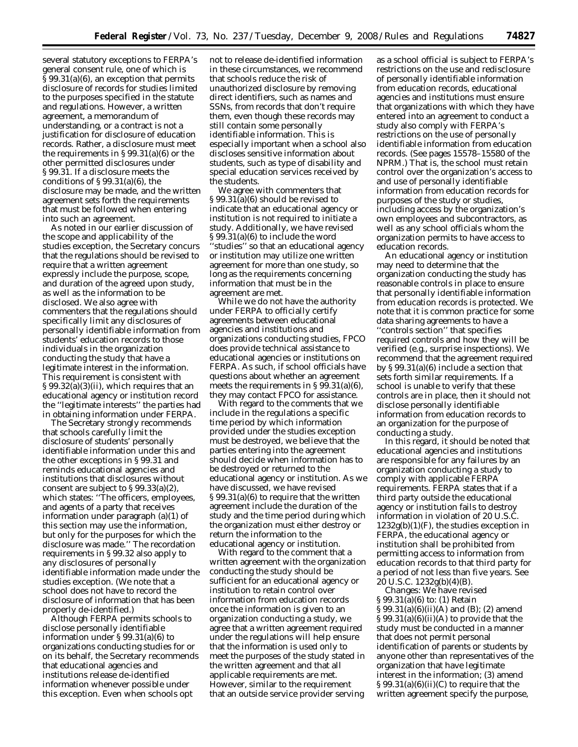several statutory exceptions to FERPA's general consent rule, one of which is § 99.31(a)(6), an exception that permits disclosure of records for studies limited to the purposes specified in the statute and regulations. However, a written agreement, a memorandum of understanding, or a contract is not a justification for disclosure of education records. Rather, a disclosure must meet the requirements in § 99.31(a)(6) or the other permitted disclosures under § 99.31. If a disclosure meets the conditions of § 99.31(a)(6), the disclosure may be made, and the written agreement sets forth the requirements that must be followed when entering into such an agreement.

As noted in our earlier discussion of the scope and applicability of the studies exception, the Secretary concurs that the regulations should be revised to require that a written agreement expressly include the purpose, scope, and duration of the agreed upon study, as well as the information to be disclosed. We also agree with commenters that the regulations should specifically limit any disclosures of personally identifiable information from students' education records to those individuals in the organization conducting the study that have a legitimate interest in the information. This requirement is consistent with § 99.32(a)(3)(ii), which requires that an educational agency or institution record the "legitimate interests" the parties had in obtaining information under FERPA.

The Secretary strongly recommends that schools carefully limit the disclosure of students' personally identifiable information under this and the other exceptions in § 99.31 and reminds educational agencies and institutions that disclosures without consent are subject to § 99.33(a)(2), which states: "The officers, employees, and agents of a party that receives information under paragraph (a)(1) of this section may use the information, but only for the purposes for which the disclosure was made." The recordation requirements in § 99.32 also apply to any disclosures of personally identifiable information made under the studies exception. (We note that a school does not have to record the disclosure of information that has been properly de-identified.)

Although FERPA permits schools to disclose personally identifiable information under § 99.31(a)(6) to organizations conducting studies for or on its behalf, the Secretary recommends that educational agencies and institutions release de-identified information whenever possible under this exception. Even when schools opt not to release de-identified information in these circumstances, we recommend that schools reduce the risk of unauthorized disclosure by removing direct identifiers, such as names and SSNs, from records that don't require them, even though these records may still contain some personally identifiable information. This is especially important when a school also discloses sensitive information about students, such as type of disability and special education services received by the students.

We agree with commenters that § 99.31(a)(6) should be revised to indicate that an educational agency or institution is not required to initiate a study. Additionally, we have revised § 99.31(a)(6) to include the word "studies" so that an educational agency or institution may utilize one written agreement for more than one study, so long as the requirements concerning information that must be in the agreement are met.

While we do not have the authority under FERPA to officially certify agreements between educational agencies and institutions and organizations conducting studies, FPCO does provide technical assistance to educational agencies or institutions on FERPA. As such, if school officials have questions about whether an agreement meets the requirements in § 99.31(a)(6), they may contact FPCO for assistance.

With regard to the comments that we include in the regulations a specific time period by which information provided under the studies exception must be destroyed, we believe that the parties entering into the agreement should decide when information has to be destroyed or returned to the educational agency or institution. As we have discussed, we have revised § 99.31(a)(6) to require that the written agreement include the duration of the study and the time period during which the organization must either destroy or return the information to the educational agency or institution.

With regard to the comment that a written agreement with the organization conducting the study should be sufficient for an educational agency or institution to retain control over information from education records once the information is given to an organization conducting a study, we agree that a written agreement required under the regulations will help ensure that the information is used only to meet the purposes of the study stated in the written agreement and that all applicable requirements are met. However, similar to the requirement that an outside service provider serving as a school official is subject to FERPA's restrictions on the use and redisclosure of personally identifiable information from education records, educational agencies and institutions must ensure that organizations with which they have entered into an agreement to conduct a study also comply with FERPA's restrictions on the use of personally identifiable information from education records. (See pages 15578–15580 of the NPRM.) That is, the school must retain control over the organization's access to and use of personally identifiable information from education records for purposes of the study or studies, including access by the organization's own employees and subcontractors, as well as any school officials whom the organization permits to have access to education records.

An educational agency or institution may need to determine that the organization conducting the study has reasonable controls in place to ensure that personally identifiable information from education records is protected. We note that it is common practice for some data sharing agreements to have a "controls section" that specifies required controls and how they will be verified (e.g., surprise inspections). We recommend that the agreement required by § 99.31(a)(6) include a section that sets forth similar requirements. If a school is unable to verify that these controls are in place, then it should not disclose personally identifiable information from education records to an organization for the purpose of conducting a study.

In this regard, it should be noted that educational agencies and institutions are responsible for any failures by an organization conducting a study to comply with applicable FERPA requirements. FERPA states that if a third party outside the educational agency or institution fails to destroy information in violation of 20 U.S.C. 1232g(b)(1)(F), the studies exception in FERPA, the educational agency or institution shall be prohibited from permitting access to information from education records to that third party for a period of not less than five years. See 20 U.S.C. 1232g(b)(4)(B).

*Changes:* We have revised § 99.31(a)(6) to: (1) Retain § 99.31(a)(6)(ii)(A) and (B); (2) amend § 99.31(a)(6)(ii)(A) to provide that the study must be conducted in a manner that does not permit personal identification of parents or students by anyone other than representatives of the organization that have legitimate interest in the information; (3) amend § 99.31(a)(6)(ii)(C) to require that the written agreement specify the purpose,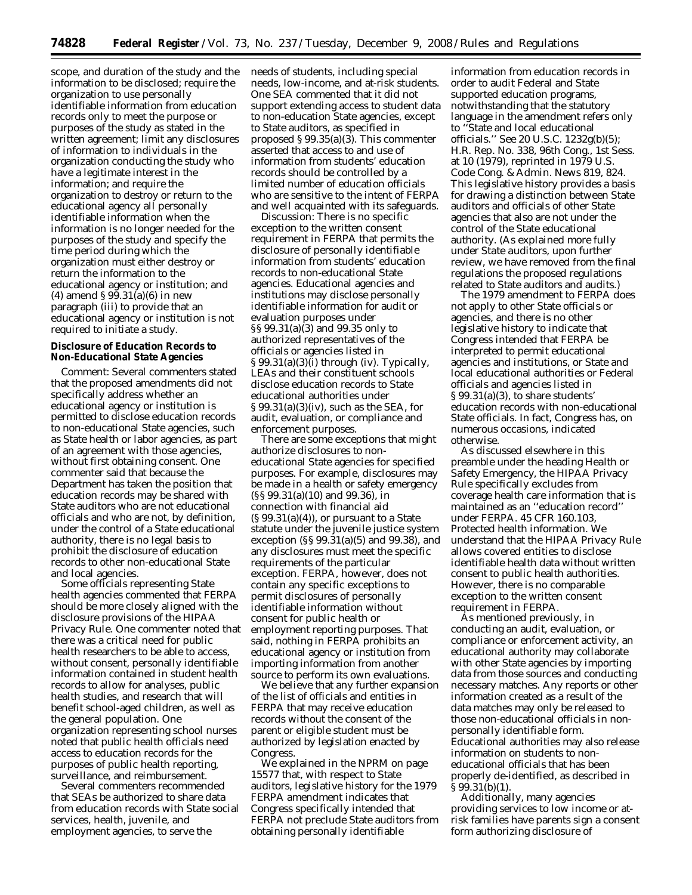scope, and duration of the study and the information to be disclosed; require the organization to use personally identifiable information from education records only to meet the purpose or purposes of the study as stated in the written agreement; limit any disclosures of information to individuals in the organization conducting the study who have a legitimate interest in the information; and require the organization to destroy or return to the educational agency all personally identifiable information when the information is no longer needed for the purposes of the study and specify the time period during which the organization must either destroy or return the information to the educational agency or institution; and (4) amend § 99.31(a)(6) in new paragraph (iii) to provide that an educational agency or institution is not required to initiate a study.

**Disclosure of Education Records to Non-Educational State Agencies**

*Comment:* Several commenters stated that the proposed amendments did not specifically address whether an educational agency or institution is permitted to disclose education records to non-educational State agencies, such as State health or labor agencies, as part of an agreement with those agencies, without first obtaining consent. One commenter said that because the Department has taken the position that education records may be shared with State auditors who are not educational officials and who are not, by definition, under the control of a State educational authority, there is no legal basis to prohibit the disclosure of education records to other non-educational State and local agencies.

Some officials representing State health agencies commented that FERPA should be more closely aligned with the disclosure provisions of the HIPAA Privacy Rule. One commenter noted that there was a critical need for public health researchers to be able to access, without consent, personally identifiable information contained in student health records to allow for analyses, public health studies, and research that will benefit school-aged children, as well as the general population. One organization representing school nurses noted that public health officials need access to education records for the purposes of public health reporting, surveillance, and reimbursement.

Several commenters recommended that SEAs be authorized to share data from education records with State social services, health, juvenile, and employment agencies, to serve the needs of students, including special needs, low-income, and at-risk students. One SEA commented that it did not support extending access to student data to non-education State agencies, except to State auditors, as specified in proposed § 99.35(a)(3). This commenter asserted that access to and use of information from students' education records should be controlled by a limited number of education officials who are sensitive to the intent of FERPA and well acquainted with its safeguards.

*Discussion:* There is no specific exception to the written consent requirement in FERPA that permits the disclosure of personally identifiable information from students' education records to non-educational State agencies. Educational agencies and institutions may disclose personally identifiable information for audit or evaluation purposes under §§ 99.31(a)(3) and 99.35 only to authorized representatives of the officials or agencies listed in § 99.31(a)(3)(i) through (iv). Typically, LEAs and their constituent schools disclose education records to State educational authorities under § 99.31(a)(3)(iv), such as the SEA, for audit, evaluation, or compliance and enforcement purposes.

There are some exceptions that might authorize disclosures to non-educational State agencies for specified purposes. For example, disclosures may be made in a health or safety emergency (§§ 99.31(a)(10) and 99.36), in connection with financial aid (§ 99.31(a)(4)), or pursuant to a State statute under the juvenile justice system exception (§§ 99.31(a)(5) and 99.38), and any disclosures must meet the specific requirements of the particular exception. FERPA, however, does not contain any specific exceptions to permit disclosures of personally identifiable information without consent for public health or employment reporting purposes. That said, nothing in FERPA prohibits an educational agency or institution from importing information from another source to perform its own evaluations.

We believe that any further expansion of the list of officials and entities in FERPA that may receive education records without the consent of the parent or eligible student must be authorized by legislation enacted by Congress.

We explained in the NPRM on page 15577 that, with respect to State auditors, legislative history for the 1979 FERPA amendment indicates that Congress specifically intended that FERPA not preclude State auditors from obtaining personally identifiable information from education records in order to audit Federal and State supported education programs, notwithstanding that the statutory language in the amendment refers only to "State and local educational officials." See 20 U.S.C. 1232g(b)(5); H.R. Rep. No. 338, 96th Cong., 1st Sess. at 10 (1979), reprinted in 1979 U.S. Code Cong. & Admin. News 819, 824. This legislative history provides a basis for drawing a distinction between State auditors and officials of other State agencies that also are not under the control of the State educational authority. (As explained more fully under State auditors, upon further review, we have removed from the final regulations the proposed regulations related to State auditors and audits.)

The 1979 amendment to FERPA does not apply to other State officials or agencies, and there is no other legislative history to indicate that Congress intended that FERPA be interpreted to permit educational agencies and institutions, or State and local educational authorities or Federal officials and agencies listed in § 99.31(a)(3), to share students' education records with non-educational State officials. In fact, Congress has, on numerous occasions, indicated otherwise.

As discussed elsewhere in this preamble under the heading Health or Safety Emergency, the HIPAA Privacy Rule specifically excludes from coverage health care information that is maintained as an "education record" under FERPA. 45 CFR 160.103, Protected health information. We understand that the HIPAA Privacy Rule allows covered entities to disclose identifiable health data without written consent to public health authorities. However, there is no comparable exception to the written consent requirement in FERPA.

As mentioned previously, in conducting an audit, evaluation, or compliance or enforcement activity, an educational authority may collaborate with other State agencies by importing data from those sources and conducting necessary matches. Any reports or other information created as a result of the data matches may only be released to those non-educational officials in non-personally identifiable form. Educational authorities may also release information on students to non-educational officials that has been properly de-identified, as described in § 99.31(b)(1).

Additionally, many agencies providing services to low income or at-risk families have parents sign a consent form authorizing disclosure of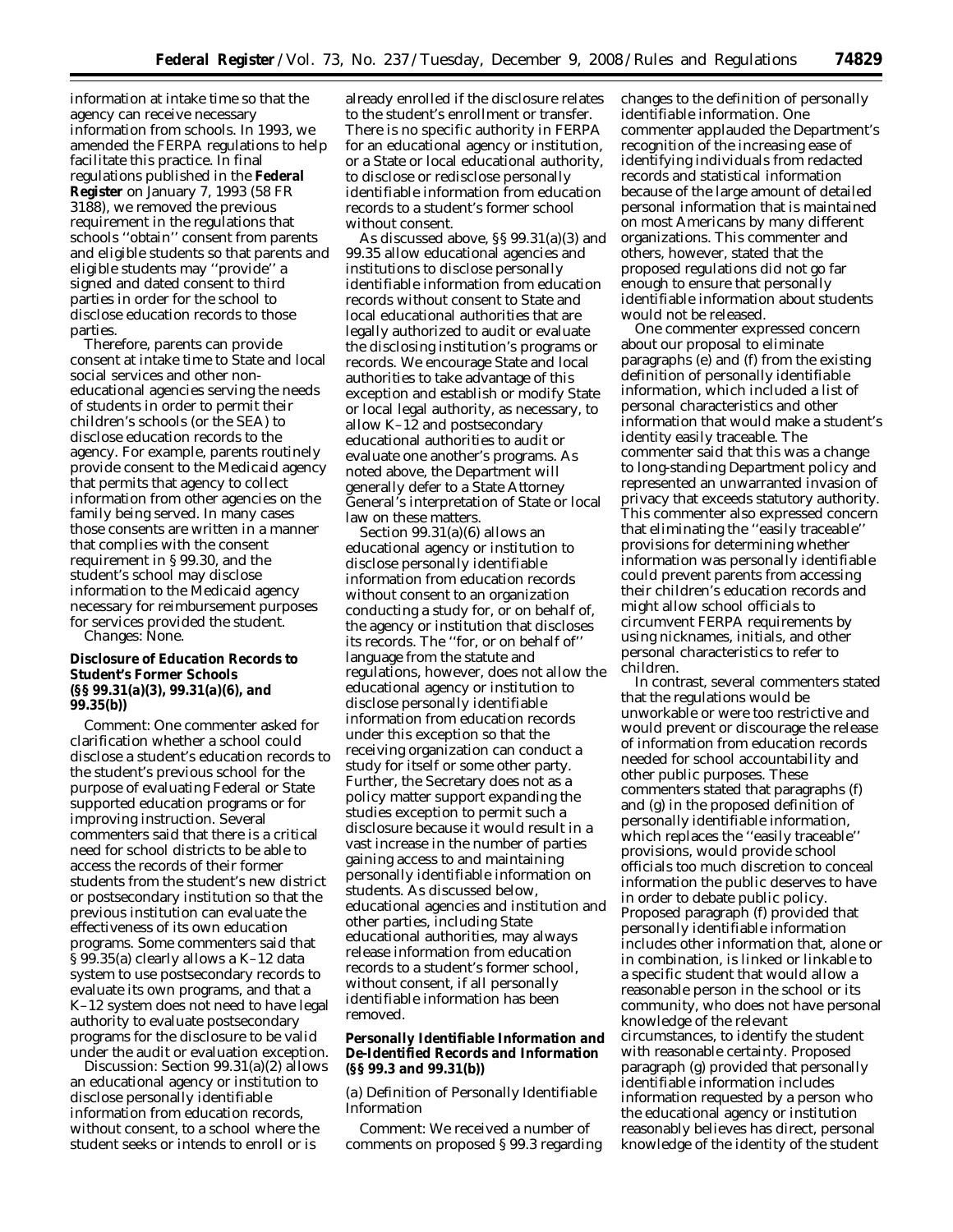information at intake time so that the agency can receive necessary information from schools. In 1993, we amended the FERPA regulations to help facilitate this practice. In final regulations published in the **Federal Register** on January 7, 1993 (58 FR 3188), we removed the previous requirement in the regulations that schools ''obtain'' consent from parents and eligible students so that parents and eligible students may ''provide'' a signed and dated consent to third parties in order for the school to disclose education records to those parties.

Therefore, parents can provide consent at intake time to State and local social services and other non-educational agencies serving the needs of students in order to permit their children's schools (or the SEA) to disclose education records to the agency. For example, parents routinely provide consent to the Medicaid agency that permits that agency to collect information from other agencies on the family being served. In many cases those consents are written in a manner that complies with the consent requirement in § 99.30, and the student's school may disclose information to the Medicaid agency necessary for reimbursement purposes for services provided the student.

*Changes:* None.

**Disclosure of Education Records to Student's Former Schools (§§ 99.31(a)(3), 99.31(a)(6), and 99.35(b))**

*Comment:* One commenter asked for clarification whether a school could disclose a student's education records to the student's previous school for the purpose of evaluating Federal or State supported education programs or for improving instruction. Several commenters said that there is a critical need for school districts to be able to access the records of their former students from the student's new district or postsecondary institution so that the previous institution can evaluate the effectiveness of its own education programs. Some commenters said that § 99.35(a) clearly allows a K–12 data system to use postsecondary records to evaluate its own programs, and that a K–12 system does not need to have legal authority to evaluate postsecondary programs for the disclosure to be valid under the audit or evaluation exception.

*Discussion:* Section 99.31(a)(2) allows an educational agency or institution to disclose personally identifiable information from education records, without consent, to a school where the student seeks or intends to enroll or is already enrolled if the disclosure relates to the student's enrollment or transfer. There is no specific authority in FERPA for an educational agency or institution, or a State or local educational authority, to disclose or redisclose personally identifiable information from education records to a student's former school without consent.

As discussed above, §§ 99.31(a)(3) and 99.35 allow educational agencies and institutions to disclose personally identifiable information from education records without consent to State and local educational authorities that are legally authorized to audit or evaluate the disclosing institution's programs or records. We encourage State and local authorities to take advantage of this exception and establish or modify State or local legal authority, as necessary, to allow K–12 and postsecondary educational authorities to audit or evaluate one another's programs. As noted above, the Department will generally defer to a State Attorney General's interpretation of State or local law on these matters.

Section 99.31(a)(6) allows an educational agency or institution to disclose personally identifiable information from education records without consent to an organization conducting a study for, or on behalf of, the agency or institution that discloses its records. The ''for, or on behalf of'' language from the statute and regulations, however, does not allow the educational agency or institution to disclose personally identifiable information from education records under this exception so that the receiving organization can conduct a study for itself or some other party. Further, the Secretary does not as a policy matter support expanding the studies exception to permit such a disclosure because it would result in a vast increase in the number of parties gaining access to and maintaining personally identifiable information on students. As discussed below, educational agencies and institution and other parties, including State educational authorities, may always release information from education records to a student's former school, without consent, if all personally identifiable information has been removed.

**Personally Identifiable Information and De-Identified Records and Information (§§ 99.3 and 99.31(b))**

*(a) Definition of Personally Identifiable Information*

*Comment:* We received a number of comments on proposed § 99.3 regarding changes to the definition of personally identifiable information. One commenter applauded the Department's recognition of the increasing ease of identifying individuals from redacted records and statistical information because of the large amount of detailed personal information that is maintained on most Americans by many different organizations. This commenter and others, however, stated that the proposed regulations did not go far enough to ensure that personally identifiable information about students would not be released.

One commenter expressed concern about our proposal to eliminate paragraphs (e) and (f) from the existing definition of personally identifiable information, which included a list of personal characteristics and other information that would make a student's identity easily traceable. The commenter said that this was a change to long-standing Department policy and represented an unwarranted invasion of privacy that exceeds statutory authority. This commenter also expressed concern that eliminating the ''easily traceable'' provisions for determining whether information was personally identifiable could prevent parents from accessing their children's education records and might allow school officials to circumvent FERPA requirements by using nicknames, initials, and other personal characteristics to refer to children.

In contrast, several commenters stated that the regulations would be unworkable or were too restrictive and would prevent or discourage the release of information from education records needed for school accountability and other public purposes. These commenters stated that paragraphs (f) and (g) in the proposed definition of personally identifiable information, which replaces the ''easily traceable'' provisions, would provide school officials too much discretion to conceal information the public deserves to have in order to debate public policy. Proposed paragraph (f) provided that personally identifiable information includes other information that, alone or in combination, is linked or linkable to a specific student that would allow a reasonable person in the school or its community, who does not have personal knowledge of the relevant circumstances, to identify the student with reasonable certainty. Proposed paragraph (g) provided that personally identifiable information includes information requested by a person who the educational agency or institution reasonably believes has direct, personal knowledge of the identity of the student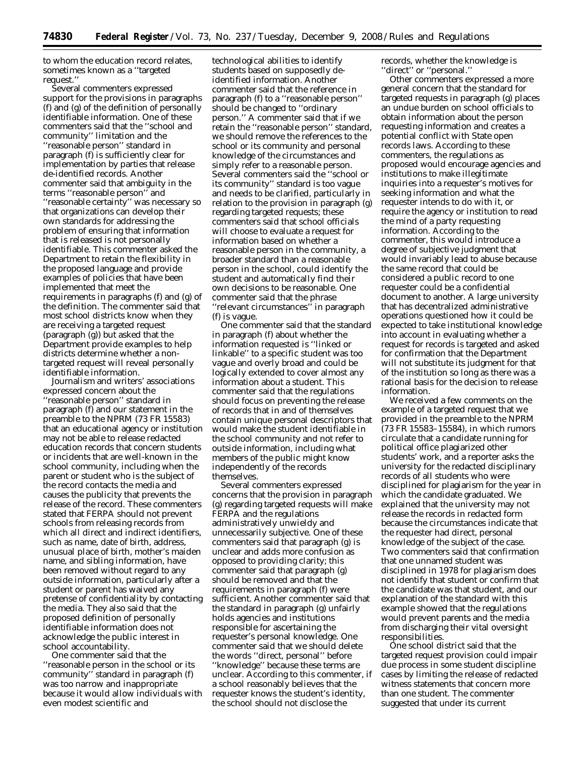to whom the education record relates, sometimes known as a ''targeted request.''

Several commenters expressed support for the provisions in paragraphs (f) and (g) of the definition of personally identifiable information. One of these commenters said that the ''school and community'' limitation and the ''reasonable person'' standard in paragraph (f) is sufficiently clear for implementation by parties that release de-identified records. Another commenter said that ambiguity in the terms ''reasonable person'' and ''reasonable certainty'' was necessary so that organizations can develop their own standards for addressing the problem of ensuring that information that is released is not personally identifiable. This commenter asked the Department to retain the flexibility in the proposed language and provide examples of policies that have been implemented that meet the requirements in paragraphs (f) and (g) of the definition. The commenter said that most school districts know when they are receiving a targeted request (paragraph (g)) but asked that the Department provide examples to help districts determine whether a non-targeted request will reveal personally identifiable information.

Journalism and writers' associations expressed concern about the ''reasonable person'' standard in paragraph (f) and our statement in the preamble to the NPRM (73 FR 15583) that an educational agency or institution may not be able to release redacted education records that concern students or incidents that are well-known in the school community, including when the parent or student who is the subject of the record contacts the media and causes the publicity that prevents the release of the record. These commenters stated that FERPA should not prevent schools from releasing records from which all direct and indirect identifiers, such as name, date of birth, address, unusual place of birth, mother's maiden name, and sibling information, have been removed without regard to any outside information, particularly after a student or parent has waived any pretense of confidentiality by contacting the media. They also said that the proposed definition of personally identifiable information does not acknowledge the public interest in school accountability.

One commenter said that the ''reasonable person in the school or its community'' standard in paragraph (f) was too narrow and inappropriate because it would allow individuals with even modest scientific and technological abilities to identify students based on supposedly de-identified information. Another commenter said that the reference in paragraph (f) to a ''reasonable person'' should be changed to ''ordinary person.'' A commenter said that if we retain the ''reasonable person'' standard, we should remove the references to the school or its community and personal knowledge of the circumstances and simply refer to a reasonable person. Several commenters said the ''school or its community'' standard is too vague and needs to be clarified, particularly in relation to the provision in paragraph (g) regarding targeted requests; these commenters said that school officials will choose to evaluate a request for information based on whether a reasonable person in the community, a broader standard than a reasonable person in the school, could identify the student and automatically find their own decisions to be reasonable. One commenter said that the phrase ''relevant circumstances'' in paragraph (f) is vague.

One commenter said that the standard in paragraph (f) about whether the information requested is ''linked or linkable'' to a specific student was too vague and overly broad and could be logically extended to cover almost any information about a student. This commenter said that the regulations should focus on preventing the release of records that in and of themselves contain unique personal descriptors that would make the student identifiable in the school community and not refer to outside information, including what members of the public might know independently of the records themselves.

Several commenters expressed concerns that the provision in paragraph (g) regarding targeted requests will make FERPA and the regulations administratively unwieldy and unnecessarily subjective. One of these commenters said that paragraph (g) is unclear and adds more confusion as opposed to providing clarity; this commenter said that paragraph (g) should be removed and that the requirements in paragraph (f) were sufficient. Another commenter said that the standard in paragraph (g) unfairly holds agencies and institutions responsible for ascertaining the requester's personal knowledge. One commenter said that we should delete the words ''direct, personal'' before ''knowledge'' because these terms are unclear. According to this commenter, if a school reasonably believes that the requester knows the student's identity, the school should not disclose the records, whether the knowledge is ''direct'' or ''personal.''

Other commenters expressed a more general concern that the standard for targeted requests in paragraph (g) places an undue burden on school officials to obtain information about the person requesting information and creates a potential conflict with State open records laws. According to these commenters, the regulations as proposed would encourage agencies and institutions to make illegitimate inquiries into a requester's motives for seeking information and what the requester intends to do with it, or require the agency or institution to read the mind of a party requesting information. According to the commenter, this would introduce a degree of subjective judgment that would invariably lead to abuse because the same record that could be considered a public record to one requester could be a confidential document to another. A large university that has decentralized administrative operations questioned how it could be expected to take institutional knowledge into account in evaluating whether a request for records is targeted and asked for confirmation that the Department will not substitute its judgment for that of the institution so long as there was a rational basis for the decision to release information.

We received a few comments on the example of a targeted request that we provided in the preamble to the NPRM (73 FR 15583–15584), in which rumors circulate that a candidate running for political office plagiarized other students' work, and a reporter asks the university for the redacted disciplinary records of all students who were disciplined for plagiarism for the year in which the candidate graduated. We explained that the university may not release the records in redacted form because the circumstances indicate that the requester had direct, personal knowledge of the subject of the case. Two commenters said that confirmation that one unnamed student was disciplined in 1978 for plagiarism does not identify that student or confirm that the candidate was that student, and our explanation of the standard with this example showed that the regulations would prevent parents and the media from discharging their vital oversight responsibilities.

One school district said that the targeted request provision could impair due process in some student discipline cases by limiting the release of redacted witness statements that concern more than one student. The commenter suggested that under its current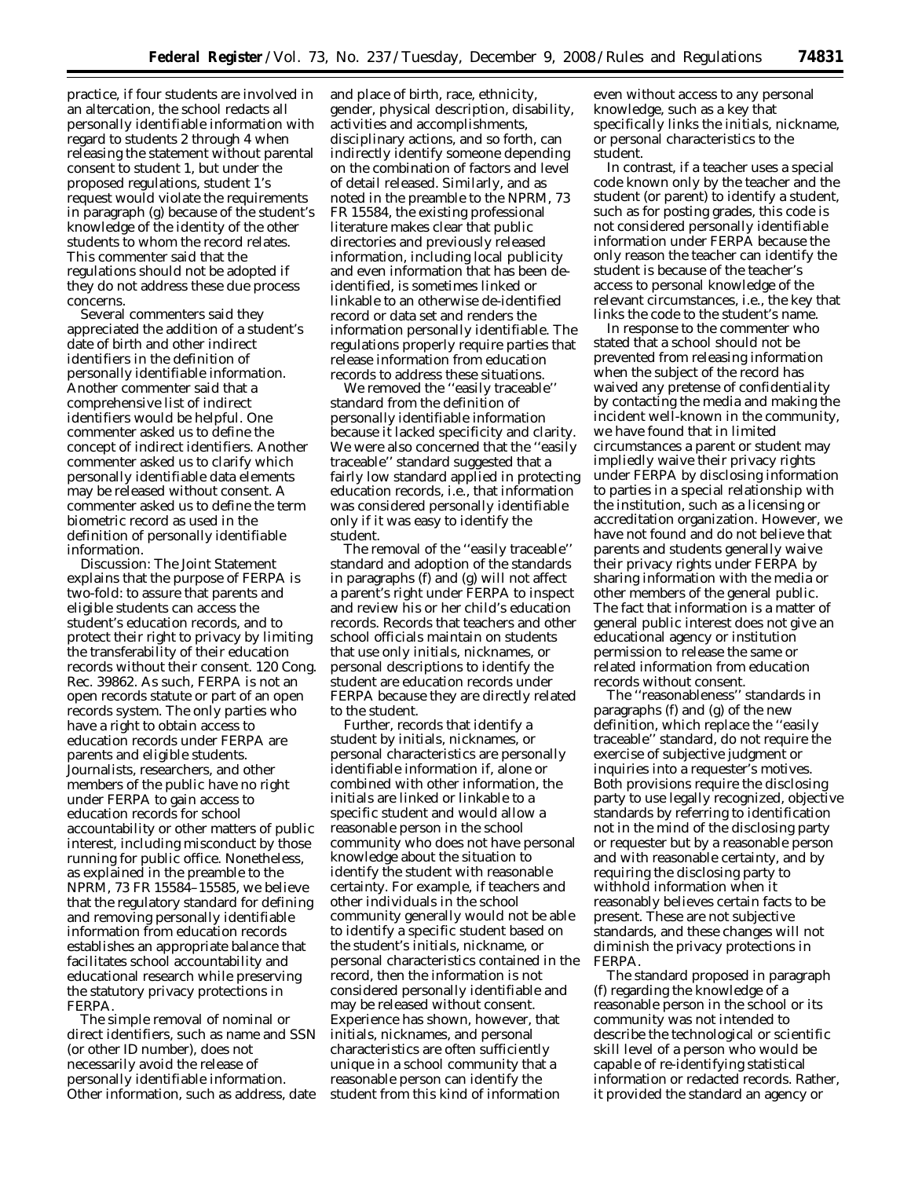practice, if four students are involved in an altercation, the school redacts all personally identifiable information with regard to students 2 through 4 when releasing the statement without parental consent to student 1, but under the proposed regulations, student 1's request would violate the requirements in paragraph (g) because of the student's knowledge of the identity of the other students to whom the record relates. This commenter said that the regulations should not be adopted if they do not address these due process concerns.

Several commenters said they appreciated the addition of a student's date of birth and other indirect identifiers in the definition of personally identifiable information. Another commenter said that a comprehensive list of indirect identifiers would be helpful. One commenter asked us to define the concept of indirect identifiers. Another commenter asked us to clarify which personally identifiable data elements may be released without consent. A commenter asked us to define the term biometric record as used in the definition of personally identifiable information.

*Discussion:* The Joint Statement explains that the purpose of FERPA is two-fold: to assure that parents and eligible students can access the student's education records, and to protect their right to privacy by limiting the transferability of their education records without their consent. 120 Cong. Rec. 39862. As such, FERPA is not an open records statute or part of an open records system. The only parties who have a right to obtain access to education records under FERPA are parents and eligible students. Journalists, researchers, and other members of the public have no right under FERPA to gain access to education records for school accountability or other matters of public interest, including misconduct by those running for public office. Nonetheless, as explained in the preamble to the NPRM, 73 FR 15584–15585, we believe that the regulatory standard for defining and removing personally identifiable information from education records establishes an appropriate balance that facilitates school accountability and educational research while preserving the statutory privacy protections in FERPA.

The simple removal of nominal or direct identifiers, such as name and SSN (or other ID number), does not necessarily avoid the release of personally identifiable information. Other information, such as address, date and place of birth, race, ethnicity, gender, physical description, disability, activities and accomplishments, disciplinary actions, and so forth, can indirectly identify someone depending on the combination of factors and level of detail released. Similarly, and as noted in the preamble to the NPRM, 73 FR 15584, the existing professional literature makes clear that public directories and previously released information, including local publicity and even information that has been de-identified, is sometimes linked or linkable to an otherwise de-identified record or data set and renders the information personally identifiable. The regulations properly require parties that release information from education records to address these situations.

We removed the "easily traceable" standard from the definition of personally identifiable information because it lacked specificity and clarity. We were also concerned that the "easily traceable" standard suggested that a fairly low standard applied in protecting education records, i.e., that information was considered personally identifiable only if it was easy to identify the student.

The removal of the "easily traceable" standard and adoption of the standards in paragraphs (f) and (g) will not affect a parent's right under FERPA to inspect and review his or her child's education records. Records that teachers and other school officials maintain on students that use only initials, nicknames, or personal descriptions to identify the student are education records under FERPA because they are directly related to the student.

Further, records that identify a student by initials, nicknames, or personal characteristics are personally identifiable information if, alone or combined with other information, the initials are linked or linkable to a specific student and would allow a reasonable person in the school community who does not have personal knowledge about the situation to identify the student with reasonable certainty. For example, if teachers and other individuals in the school community generally would not be able to identify a specific student based on the student's initials, nickname, or personal characteristics contained in the record, then the information is not considered personally identifiable and may be released without consent. Experience has shown, however, that initials, nicknames, and personal characteristics are often sufficiently unique in a school community that a reasonable person can identify the student from this kind of information even without access to any personal knowledge, such as a key that specifically links the initials, nickname, or personal characteristics to the student.

In contrast, if a teacher uses a special code known only by the teacher and the student (or parent) to identify a student, such as for posting grades, this code is not considered personally identifiable information under FERPA because the only reason the teacher can identify the student is because of the teacher's access to personal knowledge of the relevant circumstances, i.e., the key that links the code to the student's name.

In response to the commenter who stated that a school should not be prevented from releasing information when the subject of the record has waived any pretense of confidentiality by contacting the media and making the incident well-known in the community, we have found that in limited circumstances a parent or student may impliedly waive their privacy rights under FERPA by disclosing information to parties in a special relationship with the institution, such as a licensing or accreditation organization. However, we have not found and do not believe that parents and students generally waive their privacy rights under FERPA by sharing information with the media or other members of the general public. The fact that information is a matter of general public interest does not give an educational agency or institution permission to release the same or related information from education records without consent.

The "reasonableness" standards in paragraphs (f) and (g) of the new definition, which replace the "easily traceable" standard, do not require the exercise of subjective judgment or inquiries into a requester's motives. Both provisions require the disclosing party to use legally recognized, objective standards by referring to identification not in the mind of the disclosing party or requester but by a reasonable person and with reasonable certainty, and by requiring the disclosing party to withhold information when it reasonably believes certain facts to be present. These are not subjective standards, and these changes will not diminish the privacy protections in FERPA.

The standard proposed in paragraph (f) regarding the knowledge of a reasonable person in the school or its community was not intended to describe the technological or scientific skill level of a person who would be capable of re-identifying statistical information or redacted records. Rather, it provided the standard an agency or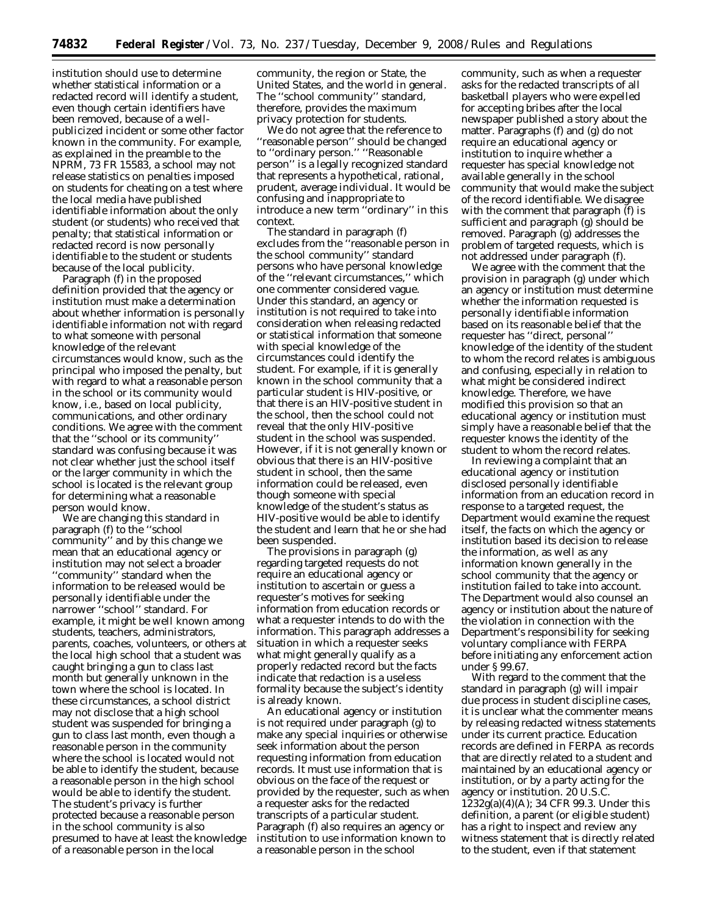institution should use to determine whether statistical information or a redacted record will identify a student, even though certain identifiers have been removed, because of a well-publicized incident or some other factor known in the community. For example, as explained in the preamble to the NPRM, 73 FR 15583, a school may not release statistics on penalties imposed on students for cheating on a test where the local media have published identifiable information about the only student (or students) who received that penalty; that statistical information or redacted record is now personally identifiable to the student or students because of the local publicity.

Paragraph (f) in the proposed definition provided that the agency or institution must make a determination about whether information is personally identifiable information not with regard to what someone with personal knowledge of the relevant circumstances would know, such as the principal who imposed the penalty, but with regard to what a reasonable person in the school or its community would know, i.e., based on local publicity, communications, and other ordinary conditions. We agree with the comment that the ''school or its community'' standard was confusing because it was not clear whether just the school itself or the larger community in which the school is located is the relevant group for determining what a reasonable person would know.

We are changing this standard in paragraph (f) to the ''school community'' and by this change we mean that an educational agency or institution may not select a broader ''community'' standard when the information to be released would be personally identifiable under the narrower ''school'' standard. For example, it might be well known among students, teachers, administrators, parents, coaches, volunteers, or others at the local high school that a student was caught bringing a gun to class last month but generally unknown in the town where the school is located. In these circumstances, a school district may not disclose that a high school student was suspended for bringing a gun to class last month, even though a reasonable person in the community where the school is located would not be able to identify the student, because a reasonable person in the high school would be able to identify the student. The student's privacy is further protected because a reasonable person in the school community is also presumed to have at least the knowledge of a reasonable person in the local community, the region or State, the United States, and the world in general. The ''school community'' standard, therefore, provides the maximum privacy protection for students.

We do not agree that the reference to ''reasonable person'' should be changed to ''ordinary person.'' ''Reasonable person'' is a legally recognized standard that represents a hypothetical, rational, prudent, average individual. It would be confusing and inappropriate to introduce a new term ''ordinary'' in this context.

The standard in paragraph (f) excludes from the ''reasonable person in the school community'' standard persons who have personal knowledge of the ''relevant circumstances,'' which one commenter considered vague. Under this standard, an agency or institution is not required to take into consideration when releasing redacted or statistical information that someone with special knowledge of the circumstances could identify the student. For example, if it is generally known in the school community that a particular student is HIV-positive, or that there is an HIV-positive student in the school, then the school could not reveal that the only HIV-positive student in the school was suspended. However, if it is not generally known or obvious that there is an HIV-positive student in school, then the same information could be released, even though someone with special knowledge of the student's status as HIV-positive would be able to identify the student and learn that he or she had been suspended.

The provisions in paragraph (g) regarding targeted requests do not require an educational agency or institution to ascertain or guess a requester's motives for seeking information from education records or what a requester intends to do with the information. This paragraph addresses a situation in which a requester seeks what might generally qualify as a properly redacted record but the facts indicate that redaction is a useless formality because the subject's identity is already known.

An educational agency or institution is not required under paragraph (g) to make any special inquiries or otherwise seek information about the person requesting information from education records. It must use information that is obvious on the face of the request or provided by the requester, such as when a requester asks for the redacted transcripts of a particular student. Paragraph (f) also requires an agency or institution to use information known to a reasonable person in the school community, such as when a requester asks for the redacted transcripts of all basketball players who were expelled for accepting bribes after the local newspaper published a story about the matter. Paragraphs (f) and (g) do not require an educational agency or institution to inquire whether a requester has special knowledge not available generally in the school community that would make the subject of the record identifiable. We disagree with the comment that paragraph (f) is sufficient and paragraph (g) should be removed. Paragraph (g) addresses the problem of targeted requests, which is not addressed under paragraph (f).

We agree with the comment that the provision in paragraph (g) under which an agency or institution must determine whether the information requested is personally identifiable information based on its reasonable belief that the requester has ''direct, personal'' knowledge of the identity of the student to whom the record relates is ambiguous and confusing, especially in relation to what might be considered indirect knowledge. Therefore, we have modified this provision so that an educational agency or institution must simply have a reasonable belief that the requester knows the identity of the student to whom the record relates.

In reviewing a complaint that an educational agency or institution disclosed personally identifiable information from an education record in response to a targeted request, the Department would examine the request itself, the facts on which the agency or institution based its decision to release the information, as well as any information known generally in the school community that the agency or institution failed to take into account. The Department would also counsel an agency or institution about the nature of the violation in connection with the Department's responsibility for seeking voluntary compliance with FERPA before initiating any enforcement action under § 99.67.

With regard to the comment that the standard in paragraph (g) will impair due process in student discipline cases, it is unclear what the commenter means by releasing redacted witness statements under its current practice. Education records are defined in FERPA as records that are directly related to a student and maintained by an educational agency or institution, or by a party acting for the agency or institution. 20 U.S.C. 1232g(a)(4)(A); 34 CFR 99.3. Under this definition, a parent (or eligible student) has a right to inspect and review any witness statement that is directly related to the student, even if that statement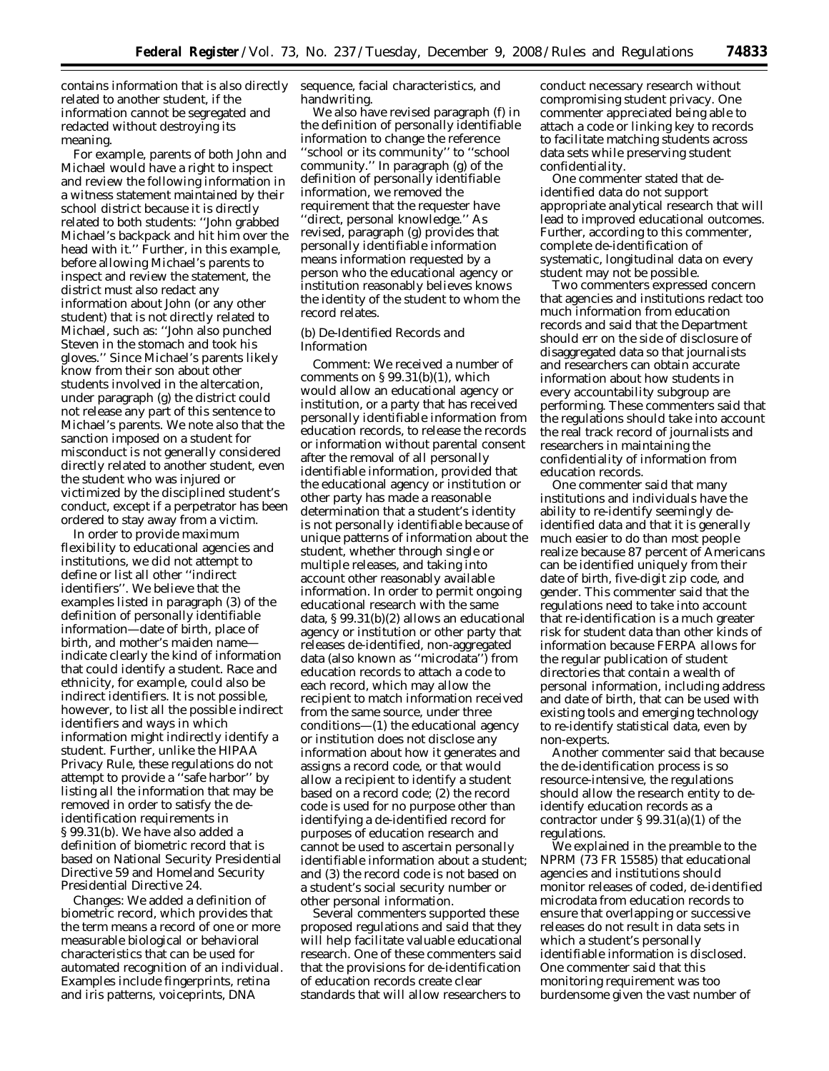contains information that is also directly related to another student, if the information cannot be segregated and redacted without destroying its meaning.

For example, parents of both John and Michael would have a right to inspect and review the following information in a witness statement maintained by their school district because it is directly related to both students: ''John grabbed Michael's backpack and hit him over the head with it.'' Further, in this example, before allowing Michael's parents to inspect and review the statement, the district must also redact any information about John (or any other student) that is not directly related to Michael, such as: ''John also punched Steven in the stomach and took his gloves.'' Since Michael's parents likely know from their son about other students involved in the altercation, under paragraph (g) the district could not release any part of this sentence to Michael's parents. We note also that the sanction imposed on a student for misconduct is not generally considered directly related to another student, even the student who was injured or victimized by the disciplined student's conduct, except if a perpetrator has been ordered to stay away from a victim.

In order to provide maximum flexibility to educational agencies and institutions, we did not attempt to define or list all other ''indirect identifiers''. We believe that the examples listed in paragraph (3) of the definition of personally identifiable information—date of birth, place of birth, and mother's maiden name—indicate clearly the kind of information that could identify a student. Race and ethnicity, for example, could also be indirect identifiers. It is not possible, however, to list all the possible indirect identifiers and ways in which information might indirectly identify a student. Further, unlike the HIPAA Privacy Rule, these regulations do not attempt to provide a ''safe harbor'' by listing all the information that may be removed in order to satisfy the de-identification requirements in § 99.31(b). We have also added a definition of biometric record that is based on National Security Presidential Directive 59 and Homeland Security Presidential Directive 24.

*Changes:* We added a definition of biometric record, which provides that the term means a record of one or more measurable biological or behavioral characteristics that can be used for automated recognition of an individual. Examples include fingerprints, retina and iris patterns, voiceprints, DNA sequence, facial characteristics, and handwriting.

We also have revised paragraph (f) in the definition of personally identifiable information to change the reference ''school or its community'' to ''school community.'' In paragraph (g) of the definition of personally identifiable information, we removed the requirement that the requester have ''direct, personal knowledge.'' As revised, paragraph (g) provides that personally identifiable information means information requested by a person who the educational agency or institution reasonably believes knows the identity of the student to whom the record relates.

(b) De-Identified Records and Information

*Comment:* We received a number of comments on § 99.31(b)(1), which would allow an educational agency or institution, or a party that has received personally identifiable information from education records, to release the records or information without parental consent after the removal of all personally identifiable information, provided that the educational agency or institution or other party has made a reasonable determination that a student's identity is not personally identifiable because of unique patterns of information about the student, whether through single or multiple releases, and taking into account other reasonably available information. In order to permit ongoing educational research with the same data, § 99.31(b)(2) allows an educational agency or institution or other party that releases de-identified, non-aggregated data (also known as ''microdata'') from education records to attach a code to each record, which may allow the recipient to match information received from the same source, under three conditions—(1) the educational agency or institution does not disclose any information about how it generates and assigns a record code, or that would allow a recipient to identify a student based on a record code; (2) the record code is used for no purpose other than identifying a de-identified record for purposes of education research and cannot be used to ascertain personally identifiable information about a student; and (3) the record code is not based on a student's social security number or other personal information.

Several commenters supported these proposed regulations and said that they will help facilitate valuable educational research. One of these commenters said that the provisions for de-identification of education records create clear standards that will allow researchers to conduct necessary research without compromising student privacy. One commenter appreciated being able to attach a code or linking key to records to facilitate matching students across data sets while preserving student confidentiality.

One commenter stated that de-identified data do not support appropriate analytical research that will lead to improved educational outcomes. Further, according to this commenter, complete de-identification of systematic, longitudinal data on every student may not be possible.

Two commenters expressed concern that agencies and institutions redact too much information from education records and said that the Department should err on the side of disclosure of disaggregated data so that journalists and researchers can obtain accurate information about how students in every accountability subgroup are performing. These commenters said that the regulations should take into account the real track record of journalists and researchers in maintaining the confidentiality of information from education records.

One commenter said that many institutions and individuals have the ability to re-identify seemingly de-identified data and that it is generally much easier to do than most people realize because 87 percent of Americans can be identified uniquely from their date of birth, five-digit zip code, and gender. This commenter said that the regulations need to take into account that re-identification is a much greater risk for student data than other kinds of information because FERPA allows for the regular publication of student directories that contain a wealth of personal information, including address and date of birth, that can be used with existing tools and emerging technology to re-identify statistical data, even by non-experts.

Another commenter said that because the de-identification process is so resource-intensive, the regulations should allow the research entity to de-identify education records as a contractor under § 99.31(a)(1) of the regulations.

We explained in the preamble to the NPRM (73 FR 15585) that educational agencies and institutions should monitor releases of coded, de-identified microdata from education records to ensure that overlapping or successive releases do not result in data sets in which a student's personally identifiable information is disclosed. One commenter said that this monitoring requirement was too burdensome given the vast number of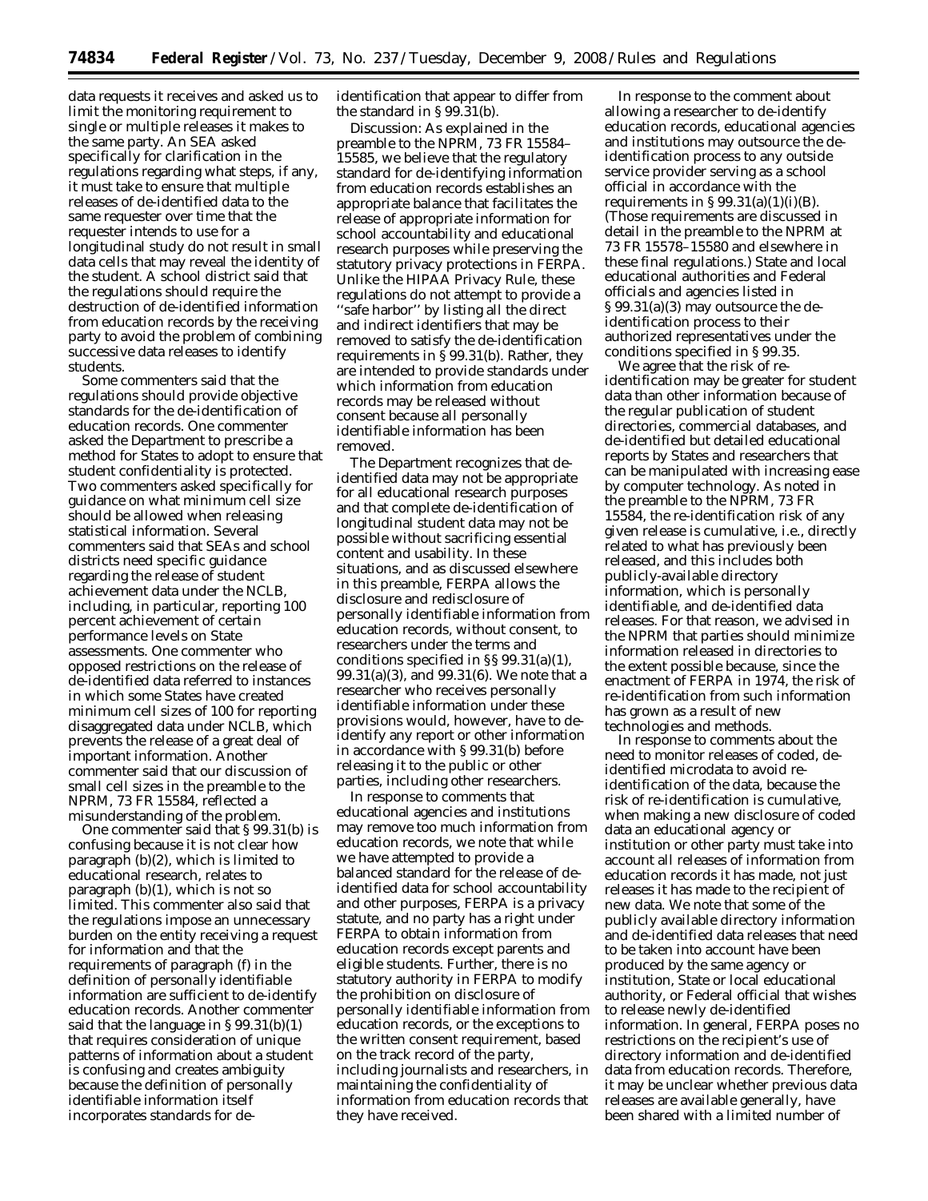data requests it receives and asked us to limit the monitoring requirement to single or multiple releases it makes to the same party. An SEA asked specifically for clarification in the regulations regarding what steps, if any, it must take to ensure that multiple releases of de-identified data to the same requester over time that the requester intends to use for a longitudinal study do not result in small data cells that may reveal the identity of the student. A school district said that the regulations should require the destruction of de-identified information from education records by the receiving party to avoid the problem of combining successive data releases to identify students.

Some commenters said that the regulations should provide objective standards for the de-identification of education records. One commenter asked the Department to prescribe a method for States to adopt to ensure that student confidentiality is protected. Two commenters asked specifically for guidance on what minimum cell size should be allowed when releasing statistical information. Several commenters said that SEAs and school districts need specific guidance regarding the release of student achievement data under the NCLB, including, in particular, reporting 100 percent achievement of certain performance levels on State assessments. One commenter who opposed restrictions on the release of de-identified data referred to instances in which some States have created minimum cell sizes of 100 for reporting disaggregated data under NCLB, which prevents the release of a great deal of important information. Another commenter said that our discussion of small cell sizes in the preamble to the NPRM, 73 FR 15584, reflected a misunderstanding of the problem.

One commenter said that § 99.31(b) is confusing because it is not clear how paragraph (b)(2), which is limited to educational research, relates to paragraph (b)(1), which is not so limited. This commenter also said that the regulations impose an unnecessary burden on the entity receiving a request for information and that the requirements of paragraph (f) in the definition of personally identifiable information are sufficient to de-identify education records. Another commenter said that the language in § 99.31(b)(1) that requires consideration of unique patterns of information about a student is confusing and creates ambiguity because the definition of personally identifiable information itself incorporates standards for de-identification that appear to differ from the standard in § 99.31(b).

*Discussion:* As explained in the preamble to the NPRM, 73 FR 15584–15585, we believe that the regulatory standard for de-identifying information from education records establishes an appropriate balance that facilitates the release of appropriate information for school accountability and educational research purposes while preserving the statutory privacy protections in FERPA. Unlike the HIPAA Privacy Rule, these regulations do not attempt to provide a "safe harbor" by listing all the direct and indirect identifiers that may be removed to satisfy the de-identification requirements in § 99.31(b). Rather, they are intended to provide standards under which information from education records may be released without consent because all personally identifiable information has been removed.

The Department recognizes that de-identified data may not be appropriate for all educational research purposes and that complete de-identification of longitudinal student data may not be possible without sacrificing essential content and usability. In these situations, and as discussed elsewhere in this preamble, FERPA allows the disclosure and redisclosure of personally identifiable information from education records, without consent, to researchers under the terms and conditions specified in §§ 99.31(a)(1), 99.31(a)(3), and 99.31(6). We note that a researcher who receives personally identifiable information under these provisions would, however, have to de-identify any report or other information in accordance with § 99.31(b) before releasing it to the public or other parties, including other researchers.

In response to comments that educational agencies and institutions may remove too much information from education records, we note that while we have attempted to provide a balanced standard for the release of de-identified data for school accountability and other purposes, FERPA is a privacy statute, and no party has a right under FERPA to obtain information from education records except parents and eligible students. Further, there is no statutory authority in FERPA to modify the prohibition on disclosure of personally identifiable information from education records, or the exceptions to the written consent requirement, based on the track record of the party, including journalists and researchers, in maintaining the confidentiality of information from education records that they have received.

In response to the comment about allowing a researcher to de-identify education records, educational agencies and institutions may outsource the de-identification process to any outside service provider serving as a school official in accordance with the requirements in § 99.31(a)(1)(i)(B). (Those requirements are discussed in detail in the preamble to the NPRM at 73 FR 15578–15580 and elsewhere in these final regulations.) State and local educational authorities and Federal officials and agencies listed in § 99.31(a)(3) may outsource the de-identification process to their authorized representatives under the conditions specified in § 99.35.

We agree that the risk of re-identification may be greater for student data than other information because of the regular publication of student directories, commercial databases, and de-identified but detailed educational reports by States and researchers that can be manipulated with increasing ease by computer technology. As noted in the preamble to the NPRM, 73 FR 15584, the re-identification risk of any given release is cumulative, i.e., directly related to what has previously been released, and this includes both publicly-available directory information, which is personally identifiable, and de-identified data releases. For that reason, we advised in the NPRM that parties should minimize information released in directories to the extent possible because, since the enactment of FERPA in 1974, the risk of re-identification from such information has grown as a result of new technologies and methods.

In response to comments about the need to monitor releases of coded, de-identified microdata to avoid re-identification of the data, because the risk of re-identification is cumulative, when making a new disclosure of coded data an educational agency or institution or other party must take into account all releases of information from education records it has made, not just releases it has made to the recipient of new data. We note that some of the publicly available directory information and de-identified data releases that need to be taken into account have been produced by the same agency or institution, State or local educational authority, or Federal official that wishes to release newly de-identified information. In general, FERPA poses no restrictions on the recipient's use of directory information and de-identified data from education records. Therefore, it may be unclear whether previous data releases are available generally, have been shared with a limited number of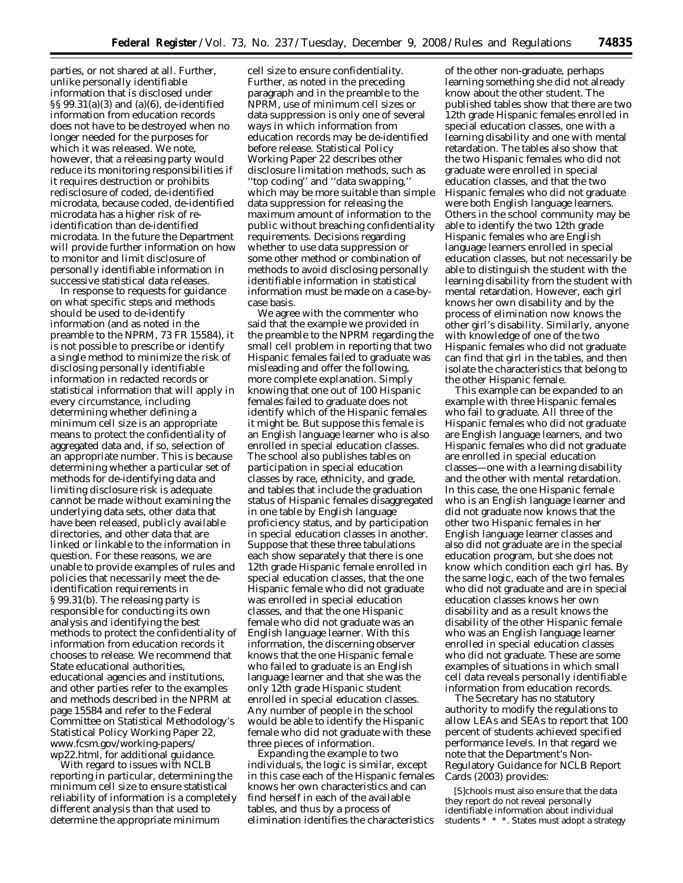parties, or not shared at all. Further, unlike personally identifiable information that is disclosed under §§ 99.31(a)(3) and (a)(6), de-identified information from education records does not have to be destroyed when no longer needed for the purposes for which it was released. We note, however, that a releasing party would reduce its monitoring responsibilities if it requires destruction or prohibits redisclosure of coded, de-identified microdata, because coded, de-identified microdata has a higher risk of re-identification than de-identified microdata. In the future the Department will provide further information on how to monitor and limit disclosure of personally identifiable information in successive statistical data releases.

In response to requests for guidance on what specific steps and methods should be used to de-identify information (and as noted in the preamble to the NPRM, 73 FR 15584), it is not possible to prescribe or identify a single method to minimize the risk of disclosing personally identifiable information in redacted records or statistical information that will apply in every circumstance, including determining whether defining a minimum cell size is an appropriate means to protect the confidentiality of aggregated data and, if so, selection of an appropriate number. This is because determining whether a particular set of methods for de-identifying data and limiting disclosure risk is adequate cannot be made without examining the underlying data sets, other data that have been released, publicly available directories, and other data that are linked or linkable to the information in question. For these reasons, we are unable to provide examples of rules and policies that necessarily meet the de-identification requirements in § 99.31(b). The releasing party is responsible for conducting its own analysis and identifying the best methods to protect the confidentiality of information from education records it chooses to release. We recommend that State educational authorities, educational agencies and institutions, and other parties refer to the examples and methods described in the NPRM at page 15584 and refer to the Federal Committee on Statistical Methodology's Statistical Policy Working Paper 22, www.fcsm.gov/working-papers/wp22.html, for additional guidance.

With regard to issues with NCLB reporting in particular, determining the minimum cell size to ensure statistical reliability of information is a completely different analysis than that used to determine the appropriate minimum cell size to ensure confidentiality. Further, as noted in the preceding paragraph and in the preamble to the NPRM, use of minimum cell sizes or data suppression is only one of several ways in which information from education records may be de-identified before release. Statistical Policy Working Paper 22 describes other disclosure limitation methods, such as "top coding" and "data swapping," which may be more suitable than simple data suppression for releasing the maximum amount of information to the public without breaching confidentiality requirements. Decisions regarding whether to use data suppression or some other method or combination of methods to avoid disclosing personally identifiable information in statistical information must be made on a case-by-case basis.

We agree with the commenter who said that the example we provided in the preamble to the NPRM regarding the small cell problem in reporting that two Hispanic females failed to graduate was misleading and offer the following, more complete explanation. Simply knowing that one out of 100 Hispanic females failed to graduate does not identify which of the Hispanic females it might be. But suppose this female is an English language learner who is also enrolled in special education classes. The school also publishes tables on participation in special education classes by race, ethnicity, and grade, and tables that include the graduation status of Hispanic females disaggregated in one table by English language proficiency status, and by participation in special education classes in another. Suppose that these three tabulations each show separately that there is one 12th grade Hispanic female enrolled in special education classes, that the one Hispanic female who did not graduate was enrolled in special education classes, and that the one Hispanic female who did not graduate was an English language learner. With this information, the discerning observer knows that the one Hispanic female who failed to graduate is an English language learner and that she was the only 12th grade Hispanic student enrolled in special education classes. Any number of people in the school would be able to identify the Hispanic female who did not graduate with these three pieces of information.

Expanding the example to two individuals, the logic is similar, except in this case each of the Hispanic females knows her own characteristics and can find herself in each of the available tables, and thus by a process of elimination identifies the characteristics of the other non-graduate, perhaps learning something she did not already know about the other student. The published tables show that there are two 12th grade Hispanic females enrolled in special education classes, one with a learning disability and one with mental retardation. The tables also show that the two Hispanic females who did not graduate were enrolled in special education classes, and that the two Hispanic females who did not graduate were both English language learners. Others in the school community may be able to identify the two 12th grade Hispanic females who are English language learners enrolled in special education classes, but not necessarily be able to distinguish the student with the learning disability from the student with mental retardation. However, each girl knows her own disability and by the process of elimination now knows the other girl's disability. Similarly, anyone with knowledge of one of the two Hispanic females who did not graduate can find that girl in the tables, and then isolate the characteristics that belong to the other Hispanic female.

This example can be expanded to an example with three Hispanic females who fail to graduate. All three of the Hispanic females who did not graduate are English language learners, and two Hispanic females who did not graduate are enrolled in special education classes—one with a learning disability and the other with mental retardation. In this case, the one Hispanic female who is an English language learner and did not graduate now knows that the other two Hispanic females in her English language learner classes and also did not graduate are in the special education program, but she does not know which condition each girl has. By the same logic, each of the two females who did not graduate and are in special education classes knows her own disability and as a result knows the disability of the other Hispanic female who was an English language learner enrolled in special education classes who did not graduate. These are some examples of situations in which small cell data reveals personally identifiable information from education records.

The Secretary has no statutory authority to modify the regulations to allow LEAs and SEAs to report that 100 percent of students achieved specified performance levels. In that regard we note that the Department's Non-Regulatory Guidance for NCLB Report Cards (2003) provides:

> [S]chools must also ensure that the data they report do not reveal personally identifiable information about individual students * * *. States must adopt a strategy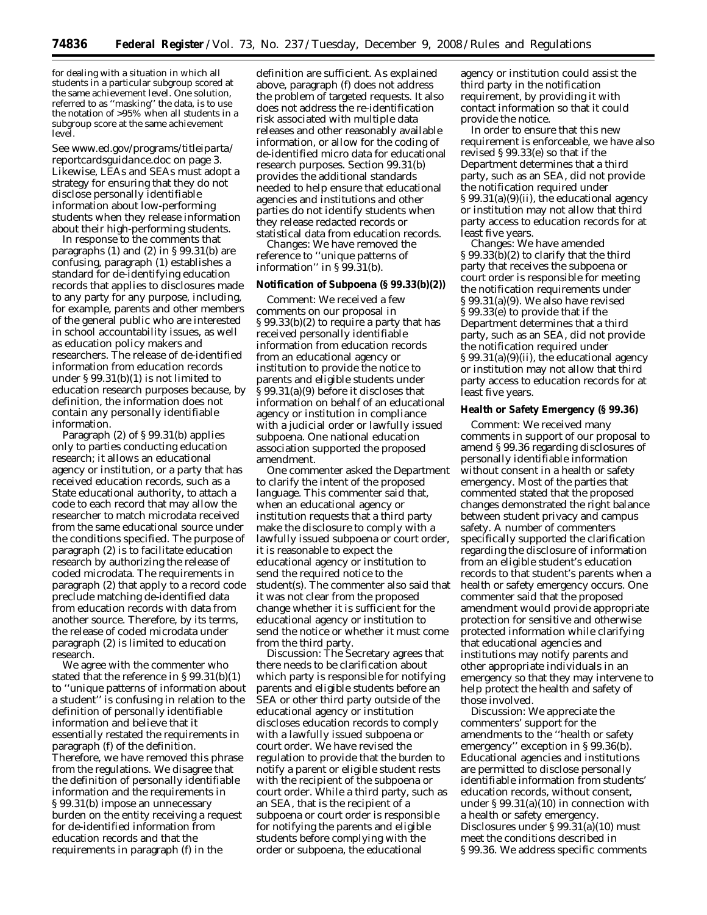for dealing with a situation in which all students in a particular subgroup scored at the same achievement level. One solution, referred to as ''masking'' the data, is to use the notation of >95% when all students in a subgroup score at the same achievement level.

See *www.ed.gov/programs/titleiparta/reportcardsguidance.doc* on page 3. Likewise, LEAs and SEAs must adopt a strategy for ensuring that they do not disclose personally identifiable information about low-performing students when they release information about their high-performing students.

In response to the comments that paragraphs (1) and (2) in § 99.31(b) are confusing, paragraph (1) establishes a standard for de-identifying education records that applies to disclosures made to any party for any purpose, including, for example, parents and other members of the general public who are interested in school accountability issues, as well as education policy makers and researchers. The release of de-identified information from education records under § 99.31(b)(1) is not limited to education research purposes because, by definition, the information does not contain any personally identifiable information.

Paragraph (2) of § 99.31(b) applies only to parties conducting education research; it allows an educational agency or institution, or a party that has received education records, such as a State educational authority, to attach a code to each record that may allow the researcher to match microdata received from the same educational source under the conditions specified. The purpose of paragraph (2) is to facilitate education research by authorizing the release of coded microdata. The requirements in paragraph (2) that apply to a record code preclude matching de-identified data from education records with data from another source. Therefore, by its terms, the release of coded microdata under paragraph (2) is limited to education research.

We agree with the commenter who stated that the reference in § 99.31(b)(1) to ''unique patterns of information about a student'' is confusing in relation to the definition of personally identifiable information and believe that it essentially restated the requirements in paragraph (f) of the definition. Therefore, we have removed this phrase from the regulations. We disagree that the definition of personally identifiable information and the requirements in § 99.31(b) impose an unnecessary burden on the entity receiving a request for de-identified information from education records and that the requirements in paragraph (f) in the definition are sufficient. As explained above, paragraph (f) does not address the problem of targeted requests. It also does not address the re-identification risk associated with multiple data releases and other reasonably available information, or allow for the coding of de-identified micro data for educational research purposes. Section 99.31(b) provides the additional standards needed to help ensure that educational agencies and institutions and other parties do not identify students when they release redacted records or statistical data from education records.

*Changes:* We have removed the reference to ''unique patterns of information'' in § 99.31(b).

**Notification of Subpoena (§ 99.33(b)(2))**

*Comment:* We received a few comments on our proposal in § 99.33(b)(2) to require a party that has received personally identifiable information from education records from an educational agency or institution to provide the notice to parents and eligible students under § 99.31(a)(9) before it discloses that information on behalf of an educational agency or institution in compliance with a judicial order or lawfully issued subpoena. One national education association supported the proposed amendment.

One commenter asked the Department to clarify the intent of the proposed language. This commenter said that, when an educational agency or institution requests that a third party make the disclosure to comply with a lawfully issued subpoena or court order, it is reasonable to expect the educational agency or institution to send the required notice to the student(s). The commenter also said that it was not clear from the proposed change whether it is sufficient for the educational agency or institution to send the notice or whether it must come from the third party.

*Discussion:* The Secretary agrees that there needs to be clarification about which party is responsible for notifying parents and eligible students before an SEA or other third party outside of the educational agency or institution discloses education records to comply with a lawfully issued subpoena or court order. We have revised the regulation to provide that the burden to notify a parent or eligible student rests with the recipient of the subpoena or court order. While a third party, such as an SEA, that is the recipient of a subpoena or court order is responsible for notifying the parents and eligible students before complying with the order or subpoena, the educational agency or institution could assist the third party in the notification requirement, by providing it with contact information so that it could provide the notice.

In order to ensure that this new requirement is enforceable, we have also revised § 99.33(e) so that if the Department determines that a third party, such as an SEA, did not provide the notification required under § 99.31(a)(9)(ii), the educational agency or institution may not allow that third party access to education records for at least five years.

*Changes:* We have amended § 99.33(b)(2) to clarify that the third party that receives the subpoena or court order is responsible for meeting the notification requirements under § 99.31(a)(9). We also have revised § 99.33(e) to provide that if the Department determines that a third party, such as an SEA, did not provide the notification required under § 99.31(a)(9)(ii), the educational agency or institution may not allow that third party access to education records for at least five years.

**Health or Safety Emergency (§ 99.36)**

*Comment:* We received many comments in support of our proposal to amend § 99.36 regarding disclosures of personally identifiable information without consent in a health or safety emergency. Most of the parties that commented stated that the proposed changes demonstrated the right balance between student privacy and campus safety. A number of commenters specifically supported the clarification regarding the disclosure of information from an eligible student's education records to that student's parents when a health or safety emergency occurs. One commenter said that the proposed amendment would provide appropriate protection for sensitive and otherwise protected information while clarifying that educational agencies and institutions may notify parents and other appropriate individuals in an emergency so that they may intervene to help protect the health and safety of those involved.

*Discussion:* We appreciate the commenters' support for the amendments to the ''health or safety emergency'' exception in § 99.36(b). Educational agencies and institutions are permitted to disclose personally identifiable information from students' education records, without consent, under § 99.31(a)(10) in connection with a health or safety emergency. Disclosures under § 99.31(a)(10) must meet the conditions described in § 99.36. We address specific comments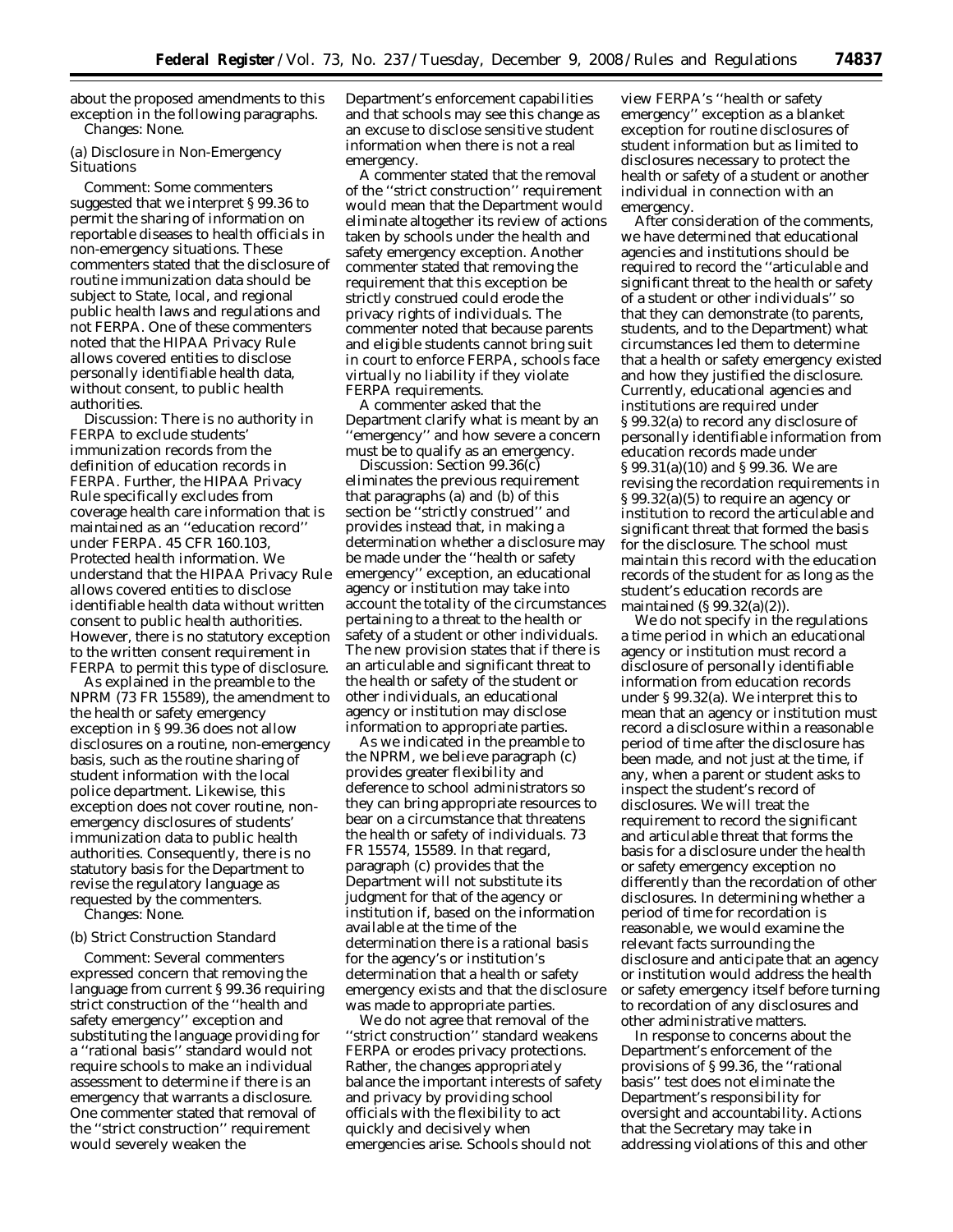about the proposed amendments to this exception in the following paragraphs.

*Changes:* None.

(a) Disclosure in Non-Emergency Situations

*Comment:* Some commenters suggested that we interpret § 99.36 to permit the sharing of information on reportable diseases to health officials in non-emergency situations. These commenters stated that the disclosure of routine immunization data should be subject to State, local, and regional public health laws and regulations and not FERPA. One of these commenters noted that the HIPAA Privacy Rule allows covered entities to disclose personally identifiable health data, without consent, to public health authorities.

*Discussion:* There is no authority in FERPA to exclude students' immunization records from the definition of education records in FERPA. Further, the HIPAA Privacy Rule specifically excludes from coverage health care information that is maintained as an ''education record'' under FERPA. 45 CFR 160.103, Protected health information. We understand that the HIPAA Privacy Rule allows covered entities to disclose identifiable health data without written consent to public health authorities. However, there is no statutory exception to the written consent requirement in FERPA to permit this type of disclosure.

As explained in the preamble to the NPRM (73 FR 15589), the amendment to the health or safety emergency exception in § 99.36 does not allow disclosures on a routine, non-emergency basis, such as the routine sharing of student information with the local police department. Likewise, this exception does not cover routine, non-emergency disclosures of students' immunization data to public health authorities. Consequently, there is no statutory basis for the Department to revise the regulatory language as requested by the commenters.

*Changes:* None.

(b) Strict Construction Standard

*Comment:* Several commenters expressed concern that removing the language from current § 99.36 requiring strict construction of the ''health and safety emergency'' exception and substituting the language providing for a ''rational basis'' standard would not require schools to make an individual assessment to determine if there is an emergency that warrants a disclosure. One commenter stated that removal of the ''strict construction'' requirement would severely weaken the Department's enforcement capabilities and that schools may see this change as an excuse to disclose sensitive student information when there is not a real emergency.

A commenter stated that the removal of the ''strict construction'' requirement would mean that the Department would eliminate altogether its review of actions taken by schools under the health and safety emergency exception. Another commenter stated that removing the requirement that this exception be strictly construed could erode the privacy rights of individuals. The commenter noted that because parents and eligible students cannot bring suit in court to enforce FERPA, schools face virtually no liability if they violate FERPA requirements.

A commenter asked that the Department clarify what is meant by an ''emergency'' and how severe a concern must be to qualify as an emergency.

*Discussion:* Section 99.36(c) eliminates the previous requirement that paragraphs (a) and (b) of this section be ''strictly construed'' and provides instead that, in making a determination whether a disclosure may be made under the ''health or safety emergency'' exception, an educational agency or institution may take into account the totality of the circumstances pertaining to a threat to the health or safety of a student or other individuals. The new provision states that if there is an articulable and significant threat to the health or safety of the student or other individuals, an educational agency or institution may disclose information to appropriate parties.

As we indicated in the preamble to the NPRM, we believe paragraph (c) provides greater flexibility and deference to school administrators so they can bring appropriate resources to bear on a circumstance that threatens the health or safety of individuals. 73 FR 15574, 15589. In that regard, paragraph (c) provides that the Department will not substitute its judgment for that of the agency or institution if, based on the information available at the time of the determination there is a rational basis for the agency's or institution's determination that a health or safety emergency exists and that the disclosure was made to appropriate parties.

We do not agree that removal of the ''strict construction'' standard weakens FERPA or erodes privacy protections. Rather, the changes appropriately balance the important interests of safety and privacy by providing school officials with the flexibility to act quickly and decisively when emergencies arise. Schools should not view FERPA's ''health or safety emergency'' exception as a blanket exception for routine disclosures of student information but as limited to disclosures necessary to protect the health or safety of a student or another individual in connection with an emergency.

After consideration of the comments, we have determined that educational agencies and institutions should be required to record the ''articulable and significant threat to the health or safety of a student or other individuals'' so that they can demonstrate (to parents, students, and to the Department) what circumstances led them to determine that a health or safety emergency existed and how they justified the disclosure. Currently, educational agencies and institutions are required under § 99.32(a) to record any disclosure of personally identifiable information from education records made under § 99.31(a)(10) and § 99.36. We are revising the recordation requirements in § 99.32(a)(5) to require an agency or institution to record the articulable and significant threat that formed the basis for the disclosure. The school must maintain this record with the education records of the student for as long as the student's education records are maintained (§ 99.32(a)(2)).

We do not specify in the regulations a time period in which an educational agency or institution must record a disclosure of personally identifiable information from education records under § 99.32(a). We interpret this to mean that an agency or institution must record a disclosure within a reasonable period of time after the disclosure has been made, and not just at the time, if any, when a parent or student asks to inspect the student's record of disclosures. We will treat the requirement to record the significant and articulable threat that forms the basis for a disclosure under the health or safety emergency exception no differently than the recordation of other disclosures. In determining whether a period of time for recordation is reasonable, we would examine the relevant facts surrounding the disclosure and anticipate that an agency or institution would address the health or safety emergency itself before turning to recordation of any disclosures and other administrative matters.

In response to concerns about the Department's enforcement of the provisions of § 99.36, the ''rational basis'' test does not eliminate the Department's responsibility for oversight and accountability. Actions that the Secretary may take in addressing violations of this and other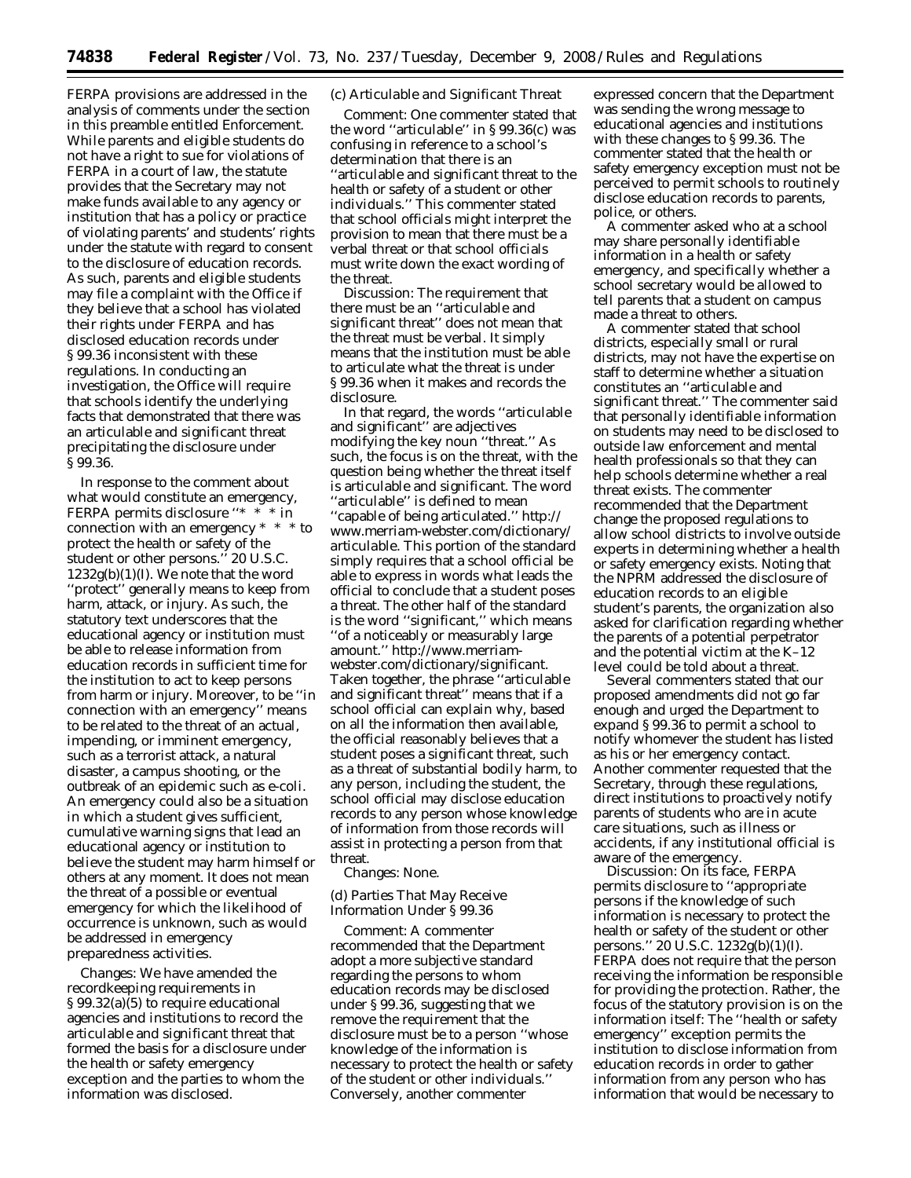FERPA provisions are addressed in the analysis of comments under the section in this preamble entitled Enforcement. While parents and eligible students do not have a right to sue for violations of FERPA in a court of law, the statute provides that the Secretary may not make funds available to any agency or institution that has a policy or practice of violating parents' and students' rights under the statute with regard to consent to the disclosure of education records. As such, parents and eligible students may file a complaint with the Office if they believe that a school has violated their rights under FERPA and has disclosed education records under § 99.36 inconsistent with these regulations. In conducting an investigation, the Office will require that schools identify the underlying facts that demonstrated that there was an articulable and significant threat precipitating the disclosure under § 99.36.

In response to the comment about what would constitute an emergency, FERPA permits disclosure ''* * * in connection with an emergency * * * to protect the health or safety of the student or other persons.'' 20 U.S.C. 1232g(b)(1)(I). We note that the word ''protect'' generally means to keep from harm, attack, or injury. As such, the statutory text underscores that the educational agency or institution must be able to release information from education records in sufficient time for the institution to act to keep persons from harm or injury. Moreover, to be ''in connection with an emergency'' means to be related to the threat of an actual, impending, or imminent emergency, such as a terrorist attack, a natural disaster, a campus shooting, or the outbreak of an epidemic such as e-coli. An emergency could also be a situation in which a student gives sufficient, cumulative warning signs that lead an educational agency or institution to believe the student may harm himself or others at any moment. It does not mean the threat of a possible or eventual emergency for which the likelihood of occurrence is unknown, such as would be addressed in emergency preparedness activities.

*Changes:* We have amended the recordkeeping requirements in § 99.32(a)(5) to require educational agencies and institutions to record the articulable and significant threat that formed the basis for a disclosure under the health or safety emergency exception and the parties to whom the information was disclosed.

*(c) Articulable and Significant Threat*

*Comment:* One commenter stated that the word ''articulable'' in § 99.36(c) was confusing in reference to a school's determination that there is an ''articulable and significant threat to the health or safety of a student or other individuals.'' This commenter stated that school officials might interpret the provision to mean that there must be a verbal threat or that school officials must write down the exact wording of the threat.

*Discussion:* The requirement that there must be an ''articulable and significant threat'' does not mean that the threat must be verbal. It simply means that the institution must be able to articulate what the threat is under § 99.36 when it makes and records the disclosure.

In that regard, the words ''articulable and significant'' are adjectives modifying the key noun ''threat.'' As such, the focus is on the threat, with the question being whether the threat itself is articulable and significant. The word ''articulable'' is defined to mean ''capable of being articulated.'' *http://www.merriam-webster.com/dictionary/articulable.* This portion of the standard simply requires that a school official be able to express in words what leads the official to conclude that a student poses a threat. The other half of the standard is the word ''significant,'' which means ''of a noticeably or measurably large amount.'' *http://www.merriam-webster.com/dictionary/significant.* Taken together, the phrase ''articulable and significant threat'' means that if a school official can explain why, based on all the information then available, the official reasonably believes that a student poses a significant threat, such as a threat of substantial bodily harm, to any person, including the student, the school official may disclose education records to any person whose knowledge of information from those records will assist in protecting a person from that threat.

*Changes:* None.

*(d) Parties That May Receive Information Under § 99.36*

*Comment:* A commenter recommended that the Department adopt a more subjective standard regarding the persons to whom education records may be disclosed under § 99.36, suggesting that we remove the requirement that the disclosure must be to a person ''whose knowledge of the information is necessary to protect the health or safety of the student or other individuals.'' Conversely, another commenter expressed concern that the Department was sending the wrong message to educational agencies and institutions with these changes to § 99.36. The commenter stated that the health or safety emergency exception must not be perceived to permit schools to routinely disclose education records to parents, police, or others.

A commenter asked who at a school may share personally identifiable information in a health or safety emergency, and specifically whether a school secretary would be allowed to tell parents that a student on campus made a threat to others.

A commenter stated that school districts, especially small or rural districts, may not have the expertise on staff to determine whether a situation constitutes an ''articulable and significant threat.'' The commenter said that personally identifiable information on students may need to be disclosed to outside law enforcement and mental health professionals so that they can help schools determine whether a real threat exists. The commenter recommended that the Department change the proposed regulations to allow school districts to involve outside experts in determining whether a health or safety emergency exists. Noting that the NPRM addressed the disclosure of education records to an eligible student's parents, the organization also asked for clarification regarding whether the parents of a potential perpetrator and the potential victim at the K–12 level could be told about a threat.

Several commenters stated that our proposed amendments did not go far enough and urged the Department to expand § 99.36 to permit a school to notify whomever the student has listed as his or her emergency contact. Another commenter requested that the Secretary, through these regulations, direct institutions to proactively notify parents of students who are in acute care situations, such as illness or accidents, if any institutional official is aware of the emergency.

*Discussion:* On its face, FERPA permits disclosure to ''appropriate persons if the knowledge of such information is necessary to protect the health or safety of the student or other persons.'' 20 U.S.C. 1232g(b)(1)(I). FERPA does not require that the person receiving the information be responsible for providing the protection. Rather, the focus of the statutory provision is on the information itself: The ''health or safety emergency'' exception permits the institution to disclose information from education records in order to gather information from any person who has information that would be necessary to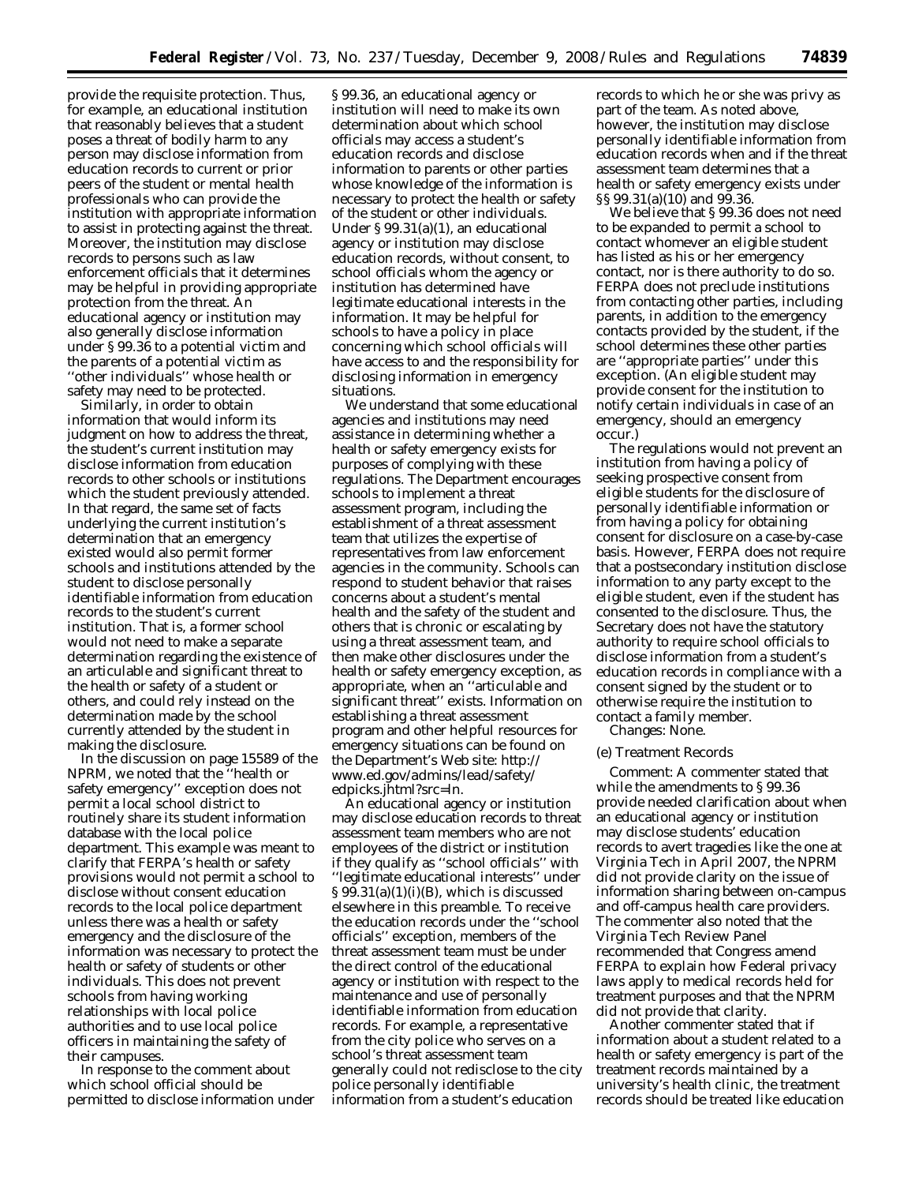provide the requisite protection. Thus, for example, an educational institution that reasonably believes that a student poses a threat of bodily harm to any person may disclose information from education records to current or prior peers of the student or mental health professionals who can provide the institution with appropriate information to assist in protecting against the threat. Moreover, the institution may disclose records to persons such as law enforcement officials that it determines may be helpful in providing appropriate protection from the threat. An educational agency or institution may also generally disclose information under § 99.36 to a potential victim and the parents of a potential victim as ''other individuals'' whose health or safety may need to be protected.

Similarly, in order to obtain information that would inform its judgment on how to address the threat, the student's current institution may disclose information from education records to other schools or institutions which the student previously attended. In that regard, the same set of facts underlying the current institution's determination that an emergency existed would also permit former schools and institutions attended by the student to disclose personally identifiable information from education records to the student's current institution. That is, a former school would not need to make a separate determination regarding the existence of an articulable and significant threat to the health or safety of a student or others, and could rely instead on the determination made by the school currently attended by the student in making the disclosure.

In the discussion on page 15589 of the NPRM, we noted that the ''health or safety emergency'' exception does not permit a local school district to routinely share its student information database with the local police department. This example was meant to clarify that FERPA's health or safety provisions would not permit a school to disclose without consent education records to the local police department unless there was a health or safety emergency and the disclosure of the information was necessary to protect the health or safety of students or other individuals. This does not prevent schools from having working relationships with local police authorities and to use local police officers in maintaining the safety of their campuses.

In response to the comment about which school official should be permitted to disclose information under § 99.36, an educational agency or institution will need to make its own determination about which school officials may access a student's education records and disclose information to parents or other parties whose knowledge of the information is necessary to protect the health or safety of the student or other individuals. Under § 99.31(a)(1), an educational agency or institution may disclose education records, without consent, to school officials whom the agency or institution has determined have legitimate educational interests in the information. It may be helpful for schools to have a policy in place concerning which school officials will have access to and the responsibility for disclosing information in emergency situations.

We understand that some educational agencies and institutions may need assistance in determining whether a health or safety emergency exists for purposes of complying with these regulations. The Department encourages schools to implement a threat assessment program, including the establishment of a threat assessment team that utilizes the expertise of representatives from law enforcement agencies in the community. Schools can respond to student behavior that raises concerns about a student's mental health and the safety of the student and others that is chronic or escalating by using a threat assessment team, and then make other disclosures under the health or safety emergency exception, as appropriate, when an ''articulable and significant threat'' exists. Information on establishing a threat assessment program and other helpful resources for emergency situations can be found on the Department's Web site: http://www.ed.gov/admins/lead/safety/edpicks.jhtml?src=ln.

An educational agency or institution may disclose education records to threat assessment team members who are not employees of the district or institution if they qualify as ''school officials'' with ''legitimate educational interests'' under § 99.31(a)(1)(i)(B), which is discussed elsewhere in this preamble. To receive the education records under the ''school officials'' exception, members of the threat assessment team must be under the direct control of the educational agency or institution with respect to the maintenance and use of personally identifiable information from education records. For example, a representative from the city police who serves on a school's threat assessment team generally could not redisclose to the city police personally identifiable information from a student's education records to which he or she was privy as part of the team. As noted above, however, the institution may disclose personally identifiable information from education records when and if the threat assessment team determines that a health or safety emergency exists under §§ 99.31(a)(10) and 99.36.

We believe that § 99.36 does not need to be expanded to permit a school to contact whomever an eligible student has listed as his or her emergency contact, nor is there authority to do so. FERPA does not preclude institutions from contacting other parties, including parents, in addition to the emergency contacts provided by the student, if the school determines these other parties are ''appropriate parties'' under this exception. (An eligible student may provide consent for the institution to notify certain individuals in case of an emergency, should an emergency occur.)

The regulations would not prevent an institution from having a policy of seeking prospective consent from eligible students for the disclosure of personally identifiable information or from having a policy for obtaining consent for disclosure on a case-by-case basis. However, FERPA does not require that a postsecondary institution disclose information to any party except to the eligible student, even if the student has consented to the disclosure. Thus, the Secretary does not have the statutory authority to require school officials to disclose information from a student's education records in compliance with a consent signed by the student or to otherwise require the institution to contact a family member.

*Changes:* None.

(e) Treatment Records

*Comment:* A commenter stated that while the amendments to § 99.36 provide needed clarification about when an educational agency or institution may disclose students' education records to avert tragedies like the one at Virginia Tech in April 2007, the NPRM did not provide clarity on the issue of information sharing between on-campus and off-campus health care providers. The commenter also noted that the Virginia Tech Review Panel recommended that Congress amend FERPA to explain how Federal privacy laws apply to medical records held for treatment purposes and that the NPRM did not provide that clarity.

Another commenter stated that if information about a student related to a health or safety emergency is part of the treatment records maintained by a university's health clinic, the treatment records should be treated like education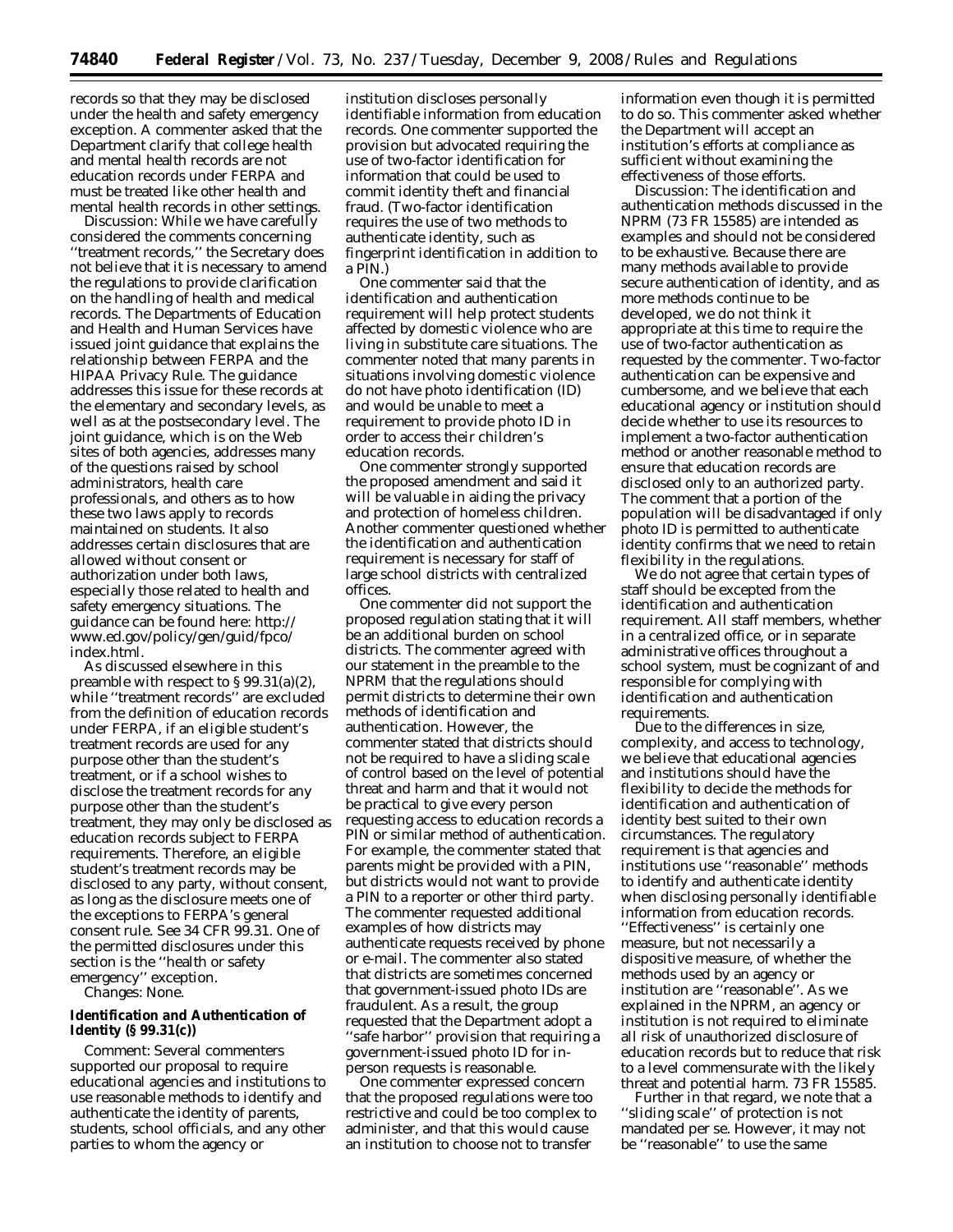records so that they may be disclosed under the health and safety emergency exception. A commenter asked that the Department clarify that college health and mental health records are not education records under FERPA and must be treated like other health and mental health records in other settings.

*Discussion:* While we have carefully considered the comments concerning ''treatment records,'' the Secretary does not believe that it is necessary to amend the regulations to provide clarification on the handling of health and medical records. The Departments of Education and Health and Human Services have issued joint guidance that explains the relationship between FERPA and the HIPAA Privacy Rule. The guidance addresses this issue for these records at the elementary and secondary levels, as well as at the postsecondary level. The joint guidance, which is on the Web sites of both agencies, addresses many of the questions raised by school administrators, health care professionals, and others as to how these two laws apply to records maintained on students. It also addresses certain disclosures that are allowed without consent or authorization under both laws, especially those related to health and safety emergency situations. The guidance can be found here: http://www.ed.gov/policy/gen/guid/fpco/index.html.

As discussed elsewhere in this preamble with respect to § 99.31(a)(2), while ''treatment records'' are excluded from the definition of education records under FERPA, if an eligible student's treatment records are used for any purpose other than the student's treatment, or if a school wishes to disclose the treatment records for any purpose other than the student's treatment, they may only be disclosed as education records subject to FERPA requirements. Therefore, an eligible student's treatment records may be disclosed to any party, without consent, as long as the disclosure meets one of the exceptions to FERPA's general consent rule. See 34 CFR 99.31. One of the permitted disclosures under this section is the ''health or safety emergency'' exception.

*Changes:* None.

### *Identification and Authentication of Identity (§ 99.31(c))*

*Comment:* Several commenters supported our proposal to require educational agencies and institutions to use reasonable methods to identify and authenticate the identity of parents, students, school officials, and any other parties to whom the agency or institution discloses personally identifiable information from education records. One commenter supported the provision but advocated requiring the use of two-factor identification for information that could be used to commit identity theft and financial fraud. (Two-factor identification requires the use of two methods to authenticate identity, such as fingerprint identification in addition to a PIN.)

One commenter said that the identification and authentication requirement will help protect students affected by domestic violence who are living in substitute care situations. The commenter noted that many parents in situations involving domestic violence do not have photo identification (ID) and would be unable to meet a requirement to provide photo ID in order to access their children's education records.

One commenter strongly supported the proposed amendment and said it will be valuable in aiding the privacy and protection of homeless children. Another commenter questioned whether the identification and authentication requirement is necessary for staff of large school districts with centralized offices.

One commenter did not support the proposed regulation stating that it will be an additional burden on school districts. The commenter agreed with our statement in the preamble to the NPRM that the regulations should permit districts to determine their own methods of identification and authentication. However, the commenter stated that districts should not be required to have a sliding scale of control based on the level of potential threat and harm and that it would not be practical to give every person requesting access to education records a PIN or similar method of authentication. For example, the commenter stated that parents might be provided with a PIN, but districts would not want to provide a PIN to a reporter or other third party. The commenter requested additional examples of how districts may authenticate requests received by phone or e-mail. The commenter also stated that districts are sometimes concerned that government-issued photo IDs are fraudulent. As a result, the group requested that the Department adopt a ''safe harbor'' provision that requiring a government-issued photo ID for in-person requests is reasonable.

One commenter expressed concern that the proposed regulations were too restrictive and could be too complex to administer, and that this would cause an institution to choose not to transfer information even though it is permitted to do so. This commenter asked whether the Department will accept an institution's efforts at compliance as sufficient without examining the effectiveness of those efforts.

*Discussion:* The identification and authentication methods discussed in the NPRM (73 FR 15585) are intended as examples and should not be considered to be exhaustive. Because there are many methods available to provide secure authentication of identity, and as more methods continue to be developed, we do not think it appropriate at this time to require the use of two-factor authentication as requested by the commenter. Two-factor authentication can be expensive and cumbersome, and we believe that each educational agency or institution should decide whether to use its resources to implement a two-factor authentication method or another reasonable method to ensure that education records are disclosed only to an authorized party. The comment that a portion of the population will be disadvantaged if only photo ID is permitted to authenticate identity confirms that we need to retain flexibility in the regulations.

We do not agree that certain types of staff should be excepted from the identification and authentication requirement. All staff members, whether in a centralized office, or in separate administrative offices throughout a school system, must be cognizant of and responsible for complying with identification and authentication requirements.

Due to the differences in size, complexity, and access to technology, we believe that educational agencies and institutions should have the flexibility to decide the methods for identification and authentication of identity best suited to their own circumstances. The regulatory requirement is that agencies and institutions use ''reasonable'' methods to identify and authenticate identity when disclosing personally identifiable information from education records. ''Effectiveness'' is certainly one measure, but not necessarily a dispositive measure, of whether the methods used by an agency or institution are ''reasonable''. As we explained in the NPRM, an agency or institution is not required to eliminate all risk of unauthorized disclosure of education records but to reduce that risk to a level commensurate with the likely threat and potential harm. 73 FR 15585.

Further in that regard, we note that a ''sliding scale'' of protection is not mandated per se. However, it may not be ''reasonable'' to use the same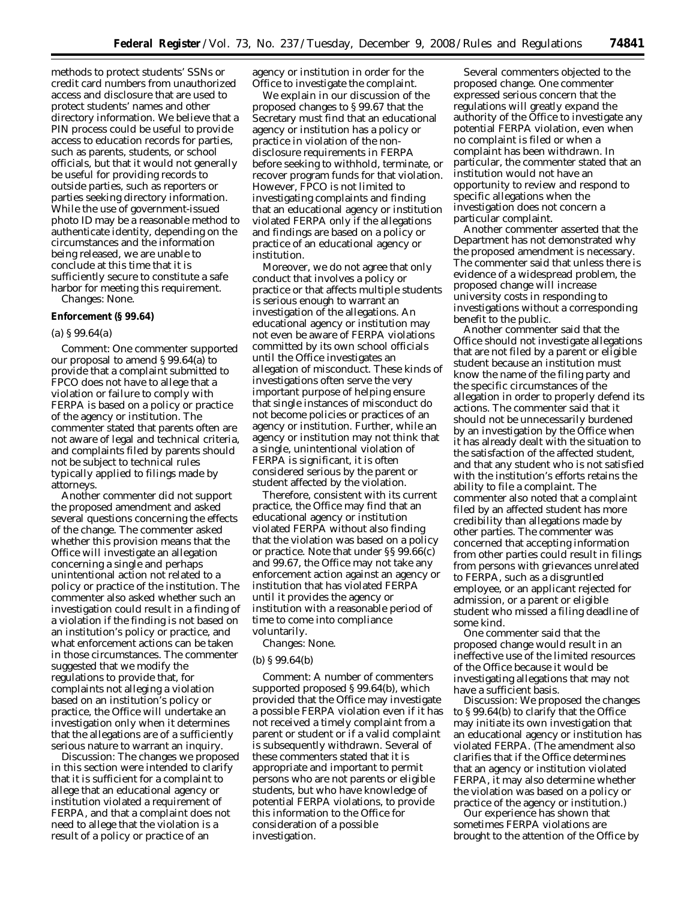methods to protect students' SSNs or credit card numbers from unauthorized access and disclosure that are used to protect students' names and other directory information. We believe that a PIN process could be useful to provide access to education records for parties, such as parents, students, or school officials, but that it would not generally be useful for providing records to outside parties, such as reporters or parties seeking directory information. While the use of government-issued photo ID may be a reasonable method to authenticate identity, depending on the circumstances and the information being released, we are unable to conclude at this time that it is sufficiently secure to constitute a safe harbor for meeting this requirement.

*Changes:* None.

**Enforcement (§ 99.64)**

(a) § 99.64(a)

*Comment:* One commenter supported our proposal to amend § 99.64(a) to provide that a complaint submitted to FPCO does not have to allege that a violation or failure to comply with FERPA is based on a policy or practice of the agency or institution. The commenter stated that parents often are not aware of legal and technical criteria, and complaints filed by parents should not be subject to technical rules typically applied to filings made by attorneys.

Another commenter did not support the proposed amendment and asked several questions concerning the effects of the change. The commenter asked whether this provision means that the Office will investigate an allegation concerning a single and perhaps unintentional action not related to a policy or practice of the institution. The commenter also asked whether such an investigation could result in a finding of a violation if the finding is not based on an institution's policy or practice, and what enforcement actions can be taken in those circumstances. The commenter suggested that we modify the regulations to provide that, for complaints not alleging a violation based on an institution's policy or practice, the Office will undertake an investigation only when it determines that the allegations are of a sufficiently serious nature to warrant an inquiry.

*Discussion:* The changes we proposed in this section were intended to clarify that it is sufficient for a complaint to allege that an educational agency or institution violated a requirement of FERPA, and that a complaint does not need to allege that the violation is a result of a policy or practice of an agency or institution in order for the Office to investigate the complaint.

We explain in our discussion of the proposed changes to § 99.67 that the Secretary must find that an educational agency or institution has a policy or practice in violation of the non-disclosure requirements in FERPA before seeking to withhold, terminate, or recover program funds for that violation. However, FPCO is not limited to investigating complaints and finding that an educational agency or institution violated FERPA only if the allegations and findings are based on a policy or practice of an educational agency or institution.

Moreover, we do not agree that only conduct that involves a policy or practice or that affects multiple students is serious enough to warrant an investigation of the allegations. An educational agency or institution may not even be aware of FERPA violations committed by its own school officials until the Office investigates an allegation of misconduct. These kinds of investigations often serve the very important purpose of helping ensure that single instances of misconduct do not become policies or practices of an agency or institution. Further, while an agency or institution may not think that a single, unintentional violation of FERPA is significant, it is often considered serious by the parent or student affected by the violation.

Therefore, consistent with its current practice, the Office may find that an educational agency or institution violated FERPA without also finding that the violation was based on a policy or practice. Note that under §§ 99.66(c) and 99.67, the Office may not take any enforcement action against an agency or institution that has violated FERPA until it provides the agency or institution with a reasonable period of time to come into compliance voluntarily.

*Changes:* None.

(b) § 99.64(b)

*Comment:* A number of commenters supported proposed § 99.64(b), which provided that the Office may investigate a possible FERPA violation even if it has not received a timely complaint from a parent or student or if a valid complaint is subsequently withdrawn. Several of these commenters stated that it is appropriate and important to permit persons who are not parents or eligible students, but who have knowledge of potential FERPA violations, to provide this information to the Office for consideration of a possible investigation.

Several commenters objected to the proposed change. One commenter expressed serious concern that the regulations will greatly expand the authority of the Office to investigate any potential FERPA violation, even when no complaint is filed or when a complaint has been withdrawn. In particular, the commenter stated that an institution would not have an opportunity to review and respond to specific allegations when the investigation does not concern a particular complaint.

Another commenter asserted that the Department has not demonstrated why the proposed amendment is necessary. The commenter said that unless there is evidence of a widespread problem, the proposed change will increase university costs in responding to investigations without a corresponding benefit to the public.

Another commenter said that the Office should not investigate allegations that are not filed by a parent or eligible student because an institution must know the name of the filing party and the specific circumstances of the allegation in order to properly defend its actions. The commenter said that it should not be unnecessarily burdened by an investigation by the Office when it has already dealt with the situation to the satisfaction of the affected student, and that any student who is not satisfied with the institution's efforts retains the ability to file a complaint. The commenter also noted that a complaint filed by an affected student has more credibility than allegations made by other parties. The commenter was concerned that accepting information from other parties could result in filings from persons with grievances unrelated to FERPA, such as a disgruntled employee, or an applicant rejected for admission, or a parent or eligible student who missed a filing deadline of some kind.

One commenter said that the proposed change would result in an ineffective use of the limited resources of the Office because it would be investigating allegations that may not have a sufficient basis.

*Discussion:* We proposed the changes to § 99.64(b) to clarify that the Office may initiate its own investigation that an educational agency or institution has violated FERPA. (The amendment also clarifies that if the Office determines that an agency or institution violated FERPA, it may also determine whether the violation was based on a policy or practice of the agency or institution.)

Our experience has shown that sometimes FERPA violations are brought to the attention of the Office by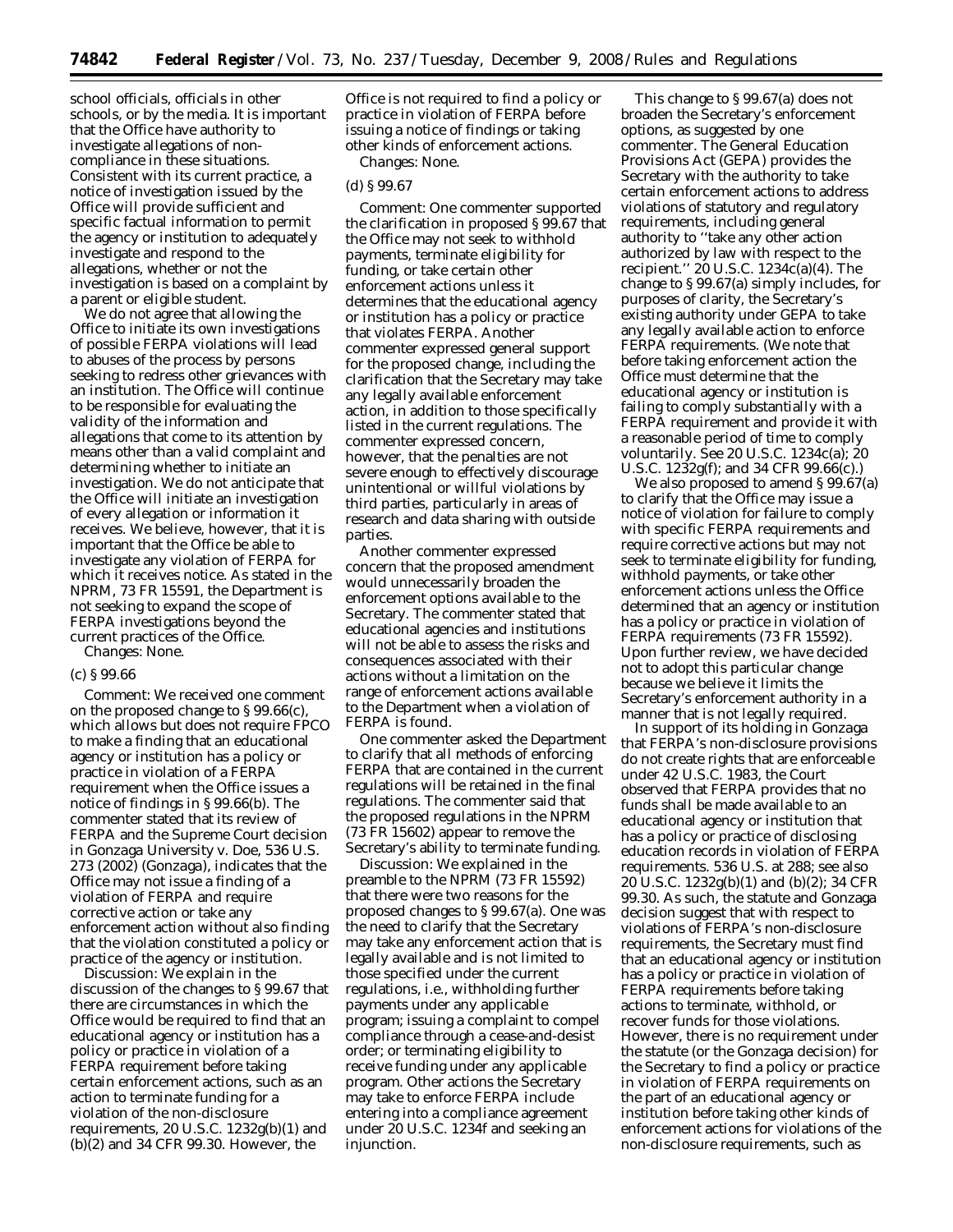school officials, officials in other schools, or by the media. It is important that the Office have authority to investigate allegations of non-compliance in these situations. Consistent with its current practice, a notice of investigation issued by the Office will provide sufficient and specific factual information to permit the agency or institution to adequately investigate and respond to the allegations, whether or not the investigation is based on a complaint by a parent or eligible student.

We do not agree that allowing the Office to initiate its own investigations of possible FERPA violations will lead to abuses of the process by persons seeking to redress other grievances with an institution. The Office will continue to be responsible for evaluating the validity of the information and allegations that come to its attention by means other than a valid complaint and determining whether to initiate an investigation. We do not anticipate that the Office will initiate an investigation of every allegation or information it receives. We believe, however, that it is important that the Office be able to investigate any violation of FERPA for which it receives notice. As stated in the NPRM, 73 FR 15591, the Department is not seeking to expand the scope of FERPA investigations beyond the current practices of the Office.

*Changes:* None.

(c) § 99.66

*Comment:* We received one comment on the proposed change to § 99.66(c), which allows but does not require FPCO to make a finding that an educational agency or institution has a policy or practice in violation of a FERPA requirement when the Office issues a notice of findings in § 99.66(b). The commenter stated that its review of FERPA and the Supreme Court decision in *Gonzaga University* v. *Doe*, 536 U.S. 273 (2002) (*Gonzaga*), indicates that the Office may not issue a finding of a violation of FERPA and require corrective action or take any enforcement action without also finding that the violation constituted a policy or practice of the agency or institution.

*Discussion:* We explain in the discussion of the changes to § 99.67 that there are circumstances in which the Office would be required to find that an educational agency or institution has a policy or practice in violation of a FERPA requirement before taking certain enforcement actions, such as an action to terminate funding for a violation of the non-disclosure requirements, 20 U.S.C. 1232g(b)(1) and (b)(2) and 34 CFR 99.30. However, the Office is not required to find a policy or practice in violation of FERPA before issuing a notice of findings or taking other kinds of enforcement actions.

*Changes:* None.

(d) § 99.67

*Comment:* One commenter supported the clarification in proposed § 99.67 that the Office may not seek to withhold payments, terminate eligibility for funding, or take certain other enforcement actions unless it determines that the educational agency or institution has a policy or practice that violates FERPA. Another commenter expressed general support for the proposed change, including the clarification that the Secretary may take any legally available enforcement action, in addition to those specifically listed in the current regulations. The commenter expressed concern, however, that the penalties are not severe enough to effectively discourage unintentional or willful violations by third parties, particularly in areas of research and data sharing with outside parties.

Another commenter expressed concern that the proposed amendment would unnecessarily broaden the enforcement options available to the Secretary. The commenter stated that educational agencies and institutions will not be able to assess the risks and consequences associated with their actions without a limitation on the range of enforcement actions available to the Department when a violation of FERPA is found.

One commenter asked the Department to clarify that all methods of enforcing FERPA that are contained in the current regulations will be retained in the final regulations. The commenter said that the proposed regulations in the NPRM (73 FR 15602) appear to remove the Secretary's ability to terminate funding.

*Discussion:* We explained in the preamble to the NPRM (73 FR 15592) that there were two reasons for the proposed changes to § 99.67(a). One was the need to clarify that the Secretary may take any enforcement action that is legally available and is not limited to those specified under the current regulations, i.e., withholding further payments under any applicable program; issuing a complaint to compel compliance through a cease-and-desist order; or terminating eligibility to receive funding under any applicable program. Other actions the Secretary may take to enforce FERPA include entering into a compliance agreement under 20 U.S.C. 1234f and seeking an injunction.

This change to § 99.67(a) does not broaden the Secretary's enforcement options, as suggested by one commenter. The General Education Provisions Act (GEPA) provides the Secretary with the authority to take certain enforcement actions to address violations of statutory and regulatory requirements, including general authority to "take any other action authorized by law with respect to the recipient." 20 U.S.C. 1234c(a)(4). The change to § 99.67(a) simply includes, for purposes of clarity, the Secretary's existing authority under GEPA to take any legally available action to enforce FERPA requirements. (We note that before taking enforcement action the Office must determine that the educational agency or institution is failing to comply substantially with a FERPA requirement and provide it with a reasonable period of time to comply voluntarily. See 20 U.S.C. 1234c(a); 20 U.S.C. 1232g(f); and 34 CFR 99.66(c).)

We also proposed to amend § 99.67(a) to clarify that the Office may issue a notice of violation for failure to comply with specific FERPA requirements and require corrective actions but may not seek to terminate eligibility for funding, withhold payments, or take other enforcement actions unless the Office determined that an agency or institution has a policy or practice in violation of FERPA requirements (73 FR 15592). Upon further review, we have decided not to adopt this particular change because we believe it limits the Secretary's enforcement authority in a manner that is not legally required.

In support of its holding in *Gonzaga* that FERPA's non-disclosure provisions do not create rights that are enforceable under 42 U.S.C. 1983, the Court observed that FERPA provides that no funds shall be made available to an educational agency or institution that has a policy or practice of disclosing education records in violation of FERPA requirements. 536 U.S. at 288; see also 20 U.S.C. 1232g(b)(1) and (b)(2); 34 CFR 99.30. As such, the statute and *Gonzaga* decision suggest that with respect to violations of FERPA's non-disclosure requirements, the Secretary must find that an educational agency or institution has a policy or practice in violation of FERPA requirements before taking actions to terminate, withhold, or recover funds for those violations. However, there is no requirement under the statute (or the *Gonzaga* decision) for the Secretary to find a policy or practice in violation of FERPA requirements on the part of an educational agency or institution before taking other kinds of enforcement actions for violations of the non-disclosure requirements, such as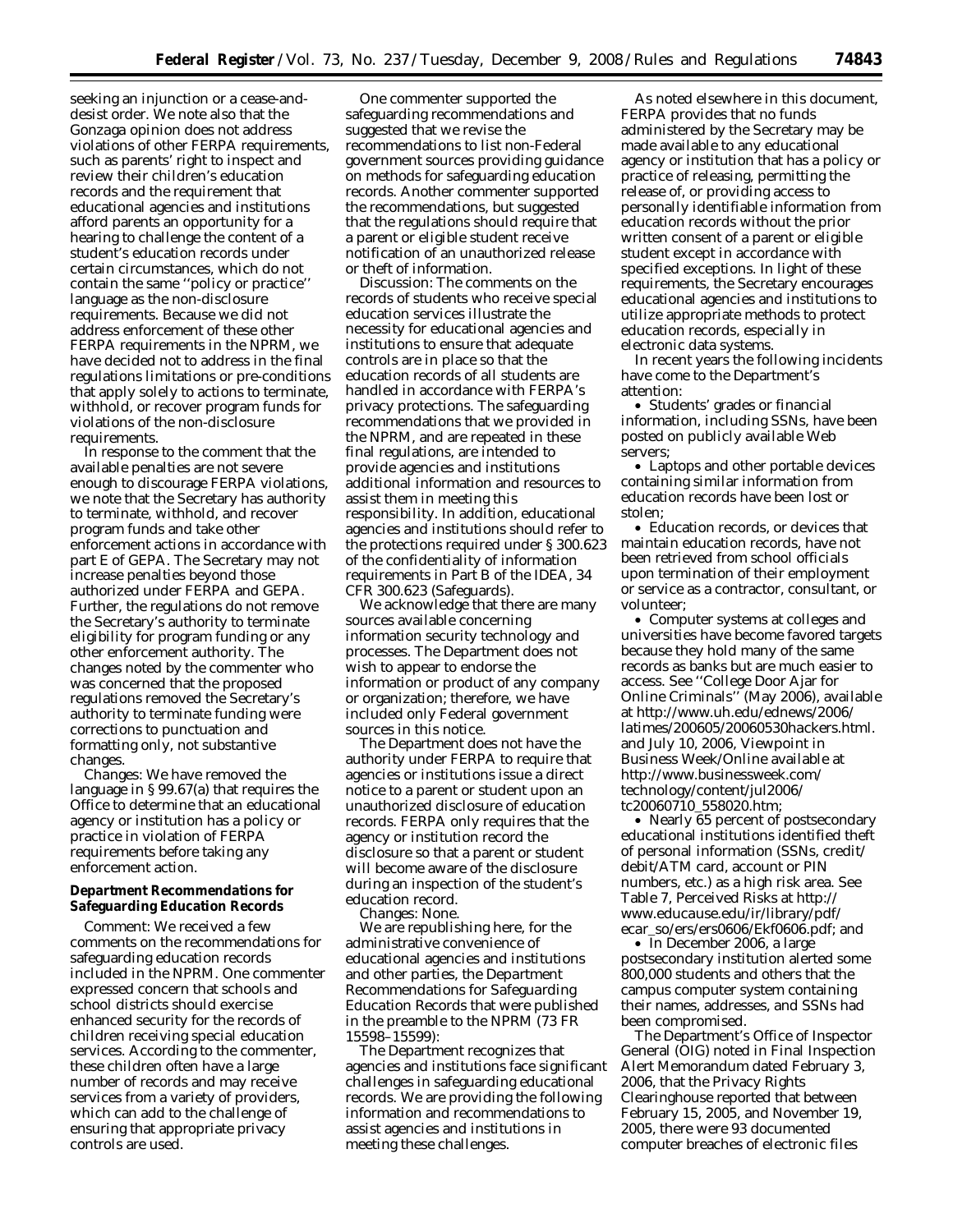seeking an injunction or a cease-and-desist order. We note also that the Gonzaga opinion does not address violations of other FERPA requirements, such as parents' right to inspect and review their children's education records and the requirement that educational agencies and institutions afford parents an opportunity for a hearing to challenge the content of a student's education records under certain circumstances, which do not contain the same ''policy or practice'' language as the non-disclosure requirements. Because we did not address enforcement of these other FERPA requirements in the NPRM, we have decided not to address in the final regulations limitations or pre-conditions that apply solely to actions to terminate, withhold, or recover program funds for violations of the non-disclosure requirements.

In response to the comment that the available penalties are not severe enough to discourage FERPA violations, we note that the Secretary has authority to terminate, withhold, and recover program funds and take other enforcement actions in accordance with part E of GEPA. The Secretary may not increase penalties beyond those authorized under FERPA and GEPA. Further, the regulations do not remove the Secretary's authority to terminate eligibility for program funding or any other enforcement authority. The changes noted by the commenter who was concerned that the proposed regulations removed the Secretary's authority to terminate funding were corrections to punctuation and formatting only, not substantive changes.

*Changes:* We have removed the language in § 99.67(a) that requires the Office to determine that an educational agency or institution has a policy or practice in violation of FERPA requirements before taking any enforcement action.

**Department Recommendations for Safeguarding Education Records**

*Comment:* We received a few comments on the recommendations for safeguarding education records included in the NPRM. One commenter expressed concern that schools and school districts should exercise enhanced security for the records of children receiving special education services. According to the commenter, these children often have a large number of records and may receive services from a variety of providers, which can add to the challenge of ensuring that appropriate privacy controls are used.

One commenter supported the safeguarding recommendations and suggested that we revise the recommendations to list non-Federal government sources providing guidance on methods for safeguarding education records. Another commenter supported the recommendations, but suggested that the regulations should require that a parent or eligible student receive notification of an unauthorized release or theft of information.

*Discussion:* The comments on the records of students who receive special education services illustrate the necessity for educational agencies and institutions to ensure that adequate controls are in place so that the education records of all students are handled in accordance with FERPA's privacy protections. The safeguarding recommendations that we provided in the NPRM, and are repeated in these final regulations, are intended to provide agencies and institutions additional information and resources to assist them in meeting this responsibility. In addition, educational agencies and institutions should refer to the protections required under § 300.623 of the confidentiality of information requirements in Part B of the IDEA, 34 CFR 300.623 (Safeguards).

We acknowledge that there are many sources available concerning information security technology and processes. The Department does not wish to appear to endorse the information or product of any company or organization; therefore, we have included only Federal government sources in this notice.

The Department does not have the authority under FERPA to require that agencies or institutions issue a direct notice to a parent or student upon an unauthorized disclosure of education records. FERPA only requires that the agency or institution record the disclosure so that a parent or student will become aware of the disclosure during an inspection of the student's education record.

*Changes:* None.

We are republishing here, for the administrative convenience of educational agencies and institutions and other parties, the Department Recommendations for Safeguarding Education Records that were published in the preamble to the NPRM (73 FR 15598–15599):

The Department recognizes that agencies and institutions face significant challenges in safeguarding educational records. We are providing the following information and recommendations to assist agencies and institutions in meeting these challenges.

As noted elsewhere in this document, FERPA provides that no funds administered by the Secretary may be made available to any educational agency or institution that has a policy or practice of releasing, permitting the release of, or providing access to personally identifiable information from education records without the prior written consent of a parent or eligible student except in accordance with specified exceptions. In light of these requirements, the Secretary encourages educational agencies and institutions to utilize appropriate methods to protect education records, especially in electronic data systems.

In recent years the following incidents have come to the Department's attention:

- Students' grades or financial information, including SSNs, have been posted on publicly available Web servers;
- Laptops and other portable devices containing similar information from education records have been lost or stolen;
- Education records, or devices that maintain education records, have not been retrieved from school officials upon termination of their employment or service as a contractor, consultant, or volunteer;
- Computer systems at colleges and universities have become favored targets because they hold many of the same records as banks but are much easier to access. See ''College Door Ajar for Online Criminals'' (May 2006), available at http://www.uh.edu/ednews/2006/latimes/200605/20060530hackers.html. and July 10, 2006, Viewpoint in Business Week/Online available at http://www.businessweek.com/technology/content/jul2006/tc20060710_558020.htm;
- Nearly 65 percent of postsecondary educational institutions identified theft of personal information (SSNs, credit/debit/ATM card, account or PIN numbers, etc.) as a high risk area. See Table 7, Perceived Risks at http://www.educause.edu/ir/library/pdf/ecar_so/ers/ers0606/Ekf0606.pdf; and
- In December 2006, a large postsecondary institution alerted some 800,000 students and others that the campus computer system containing their names, addresses, and SSNs had been compromised.

The Department's Office of Inspector General (OIG) noted in Final Inspection Alert Memorandum dated February 3, 2006, that the Privacy Rights Clearinghouse reported that between February 15, 2005, and November 19, 2005, there were 93 documented computer breaches of electronic files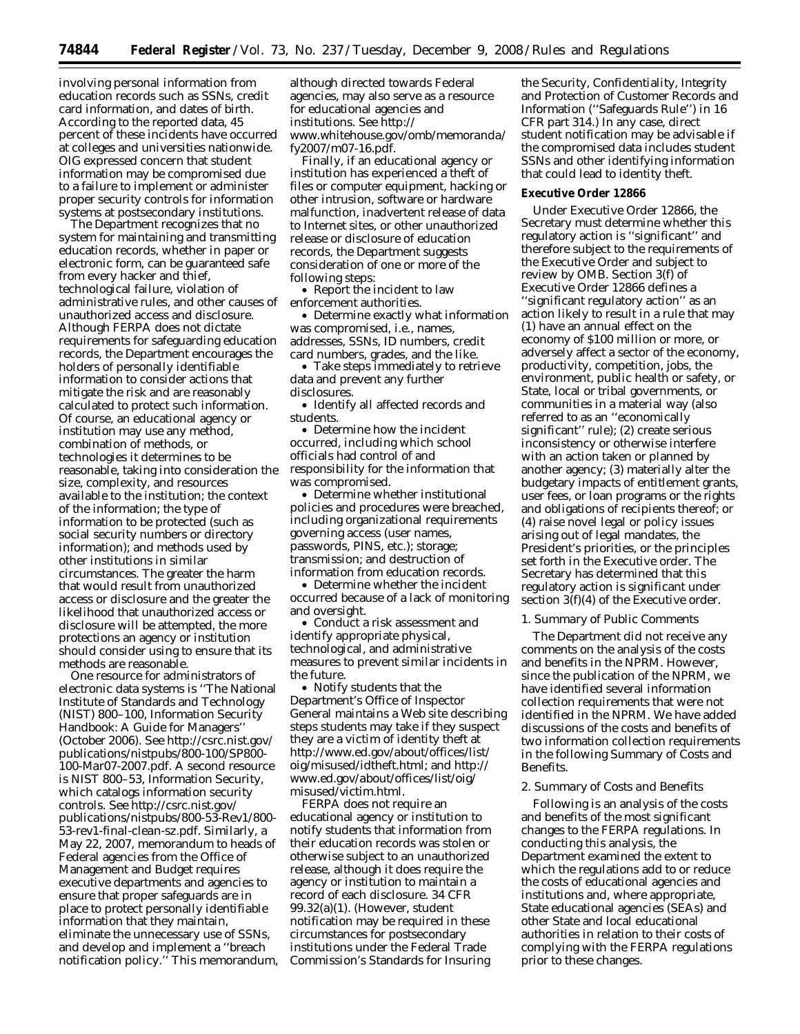involving personal information from education records such as SSNs, credit card information, and dates of birth. According to the reported data, 45 percent of these incidents have occurred at colleges and universities nationwide. OIG expressed concern that student information may be compromised due to a failure to implement or administer proper security controls for information systems at postsecondary institutions.

The Department recognizes that no system for maintaining and transmitting education records, whether in paper or electronic form, can be guaranteed safe from every hacker and thief, technological failure, violation of administrative rules, and other causes of unauthorized access and disclosure. Although FERPA does not dictate requirements for safeguarding education records, the Department encourages the holders of personally identifiable information to consider actions that mitigate the risk and are reasonably calculated to protect such information. Of course, an educational agency or institution may use any method, combination of methods, or technologies it determines to be reasonable, taking into consideration the size, complexity, and resources available to the institution; the context of the information; the type of information to be protected (such as social security numbers or directory information); and methods used by other institutions in similar circumstances. The greater the harm that would result from unauthorized access or disclosure and the greater the likelihood that unauthorized access or disclosure will be attempted, the more protections an agency or institution should consider using to ensure that its methods are reasonable.

One resource for administrators of electronic data systems is ''The National Institute of Standards and Technology (NIST) 800–100, Information Security Handbook: A Guide for Managers'' (October 2006). See http://csrc.nist.gov/publications/nistpubs/800-100/SP800-100-Mar07-2007.pdf. A second resource is NIST 800–53, Information Security, which catalogs information security controls. See http://csrc.nist.gov/publications/nistpubs/800-53-Rev1/800-53-rev1-final-clean-sz.pdf. Similarly, a May 22, 2007, memorandum to heads of Federal agencies from the Office of Management and Budget requires executive departments and agencies to ensure that proper safeguards are in place to protect personally identifiable information that they maintain, eliminate the unnecessary use of SSNs, and develop and implement a ''breach notification policy.'' This memorandum, although directed towards Federal agencies, may also serve as a resource for educational agencies and institutions. See http://www.whitehouse.gov/omb/memoranda/fy2007/m07-16.pdf.

Finally, if an educational agency or institution has experienced a theft of files or computer equipment, hacking or other intrusion, software or hardware malfunction, inadvertent release of data to Internet sites, or other unauthorized release or disclosure of education records, the Department suggests consideration of one or more of the following steps:

- Report the incident to law enforcement authorities.
- Determine exactly what information was compromised, i.e., names, addresses, SSNs, ID numbers, credit card numbers, grades, and the like.
- Take steps immediately to retrieve data and prevent any further disclosures.
- Identify all affected records and students.
- Determine how the incident occurred, including which school officials had control of and responsibility for the information that was compromised.
- Determine whether institutional policies and procedures were breached, including organizational requirements governing access (user names, passwords, PINS, etc.); storage; transmission; and destruction of information from education records.
- Determine whether the incident occurred because of a lack of monitoring and oversight.
- Conduct a risk assessment and identify appropriate physical, technological, and administrative measures to prevent similar incidents in the future.
- Notify students that the Department's Office of Inspector General maintains a Web site describing steps students may take if they suspect they are a victim of identity theft at http://www.ed.gov/about/offices/list/oig/misused/idtheft.html; and http://www.ed.gov/about/offices/list/oig/misused/victim.html.

FERPA does not require an educational agency or institution to notify students that information from their education records was stolen or otherwise subject to an unauthorized release, although it does require the agency or institution to maintain a record of each disclosure. 34 CFR 99.32(a)(1). (However, student notification may be required in these circumstances for postsecondary institutions under the Federal Trade Commission's Standards for Insuring the Security, Confidentiality, Integrity and Protection of Customer Records and Information (''Safeguards Rule'') in 16 CFR part 314.) In any case, direct student notification may be advisable if the compromised data includes student SSNs and other identifying information that could lead to identity theft.

**Executive Order 12866**

Under Executive Order 12866, the Secretary must determine whether this regulatory action is ''significant'' and therefore subject to the requirements of the Executive Order and subject to review by OMB. Section 3(f) of Executive Order 12866 defines a ''significant regulatory action'' as an action likely to result in a rule that may (1) have an annual effect on the economy of $100 million or more, or adversely affect a sector of the economy, productivity, competition, jobs, the environment, public health or safety, or State, local or tribal governments, or communities in a material way (also referred to as an ''economically significant'' rule); (2) create serious inconsistency or otherwise interfere with an action taken or planned by another agency; (3) materially alter the budgetary impacts of entitlement grants, user fees, or loan programs or the rights and obligations of recipients thereof; or (4) raise novel legal or policy issues arising out of legal mandates, the President's priorities, or the principles set forth in the Executive order. The Secretary has determined that this regulatory action is significant under section 3(f)(4) of the Executive order.

*1. Summary of Public Comments*

The Department did not receive any comments on the analysis of the costs and benefits in the NPRM. However, since the publication of the NPRM, we have identified several information collection requirements that were not identified in the NPRM. We have added discussions of the costs and benefits of two information collection requirements in the following Summary of Costs and Benefits.

*2. Summary of Costs and Benefits*

Following is an analysis of the costs and benefits of the most significant changes to the FERPA regulations. In conducting this analysis, the Department examined the extent to which the regulations add to or reduce the costs of educational agencies and institutions and, where appropriate, State educational agencies (SEAs) and other State and local educational authorities in relation to their costs of complying with the FERPA regulations prior to these changes.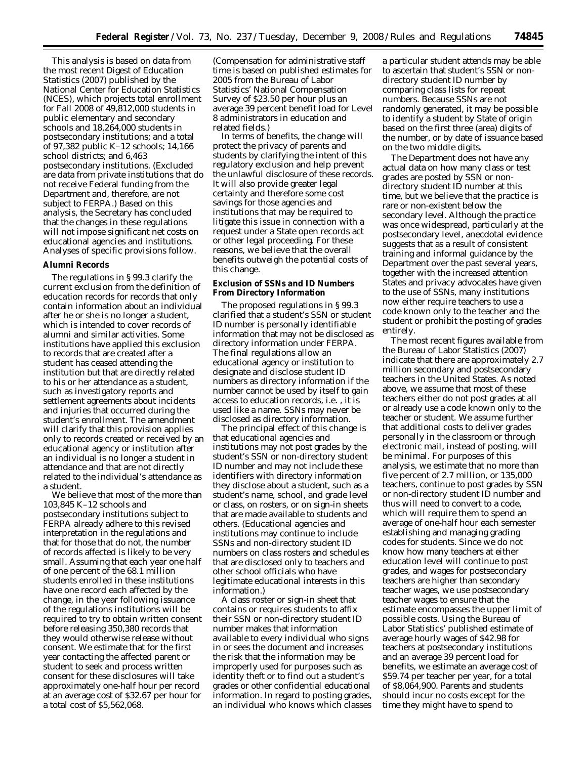This analysis is based on data from the most recent Digest of Education Statistics (2007) published by the National Center for Education Statistics (NCES), which projects total enrollment for Fall 2008 of 49,812,000 students in public elementary and secondary schools and 18,264,000 students in postsecondary institutions; and a total of 97,382 public K–12 schools; 14,166 school districts; and 6,463 postsecondary institutions. (Excluded are data from private institutions that do not receive Federal funding from the Department and, therefore, are not subject to FERPA.) Based on this analysis, the Secretary has concluded that the changes in these regulations will not impose significant net costs on educational agencies and institutions. Analyses of specific provisions follow.

**Alumni Records**

The regulations in § 99.3 clarify the current exclusion from the definition of education records for records that only contain information about an individual after he or she is no longer a student, which is intended to cover records of alumni and similar activities. Some institutions have applied this exclusion to records that are created after a student has ceased attending the institution but that are directly related to his or her attendance as a student, such as investigatory reports and settlement agreements about incidents and injuries that occurred during the student's enrollment. The amendment will clarify that this provision applies only to records created or received by an educational agency or institution after an individual is no longer a student in attendance and that are not directly related to the individual's attendance as a student.

We believe that most of the more than 103,845 K–12 schools and postsecondary institutions subject to FERPA already adhere to this revised interpretation in the regulations and that for those that do not, the number of records affected is likely to be very small. Assuming that each year one half of one percent of the 68.1 million students enrolled in these institutions have one record each affected by the change, in the year following issuance of the regulations institutions will be required to try to obtain written consent before releasing 350,380 records that they would otherwise release without consent. We estimate that for the first year contacting the affected parent or student to seek and process written consent for these disclosures will take approximately one-half hour per record at an average cost of $32.67 per hour for a total cost of $5,562,068. (Compensation for administrative staff time is based on published estimates for 2005 from the Bureau of Labor Statistics' National Compensation Survey of $23.50 per hour plus an average 39 percent benefit load for Level 8 administrators in education and related fields.)

In terms of benefits, the change will protect the privacy of parents and students by clarifying the intent of this regulatory exclusion and help prevent the unlawful disclosure of these records. It will also provide greater legal certainty and therefore some cost savings for those agencies and institutions that may be required to litigate this issue in connection with a request under a State open records act or other legal proceeding. For these reasons, we believe that the overall benefits outweigh the potential costs of this change.

**Exclusion of SSNs and ID Numbers From Directory Information**

The proposed regulations in § 99.3 clarified that a student's SSN or student ID number is personally identifiable information that may not be disclosed as directory information under FERPA. The final regulations allow an educational agency or institution to designate and disclose student ID numbers as directory information if the number cannot be used by itself to gain access to education records, *i.e.*, it is used like a name. SSNs may never be disclosed as directory information.

The principal effect of this change is that educational agencies and institutions may not post grades by the student's SSN or non-directory student ID number and may not include these identifiers with directory information they disclose about a student, such as a student's name, school, and grade level or class, on rosters, or on sign-in sheets that are made available to students and others. (Educational agencies and institutions may continue to include SSNs and non-directory student ID numbers on class rosters and schedules that are disclosed only to teachers and other school officials who have legitimate educational interests in this information.)

A class roster or sign-in sheet that contains or requires students to affix their SSN or non-directory student ID number makes that information available to every individual who signs in or sees the document and increases the risk that the information may be improperly used for purposes such as identity theft or to find out a student's grades or other confidential educational information. In regard to posting grades, an individual who knows which classes a particular student attends may be able to ascertain that student's SSN or non-directory student ID number by comparing class lists for repeat numbers. Because SSNs are not randomly generated, it may be possible to identify a student by State of origin based on the first three (area) digits of the number, or by date of issuance based on the two middle digits.

The Department does not have any actual data on how many class or test grades are posted by SSN or non-directory student ID number at this time, but we believe that the practice is rare or non-existent below the secondary level. Although the practice was once widespread, particularly at the postsecondary level, anecdotal evidence suggests that as a result of consistent training and informal guidance by the Department over the past several years, together with the increased attention States and privacy advocates have given to the use of SSNs, many institutions now either require teachers to use a code known only to the teacher and the student or prohibit the posting of grades entirely.

The most recent figures available from the Bureau of Labor Statistics (2007) indicate that there are approximately 2.7 million secondary and postsecondary teachers in the United States. As noted above, we assume that most of these teachers either do not post grades at all or already use a code known only to the teacher or student. We assume further that additional costs to deliver grades personally in the classroom or through electronic mail, instead of posting, will be minimal. For purposes of this analysis, we estimate that no more than five percent of 2.7 million, or 135,000 teachers, continue to post grades by SSN or non-directory student ID number and thus will need to convert to a code, which will require them to spend an average of one-half hour each semester establishing and managing grading codes for students. Since we do not know how many teachers at either education level will continue to post grades, and wages for postsecondary teachers are higher than secondary teacher wages, we use postsecondary teacher wages to ensure that the estimate encompasses the upper limit of possible costs. Using the Bureau of Labor Statistics' published estimate of average hourly wages of $42.98 for teachers at postsecondary institutions and an average 39 percent load for benefits, we estimate an average cost of $59.74 per teacher per year, for a total of $8,064,900. Parents and students should incur no costs except for the time they might have to spend to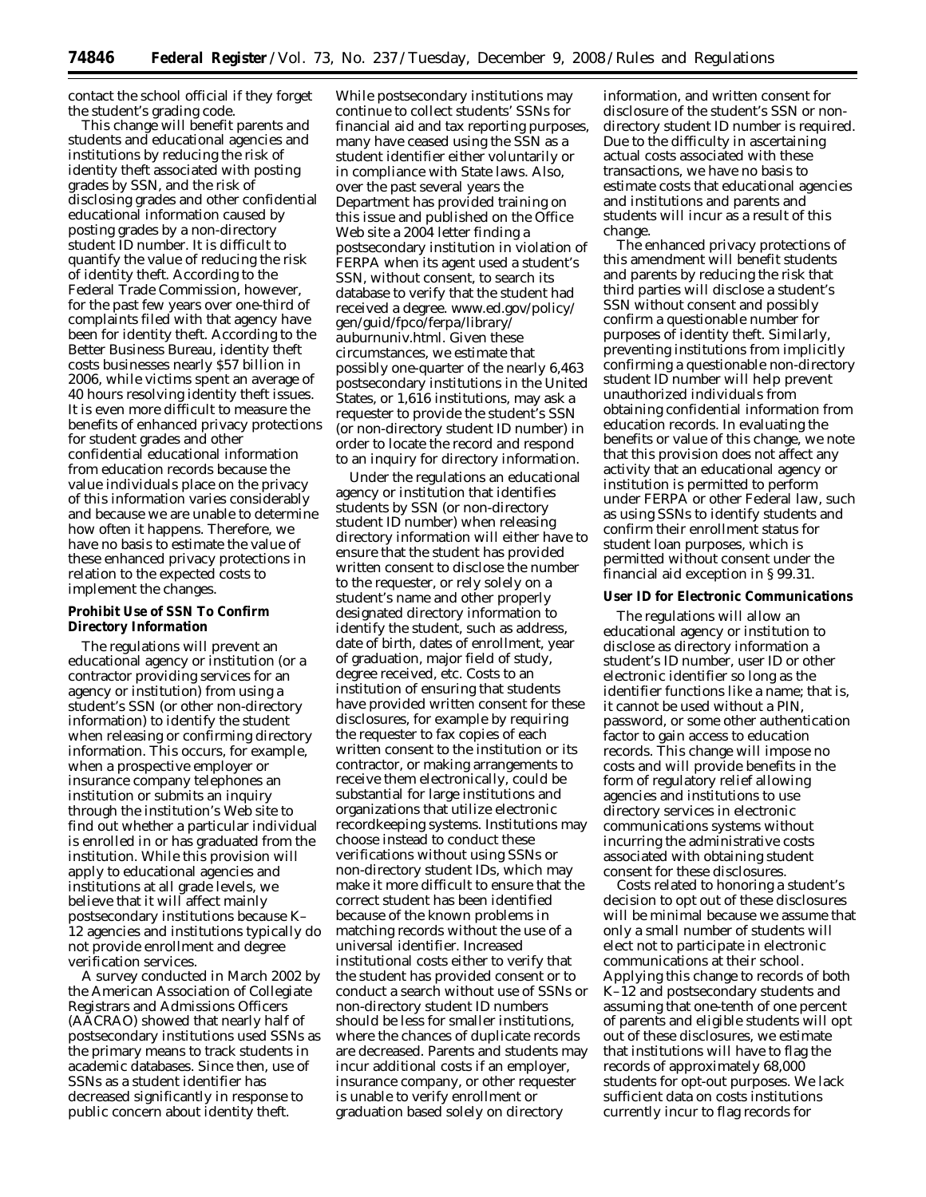contact the school official if they forget the student's grading code.

This change will benefit parents and students and educational agencies and institutions by reducing the risk of identity theft associated with posting grades by SSN, and the risk of disclosing grades and other confidential educational information caused by posting grades by a non-directory student ID number. It is difficult to quantify the value of reducing the risk of identity theft. According to the Federal Trade Commission, however, for the past few years over one-third of complaints filed with that agency have been for identity theft. According to the Better Business Bureau, identity theft costs businesses nearly $57 billion in 2006, while victims spent an average of 40 hours resolving identity theft issues. It is even more difficult to measure the benefits of enhanced privacy protections for student grades and other confidential educational information from education records because the value individuals place on the privacy of this information varies considerably and because we are unable to determine how often it happens. Therefore, we have no basis to estimate the value of these enhanced privacy protections in relation to the expected costs to implement the changes.

**Prohibit Use of SSN To Confirm Directory Information**

The regulations will prevent an educational agency or institution (or a contractor providing services for an agency or institution) from using a student's SSN (or other non-directory information) to identify the student when releasing or confirming directory information. This occurs, for example, when a prospective employer or insurance company telephones an institution or submits an inquiry through the institution's Web site to find out whether a particular individual is enrolled in or has graduated from the institution. While this provision will apply to educational agencies and institutions at all grade levels, we believe that it will affect mainly postsecondary institutions because K–12 agencies and institutions typically do not provide enrollment and degree verification services.

A survey conducted in March 2002 by the American Association of Collegiate Registrars and Admissions Officers (AACRAO) showed that nearly half of postsecondary institutions used SSNs as the primary means to track students in academic databases. Since then, use of SSNs as a student identifier has decreased significantly in response to public concern about identity theft. While postsecondary institutions may continue to collect students' SSNs for financial aid and tax reporting purposes, many have ceased using the SSN as a student identifier either voluntarily or in compliance with State laws. Also, over the past several years the Department has provided training on this issue and published on the Office Web site a 2004 letter finding a postsecondary institution in violation of FERPA when its agent used a student's SSN, without consent, to search its database to verify that the student had received a degree. *www.ed.gov/policy/gen/guid/fpco/ferpa/library/auburnuniv.html.* Given these circumstances, we estimate that possibly one-quarter of the nearly 6,463 postsecondary institutions in the United States, or 1,616 institutions, may ask a requester to provide the student's SSN (or non-directory student ID number) in order to locate the record and respond to an inquiry for directory information.

Under the regulations an educational agency or institution that identifies students by SSN (or non-directory student ID number) when releasing directory information will either have to ensure that the student has provided written consent to disclose the number to the requester, or rely solely on a student's name and other properly designated directory information to identify the student, such as address, date of birth, dates of enrollment, year of graduation, major field of study, degree received, etc. Costs to an institution of ensuring that students have provided written consent for these disclosures, for example by requiring the requester to fax copies of each written consent to the institution or its contractor, or making arrangements to receive them electronically, could be substantial for large institutions and organizations that utilize electronic recordkeeping systems. Institutions may choose instead to conduct these verifications without using SSNs or non-directory student IDs, which may make it more difficult to ensure that the correct student has been identified because of the known problems in matching records without the use of a universal identifier. Increased institutional costs either to verify that the student has provided consent or to conduct a search without use of SSNs or non-directory student ID numbers should be less for smaller institutions, where the chances of duplicate records are decreased. Parents and students may incur additional costs if an employer, insurance company, or other requester is unable to verify enrollment or graduation based solely on directory information, and written consent for disclosure of the student's SSN or non-directory student ID number is required. Due to the difficulty in ascertaining actual costs associated with these transactions, we have no basis to estimate costs that educational agencies and institutions and parents and students will incur as a result of this change.

The enhanced privacy protections of this amendment will benefit students and parents by reducing the risk that third parties will disclose a student's SSN without consent and possibly confirm a questionable number for purposes of identity theft. Similarly, preventing institutions from implicitly confirming a questionable non-directory student ID number will help prevent unauthorized individuals from obtaining confidential information from education records. In evaluating the benefits or value of this change, we note that this provision does not affect any activity that an educational agency or institution is permitted to perform under FERPA or other Federal law, such as using SSNs to identify students and confirm their enrollment status for student loan purposes, which is permitted without consent under the financial aid exception in § 99.31.

**User ID for Electronic Communications**

The regulations will allow an educational agency or institution to disclose as directory information a student's ID number, user ID or other electronic identifier so long as the identifier functions like a name; that is, it cannot be used without a PIN, password, or some other authentication factor to gain access to education records. This change will impose no costs and will provide benefits in the form of regulatory relief allowing agencies and institutions to use directory services in electronic communications systems without incurring the administrative costs associated with obtaining student consent for these disclosures.

Costs related to honoring a student's decision to opt out of these disclosures will be minimal because we assume that only a small number of students will elect not to participate in electronic communications at their school. Applying this change to records of both K–12 and postsecondary students and assuming that one-tenth of one percent of parents and eligible students will opt out of these disclosures, we estimate that institutions will have to flag the records of approximately 68,000 students for opt-out purposes. We lack sufficient data on costs institutions currently incur to flag records for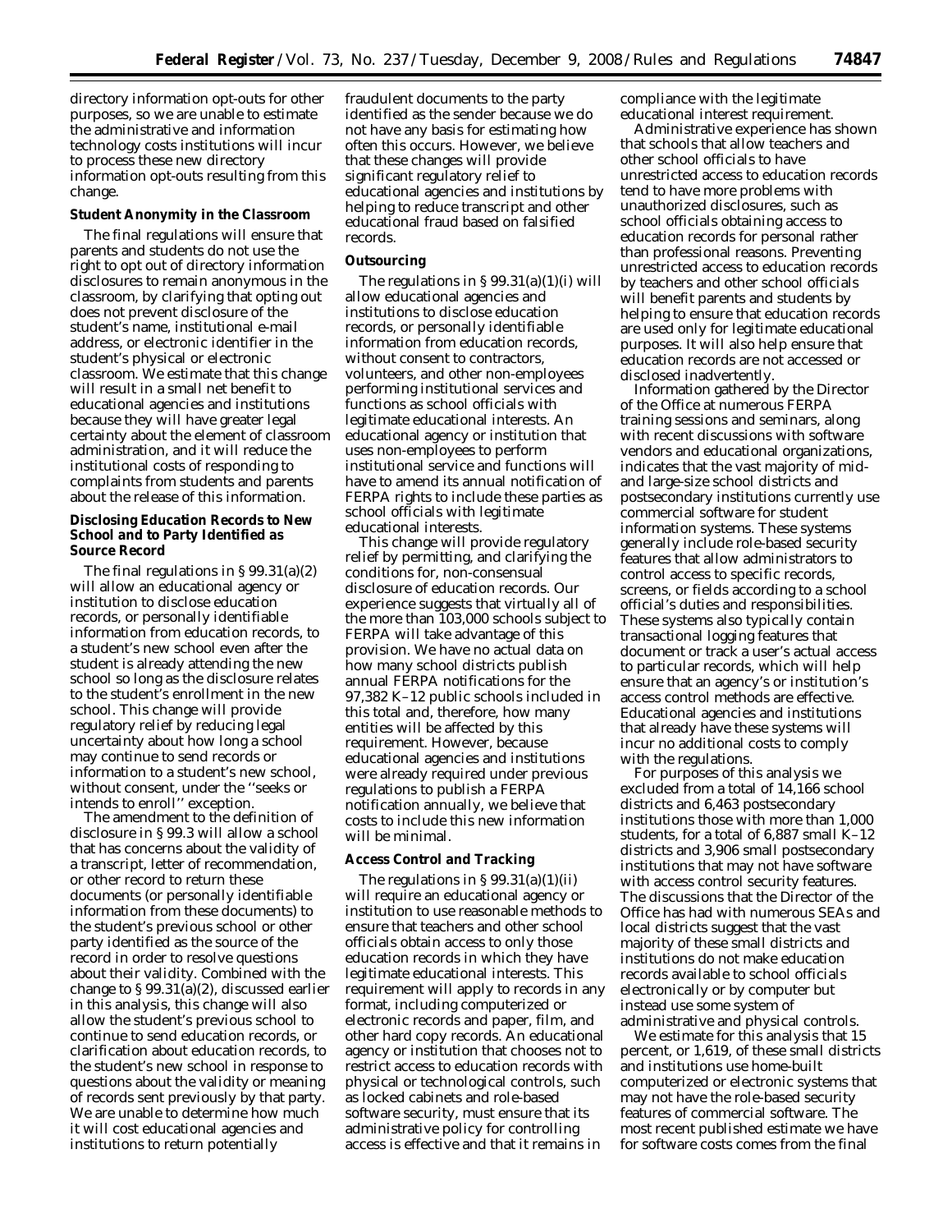directory information opt-outs for other purposes, so we are unable to estimate the administrative and information technology costs institutions will incur to process these new directory information opt-outs resulting from this change.

**Student Anonymity in the Classroom**

The final regulations will ensure that parents and students do not use the right to opt out of directory information disclosures to remain anonymous in the classroom, by clarifying that opting out does not prevent disclosure of the student's name, institutional e-mail address, or electronic identifier in the student's physical or electronic classroom. We estimate that this change will result in a small net benefit to educational agencies and institutions because they will have greater legal certainty about the element of classroom administration, and it will reduce the institutional costs of responding to complaints from students and parents about the release of this information.

**Disclosing Education Records to New School and to Party Identified as Source Record**

The final regulations in § 99.31(a)(2) will allow an educational agency or institution to disclose education records, or personally identifiable information from education records, to a student's new school even after the student is already attending the new school so long as the disclosure relates to the student's enrollment in the new school. This change will provide regulatory relief by reducing legal uncertainty about how long a school may continue to send records or information to a student's new school, without consent, under the "seeks or intends to enroll" exception.

The amendment to the definition of disclosure in § 99.3 will allow a school that has concerns about the validity of a transcript, letter of recommendation, or other record to return these documents (or personally identifiable information from these documents) to the student's previous school or other party identified as the source of the record in order to resolve questions about their validity. Combined with the change to § 99.31(a)(2), discussed earlier in this analysis, this change will also allow the student's previous school to continue to send education records, or clarification about education records, to the student's new school in response to questions about the validity or meaning of records sent previously by that party. We are unable to determine how much it will cost educational agencies and institutions to return potentially fraudulent documents to the party identified as the sender because we do not have any basis for estimating how often this occurs. However, we believe that these changes will provide significant regulatory relief to educational agencies and institutions by helping to reduce transcript and other educational fraud based on falsified records.

**Outsourcing**

The regulations in § 99.31(a)(1)(i) will allow educational agencies and institutions to disclose education records, or personally identifiable information from education records, without consent to contractors, volunteers, and other non-employees performing institutional services and functions as school officials with legitimate educational interests. An educational agency or institution that uses non-employees to perform institutional service and functions will have to amend its annual notification of FERPA rights to include these parties as school officials with legitimate educational interests.

This change will provide regulatory relief by permitting, and clarifying the conditions for, non-consensual disclosure of education records. Our experience suggests that virtually all of the more than 103,000 schools subject to FERPA will take advantage of this provision. We have no actual data on how many school districts publish annual FERPA notifications for the 97,382 K–12 public schools included in this total and, therefore, how many entities will be affected by this requirement. However, because educational agencies and institutions were already required under previous regulations to publish a FERPA notification annually, we believe that costs to include this new information will be minimal.

**Access Control and Tracking**

The regulations in § 99.31(a)(1)(ii) will require an educational agency or institution to use reasonable methods to ensure that teachers and other school officials obtain access to only those education records in which they have legitimate educational interests. This requirement will apply to records in any format, including computerized or electronic records and paper, film, and other hard copy records. An educational agency or institution that chooses not to restrict access to education records with physical or technological controls, such as locked cabinets and role-based software security, must ensure that its administrative policy for controlling access is effective and that it remains in compliance with the legitimate educational interest requirement.

Administrative experience has shown that schools that allow teachers and other school officials to have unrestricted access to education records tend to have more problems with unauthorized disclosures, such as school officials obtaining access to education records for personal rather than professional reasons. Preventing unrestricted access to education records by teachers and other school officials will benefit parents and students by helping to ensure that education records are used only for legitimate educational purposes. It will also help ensure that education records are not accessed or disclosed inadvertently.

Information gathered by the Director of the Office at numerous FERPA training sessions and seminars, along with recent discussions with software vendors and educational organizations, indicates that the vast majority of mid- and large-size school districts and postsecondary institutions currently use commercial software for student information systems. These systems generally include role-based security features that allow administrators to control access to specific records, screens, or fields according to a school official's duties and responsibilities. These systems also typically contain transactional logging features that document or track a user's actual access to particular records, which will help ensure that an agency's or institution's access control methods are effective. Educational agencies and institutions that already have these systems will incur no additional costs to comply with the regulations.

For purposes of this analysis we excluded from a total of 14,166 school districts and 6,463 postsecondary institutions those with more than 1,000 students, for a total of 6,887 small K–12 districts and 3,906 small postsecondary institutions that may not have software with access control security features. The discussions that the Director of the Office has had with numerous SEAs and local districts suggest that the vast majority of these small districts and institutions do not make education records available to school officials electronically or by computer but instead use some system of administrative and physical controls.

We estimate for this analysis that 15 percent, or 1,619, of these small districts and institutions use home-built computerized or electronic systems that may not have the role-based security features of commercial software. The most recent published estimate we have for software costs comes from the final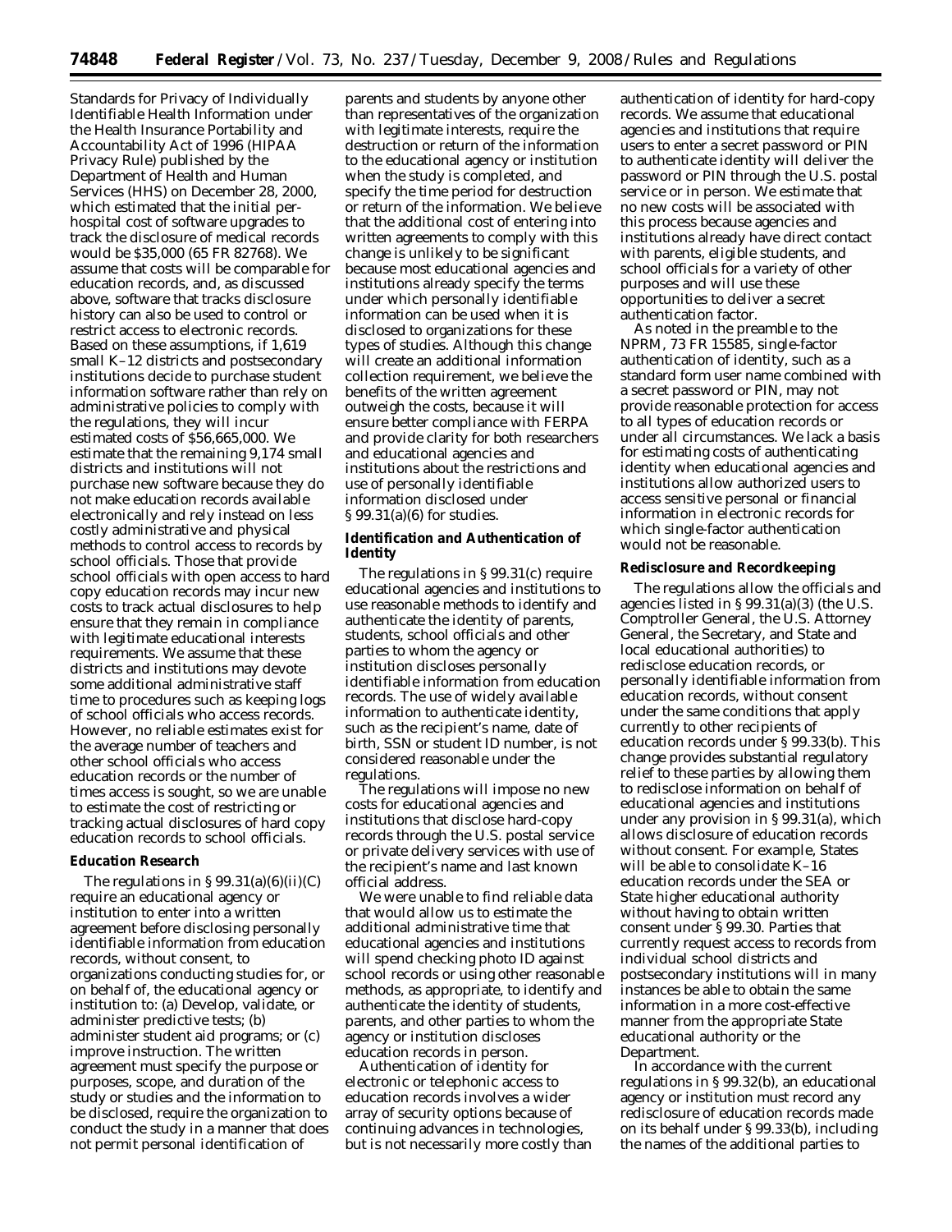Standards for Privacy of Individually Identifiable Health Information under the Health Insurance Portability and Accountability Act of 1996 (HIPAA Privacy Rule) published by the Department of Health and Human Services (HHS) on December 28, 2000, which estimated that the initial per-hospital cost of software upgrades to track the disclosure of medical records would be $35,000 (65 FR 82768). We assume that costs will be comparable for education records, and, as discussed above, software that tracks disclosure history can also be used to control or restrict access to electronic records. Based on these assumptions, if 1,619 small K–12 districts and postsecondary institutions decide to purchase student information software rather than rely on administrative policies to comply with the regulations, they will incur estimated costs of $56,665,000. We estimate that the remaining 9,174 small districts and institutions will not purchase new software because they do not make education records available electronically and rely instead on less costly administrative and physical methods to control access to records by school officials. Those that provide school officials with open access to hard copy education records may incur new costs to track actual disclosures to help ensure that they remain in compliance with legitimate educational interests requirements. We assume that these districts and institutions may devote some additional administrative staff time to procedures such as keeping logs of school officials who access records. However, no reliable estimates exist for the average number of teachers and other school officials who access education records or the number of times access is sought, so we are unable to estimate the cost of restricting or tracking actual disclosures of hard copy education records to school officials.

**Education Research**

The regulations in § 99.31(a)(6)(ii)(C) require an educational agency or institution to enter into a written agreement before disclosing personally identifiable information from education records, without consent, to organizations conducting studies for, or on behalf of, the educational agency or institution to: (a) Develop, validate, or administer predictive tests; (b) administer student aid programs; or (c) improve instruction. The written agreement must specify the purpose or purposes, scope, and duration of the study or studies and the information to be disclosed, require the organization to conduct the study in a manner that does not permit personal identification of parents and students by anyone other than representatives of the organization with legitimate interests, require the destruction or return of the information to the educational agency or institution when the study is completed, and specify the time period for destruction or return of the information. We believe that the additional cost of entering into written agreements to comply with this change is unlikely to be significant because most educational agencies and institutions already specify the terms under which personally identifiable information can be used when it is disclosed to organizations for these types of studies. Although this change will create an additional information collection requirement, we believe the benefits of the written agreement outweigh the costs, because it will ensure better compliance with FERPA and provide clarity for both researchers and educational agencies and institutions about the restrictions and use of personally identifiable information disclosed under § 99.31(a)(6) for studies.

**Identification and Authentication of Identity**

The regulations in § 99.31(c) require educational agencies and institutions to use reasonable methods to identify and authenticate the identity of parents, students, school officials and other parties to whom the agency or institution discloses personally identifiable information from education records. The use of widely available information to authenticate identity, such as the recipient's name, date of birth, SSN or student ID number, is not considered reasonable under the regulations.

The regulations will impose no new costs for educational agencies and institutions that disclose hard-copy records through the U.S. postal service or private delivery services with use of the recipient's name and last known official address.

We were unable to find reliable data that would allow us to estimate the additional administrative time that educational agencies and institutions will spend checking photo ID against school records or using other reasonable methods, as appropriate, to identify and authenticate the identity of students, parents, and other parties to whom the agency or institution discloses education records in person.

Authentication of identity for electronic or telephonic access to education records involves a wider array of security options because of continuing advances in technologies, but is not necessarily more costly than authentication of identity for hard-copy records. We assume that educational agencies and institutions that require users to enter a secret password or PIN to authenticate identity will deliver the password or PIN through the U.S. postal service or in person. We estimate that no new costs will be associated with this process because agencies and institutions already have direct contact with parents, eligible students, and school officials for a variety of other purposes and will use these opportunities to deliver a secret authentication factor.

As noted in the preamble to the NPRM, 73 FR 15585, single-factor authentication of identity, such as a standard form user name combined with a secret password or PIN, may not provide reasonable protection for access to all types of education records or under all circumstances. We lack a basis for estimating costs of authenticating identity when educational agencies and institutions allow authorized users to access sensitive personal or financial information in electronic records for which single-factor authentication would not be reasonable.

**Redisclosure and Recordkeeping**

The regulations allow the officials and agencies listed in § 99.31(a)(3) (the U.S. Comptroller General, the U.S. Attorney General, the Secretary, and State and local educational authorities) to redisclose education records, or personally identifiable information from education records, without consent under the same conditions that apply currently to other recipients of education records under § 99.33(b). This change provides substantial regulatory relief to these parties by allowing them to redisclose information on behalf of educational agencies and institutions under any provision in § 99.31(a), which allows disclosure of education records without consent. For example, States will be able to consolidate K–16 education records under the SEA or State higher educational authority without having to obtain written consent under § 99.30. Parties that currently request access to records from individual school districts and postsecondary institutions will in many instances be able to obtain the same information in a more cost-effective manner from the appropriate State educational authority or the Department.

In accordance with the current regulations in § 99.32(b), an educational agency or institution must record any redisclosure of education records made on its behalf under § 99.33(b), including the names of the additional parties to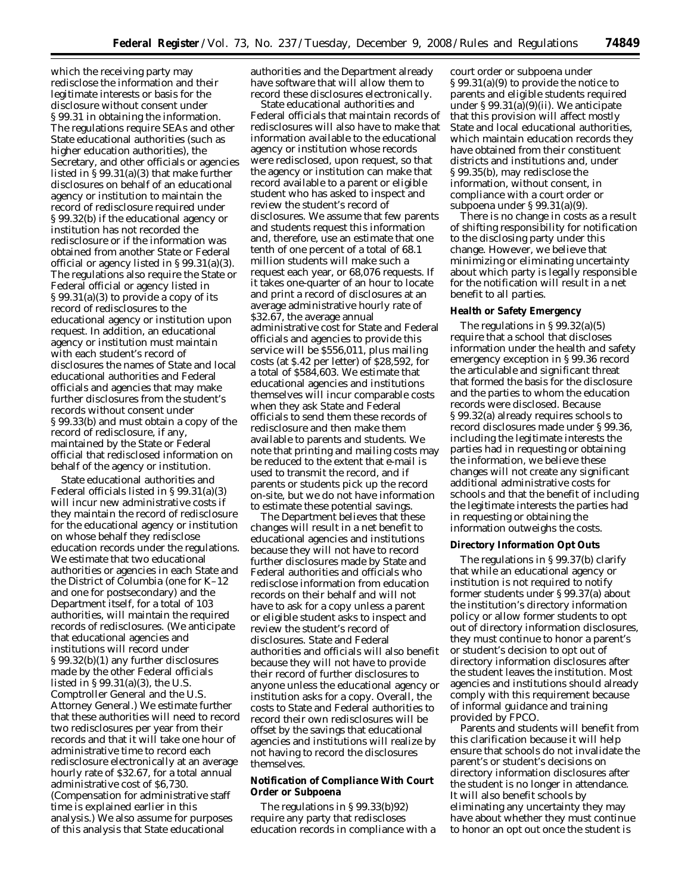which the receiving party may redisclose the information and their legitimate interests or basis for the disclosure without consent under § 99.31 in obtaining the information. The regulations require SEAs and other State educational authorities (such as higher education authorities), the Secretary, and other officials or agencies listed in § 99.31(a)(3) that make further disclosures on behalf of an educational agency or institution to maintain the record of redisclosure required under § 99.32(b) if the educational agency or institution has not recorded the redisclosure or if the information was obtained from another State or Federal official or agency listed in § 99.31(a)(3). The regulations also require the State or Federal official or agency listed in § 99.31(a)(3) to provide a copy of its record of redisclosures to the educational agency or institution upon request. In addition, an educational agency or institution must maintain with each student's record of disclosures the names of State and local educational authorities and Federal officials and agencies that may make further disclosures from the student's records without consent under § 99.33(b) and must obtain a copy of the record of redisclosure, if any, maintained by the State or Federal official that redisclosed information on behalf of the agency or institution.

State educational authorities and Federal officials listed in § 99.31(a)(3) will incur new administrative costs if they maintain the record of redisclosure for the educational agency or institution on whose behalf they redisclose education records under the regulations. We estimate that two educational authorities or agencies in each State and the District of Columbia (one for K–12 and one for postsecondary) and the Department itself, for a total of 103 authorities, will maintain the required records of redisclosures. (We anticipate that educational agencies and institutions will record under § 99.32(b)(1) any further disclosures made by the other Federal officials listed in § 99.31(a)(3), the U.S. Comptroller General and the U.S. Attorney General.) We estimate further that these authorities will need to record two redisclosures per year from their records and that it will take one hour of administrative time to record each redisclosure electronically at an average hourly rate of $32.67, for a total annual administrative cost of $6,730. (Compensation for administrative staff time is explained earlier in this analysis.) We also assume for purposes of this analysis that State educational authorities and the Department already have software that will allow them to record these disclosures electronically.

State educational authorities and Federal officials that maintain records of redisclosures will also have to make that information available to the educational agency or institution whose records were redisclosed, upon request, so that the agency or institution can make that record available to a parent or eligible student who has asked to inspect and review the student's record of disclosures. We assume that few parents and students request this information and, therefore, use an estimate that one tenth of one percent of a total of 68.1 million students will make such a request each year, or 68,076 requests. If it takes one-quarter of an hour to locate and print a record of disclosures at an average administrative hourly rate of $32.67, the average annual administrative cost for State and Federal officials and agencies to provide this service will be $556,011, plus mailing costs (at $.42 per letter) of $28,592, for a total of $584,603. We estimate that educational agencies and institutions themselves will incur comparable costs when they ask State and Federal officials to send them these records of redisclosure and then make them available to parents and students. We note that printing and mailing costs may be reduced to the extent that e-mail is used to transmit the record, and if parents or students pick up the record on-site, but we do not have information to estimate these potential savings.

The Department believes that these changes will result in a net benefit to educational agencies and institutions because they will not have to record further disclosures made by State and Federal authorities and officials who redisclose information from education records on their behalf and will not have to ask for a copy unless a parent or eligible student asks to inspect and review the student's record of disclosures. State and Federal authorities and officials will also benefit because they will not have to provide their record of further disclosures to anyone unless the educational agency or institution asks for a copy. Overall, the costs to State and Federal authorities to record their own redisclosures will be offset by the savings that educational agencies and institutions will realize by not having to record the disclosures themselves.

**Notification of Compliance With Court Order or Subpoena**

The regulations in § 99.33(b)92) require any party that rediscloses education records in compliance with a court order or subpoena under § 99.31(a)(9) to provide the notice to parents and eligible students required under § 99.31(a)(9)(ii). We anticipate that this provision will affect mostly State and local educational authorities, which maintain education records they have obtained from their constituent districts and institutions and, under § 99.35(b), may redisclose the information, without consent, in compliance with a court order or subpoena under § 99.31(a)(9).

There is no change in costs as a result of shifting responsibility for notification to the disclosing party under this change. However, we believe that minimizing or eliminating uncertainty about which party is legally responsible for the notification will result in a net benefit to all parties.

**Health or Safety Emergency**

The regulations in § 99.32(a)(5) require that a school that discloses information under the health and safety emergency exception in § 99.36 record the articulable and significant threat that formed the basis for the disclosure and the parties to whom the education records were disclosed. Because § 99.32(a) already requires schools to record disclosures made under § 99.36, including the legitimate interests the parties had in requesting or obtaining the information, we believe these changes will not create any significant additional administrative costs for schools and that the benefit of including the legitimate interests the parties had in requesting or obtaining the information outweighs the costs.

**Directory Information Opt Outs**

The regulations in § 99.37(b) clarify that while an educational agency or institution is not required to notify former students under § 99.37(a) about the institution's directory information policy or allow former students to opt out of directory information disclosures, they must continue to honor a parent's or student's decision to opt out of directory information disclosures after the student leaves the institution. Most agencies and institutions should already comply with this requirement because of informal guidance and training provided by FPCO.

Parents and students will benefit from this clarification because it will help ensure that schools do not invalidate the parent's or student's decisions on directory information disclosures after the student is no longer in attendance. It will also benefit schools by eliminating any uncertainty they may have about whether they must continue to honor an opt out once the student is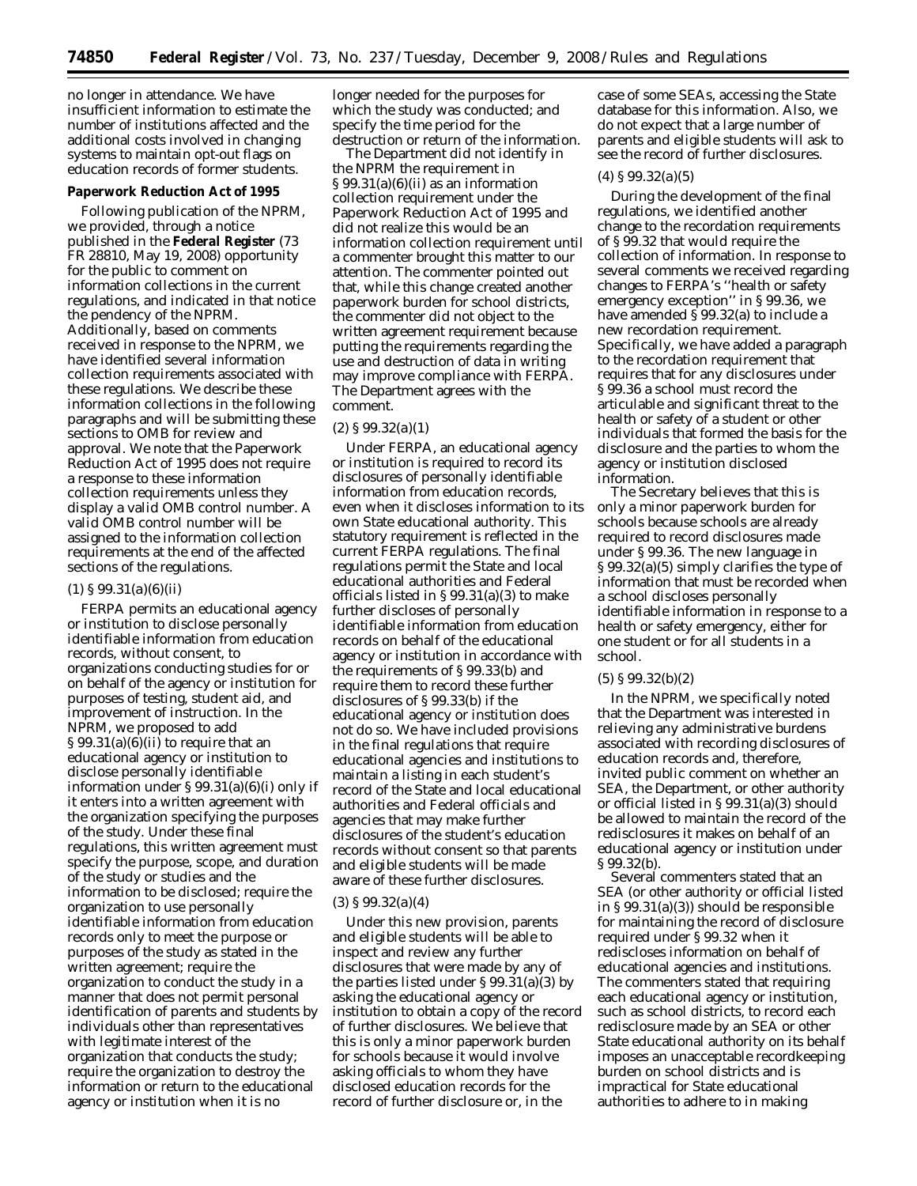no longer in attendance. We have insufficient information to estimate the number of institutions affected and the additional costs involved in changing systems to maintain opt-out flags on education records of former students.

**Paperwork Reduction Act of 1995**

Following publication of the NPRM, we provided, through a notice published in the **Federal Register** (73 FR 28810, May 19, 2008) opportunity for the public to comment on information collections in the current regulations, and indicated in that notice the pendency of the NPRM. Additionally, based on comments received in response to the NPRM, we have identified several information collection requirements associated with these regulations. We describe these information collections in the following paragraphs and will be submitting these sections to OMB for review and approval. We note that the Paperwork Reduction Act of 1995 does not require a response to these information collection requirements unless they display a valid OMB control number. A valid OMB control number will be assigned to the information collection requirements at the end of the affected sections of the regulations.

(1) § 99.31(a)(6)(ii)

FERPA permits an educational agency or institution to disclose personally identifiable information from education records, without consent, to organizations conducting studies for or on behalf of the agency or institution for purposes of testing, student aid, and improvement of instruction. In the NPRM, we proposed to add § 99.31(a)(6)(ii) to require that an educational agency or institution to disclose personally identifiable information under § 99.31(a)(6)(i) only if it enters into a written agreement with the organization specifying the purposes of the study. Under these final regulations, this written agreement must specify the purpose, scope, and duration of the study or studies and the information to be disclosed; require the organization to use personally identifiable information from education records only to meet the purpose or purposes of the study as stated in the written agreement; require the organization to conduct the study in a manner that does not permit personal identification of parents and students by individuals other than representatives with legitimate interest of the organization that conducts the study; require the organization to destroy the information or return to the educational agency or institution when it is no longer needed for the purposes for which the study was conducted; and specify the time period for the destruction or return of the information.

The Department did not identify in the NPRM the requirement in § 99.31(a)(6)(ii) as an information collection requirement under the Paperwork Reduction Act of 1995 and did not realize this would be an information collection requirement until a commenter brought this matter to our attention. The commenter pointed out that, while this change created another paperwork burden for school districts, the commenter did not object to the written agreement requirement because putting the requirements regarding the use and destruction of data in writing may improve compliance with FERPA. The Department agrees with the comment.

(2) § 99.32(a)(1)

Under FERPA, an educational agency or institution is required to record its disclosures of personally identifiable information from education records, even when it discloses information to its own State educational authority. This statutory requirement is reflected in the current FERPA regulations. The final regulations permit the State and local educational authorities and Federal officials listed in § 99.31(a)(3) to make further discloses of personally identifiable information from education records on behalf of the educational agency or institution in accordance with the requirements of § 99.33(b) and require them to record these further disclosures of § 99.33(b) if the educational agency or institution does not do so. We have included provisions in the final regulations that require educational agencies and institutions to maintain a listing in each student's record of the State and local educational authorities and Federal officials and agencies that may make further disclosures of the student's education records without consent so that parents and eligible students will be made aware of these further disclosures.

(3) § 99.32(a)(4)

Under this new provision, parents and eligible students will be able to inspect and review any further disclosures that were made by any of the parties listed under § 99.31(a)(3) by asking the educational agency or institution to obtain a copy of the record of further disclosures. We believe that this is only a minor paperwork burden for schools because it would involve asking officials to whom they have disclosed education records for the record of further disclosure or, in the case of some SEAs, accessing the State database for this information. Also, we do not expect that a large number of parents and eligible students will ask to see the record of further disclosures.

(4) § 99.32(a)(5)

During the development of the final regulations, we identified another change to the recordation requirements of § 99.32 that would require the collection of information. In response to several comments we received regarding changes to FERPA's ''health or safety emergency exception'' in § 99.36, we have amended § 99.32(a) to include a new recordation requirement. Specifically, we have added a paragraph to the recordation requirement that requires that for any disclosures under § 99.36 a school must record the articulable and significant threat to the health or safety of a student or other individuals that formed the basis for the disclosure and the parties to whom the agency or institution disclosed information.

The Secretary believes that this is only a minor paperwork burden for schools because schools are already required to record disclosures made under § 99.36. The new language in § 99.32(a)(5) simply clarifies the type of information that must be recorded when a school discloses personally identifiable information in response to a health or safety emergency, either for one student or for all students in a school.

(5) § 99.32(b)(2)

In the NPRM, we specifically noted that the Department was interested in relieving any administrative burdens associated with recording disclosures of education records and, therefore, invited public comment on whether an SEA, the Department, or other authority or official listed in § 99.31(a)(3) should be allowed to maintain the record of the redisclosures it makes on behalf of an educational agency or institution under § 99.32(b).

Several commenters stated that an SEA (or other authority or official listed in § 99.31(a)(3)) should be responsible for maintaining the record of disclosure required under § 99.32 when it rediscloses information on behalf of educational agencies and institutions. The commenters stated that requiring each educational agency or institution, such as school districts, to record each redisclosure made by an SEA or other State educational authority on its behalf imposes an unacceptable recordkeeping burden on school districts and is impractical for State educational authorities to adhere to in making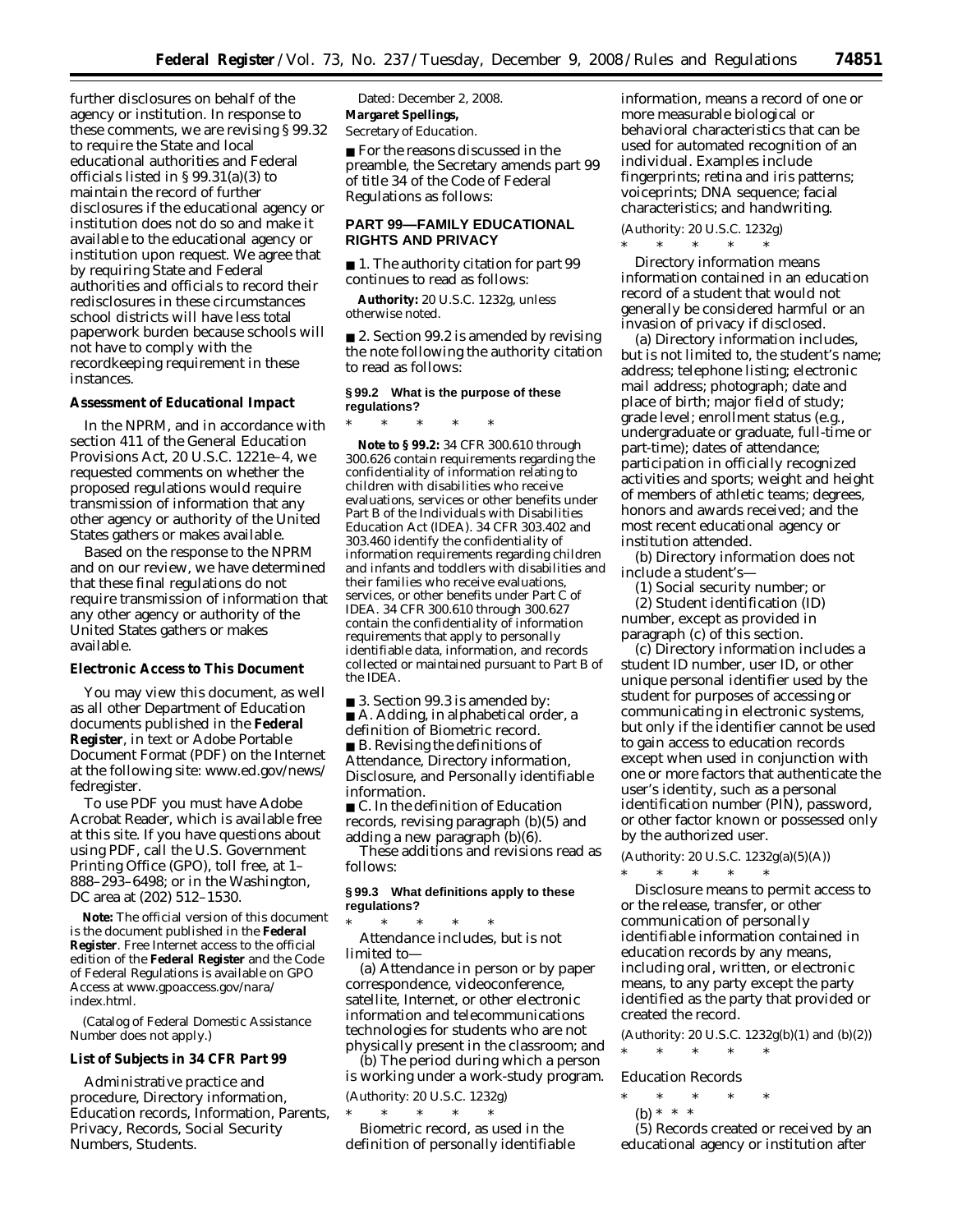further disclosures on behalf of the agency or institution. In response to these comments, we are revising § 99.32 to require the State and local educational authorities and Federal officials listed in § 99.31(a)(3) to maintain the record of further disclosures if the educational agency or institution does not do so and make it available to the educational agency or institution upon request. We agree that by requiring State and Federal authorities and officials to record their redisclosures in these circumstances school districts will have less total paperwork burden because schools will not have to comply with the recordkeeping requirement in these instances.

**Assessment of Educational Impact**

In the NPRM, and in accordance with section 411 of the General Education Provisions Act, 20 U.S.C. 1221e–4, we requested comments on whether the proposed regulations would require transmission of information that any other agency or authority of the United States gathers or makes available.

Based on the response to the NPRM and on our review, we have determined that these final regulations do not require transmission of information that any other agency or authority of the United States gathers or makes available.

**Electronic Access to This Document**

You may view this document, as well as all other Department of Education documents published in the **Federal Register**, in text or Adobe Portable Document Format (PDF) on the Internet at the following site: www.ed.gov/news/fedregister.

To use PDF you must have Adobe Acrobat Reader, which is available free at this site. If you have questions about using PDF, call the U.S. Government Printing Office (GPO), toll free, at 1–888–293–6498; or in the Washington, DC area at (202) 512–1530.

**Note:** The official version of this document is the document published in the **Federal Register**. Free Internet access to the official edition of the **Federal Register** and the Code of Federal Regulations is available on GPO Access at www.gpoaccess.gov/nara/index.html.

(Catalog of Federal Domestic Assistance Number does not apply.)

**List of Subjects in 34 CFR Part 99**

Administrative practice and procedure, Directory information, Education records, Information, Parents, Privacy, Records, Social Security Numbers, Students.

Dated: December 2, 2008.

**Margaret Spellings,**

*Secretary of Education.*

■ For the reasons discussed in the preamble, the Secretary amends part 99 of title 34 of the Code of Federal Regulations as follows:

**PART 99—FAMILY EDUCATIONAL RIGHTS AND PRIVACY**

■ 1. The authority citation for part 99 continues to read as follows:

**Authority:** 20 U.S.C. 1232g, unless otherwise noted.

■ 2. Section 99.2 is amended by revising the note following the authority citation to read as follows:

**§ 99.2 What is the purpose of these regulations?**

\* \* \* \* \*

**Note to § 99.2:** 34 CFR 300.610 through 300.626 contain requirements regarding the confidentiality of information relating to children with disabilities who receive evaluations, services or other benefits under Part B of the Individuals with Disabilities Education Act (IDEA). 34 CFR 303.402 and 303.460 identify the confidentiality of information requirements regarding children and infants and toddlers with disabilities and their families who receive evaluations, services, or other benefits under Part C of IDEA. 34 CFR 300.610 through 300.627 contain the confidentiality of information requirements that apply to personally identifiable data, information, and records collected or maintained pursuant to Part B of the IDEA.

■ 3. Section 99.3 is amended by:

■ A. Adding, in alphabetical order, a definition of Biometric record.

■ B. Revising the definitions of Attendance, Directory information, Disclosure, and Personally identifiable information.

■ C. In the definition of Education records, revising paragraph (b)(5) and adding a new paragraph (b)(6).

These additions and revisions read as follows:

**§ 99.3 What definitions apply to these regulations?**

\* \* \* \* \*

*Attendance* includes, but is not limited to—

(a) Attendance in person or by paper correspondence, videoconference, satellite, Internet, or other electronic information and telecommunications technologies for students who are not physically present in the classroom; and

(b) The period during which a person is working under a work-study program.

(Authority: 20 U.S.C. 1232g)

\* \* \* \* \*

*Biometric record,* as used in the definition of *personally identifiable information,* means a record of one or more measurable biological or behavioral characteristics that can be used for automated recognition of an individual. Examples include fingerprints; retina and iris patterns; voiceprints; DNA sequence; facial characteristics; and handwriting.

(Authority: 20 U.S.C. 1232g)

\* \* \* \* \*

*Directory information* means information contained in an education record of a student that would not generally be considered harmful or an invasion of privacy if disclosed.

(a) Directory information includes, but is not limited to, the student's name; address; telephone listing; electronic mail address; photograph; date and place of birth; major field of study; grade level; enrollment status (e.g., undergraduate or graduate, full-time or part-time); dates of attendance; participation in officially recognized activities and sports; weight and height of members of athletic teams; degrees, honors and awards received; and the most recent educational agency or institution attended.

(b) Directory information does not include a student's—

(1) Social security number; or

(2) Student identification (ID) number, except as provided in paragraph (c) of this section.

(c) Directory information includes a student ID number, user ID, or other unique personal identifier used by the student for purposes of accessing or communicating in electronic systems, but only if the identifier cannot be used to gain access to education records except when used in conjunction with one or more factors that authenticate the user's identity, such as a personal identification number (PIN), password, or other factor known or possessed only by the authorized user.

(Authority: 20 U.S.C. 1232g(a)(5)(A))

\* \* \* \* \*

*Disclosure* means to permit access to or the release, transfer, or other communication of personally identifiable information contained in education records by any means, including oral, written, or electronic means, to any party except the party identified as the party that provided or created the record.

(Authority: 20 U.S.C. 1232g(b)(1) and (b)(2))

\* \* \* \* \*

*Education Records*

\* \* \* \* \*

(b) \* \* \*

(5) Records created or received by an educational agency or institution after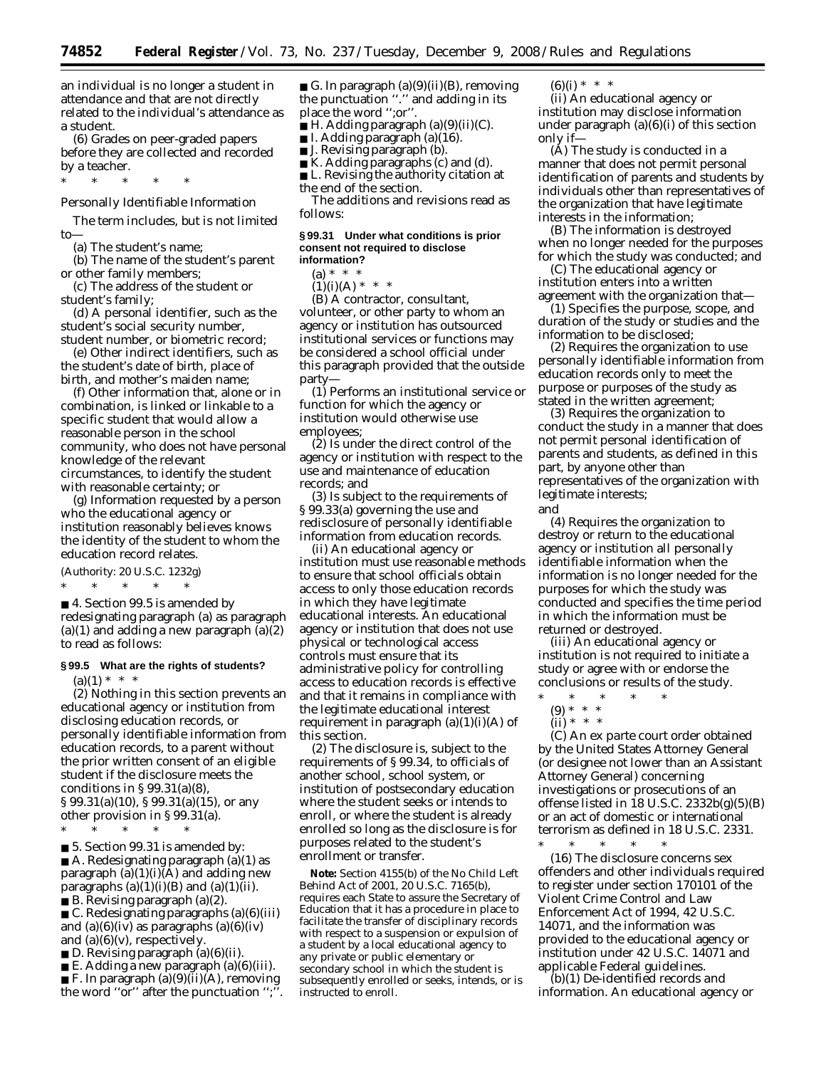an individual is no longer a student in attendance and that are not directly related to the individual's attendance as a student.

(6) Grades on peer-graded papers before they are collected and recorded by a teacher.

\* \* \* \* \*

*Personally Identifiable Information*

The term includes, but is not limited to—

(a) The student's name;

(b) The name of the student's parent or other family members;

(c) The address of the student or student's family;

(d) A personal identifier, such as the student's social security number, student number, or biometric record;

(e) Other indirect identifiers, such as the student's date of birth, place of birth, and mother's maiden name;

(f) Other information that, alone or in combination, is linked or linkable to a specific student that would allow a reasonable person in the school community, who does not have personal knowledge of the relevant circumstances, to identify the student with reasonable certainty; or

(g) Information requested by a person who the educational agency or institution reasonably believes knows the identity of the student to whom the education record relates.

(Authority: 20 U.S.C. 1232g)

\* \* \* \* \*

■ 4. Section 99.5 is amended by redesignating paragraph (a) as paragraph (a)(1) and adding a new paragraph (a)(2) to read as follows:

**§ 99.5 What are the rights of students?**

(a)(1) \* \* \*

(2) Nothing in this section prevents an educational agency or institution from disclosing education records, or personally identifiable information from education records, to a parent without the prior written consent of an eligible student if the disclosure meets the conditions in § 99.31(a)(8), § 99.31(a)(10), § 99.31(a)(15), or any other provision in § 99.31(a).

\* \* \* \* \*

■ 5. Section 99.31 is amended by:

■ A. Redesignating paragraph (a)(1) as paragraph (a)(1)(i)(A) and adding new paragraphs (a)(1)(i)(B) and (a)(1)(ii).

■ B. Revising paragraph (a)(2).

■ C. Redesignating paragraphs (a)(6)(iii) and (a)(6)(iv) as paragraphs (a)(6)(iv) and (a)(6)(v), respectively.

■ D. Revising paragraph (a)(6)(ii).

■ E. Adding a new paragraph (a)(6)(iii).

■ F. In paragraph (a)(9)(ii)(A), removing the word ''or'' after the punctuation '';''.

■ G. In paragraph (a)(9)(ii)(B), removing the punctuation ''.'' and adding in its place the word '';or''.

■ H. Adding paragraph (a)(9)(ii)(C).

■ I. Adding paragraph (a)(16).

■ J. Revising paragraph (b).

■ K. Adding paragraphs (c) and (d).

■ L. Revising the authority citation at the end of the section.

The additions and revisions read as follows:

**§ 99.31 Under what conditions is prior consent not required to disclose information?**

(a) \* \* \*

(1)(i)(A) \* \* \*

(B) A contractor, consultant, volunteer, or other party to whom an agency or institution has outsourced institutional services or functions may be considered a school official under this paragraph provided that the outside party—

(*1*) Performs an institutional service or function for which the agency or institution would otherwise use employees;

(*2*) Is under the direct control of the agency or institution with respect to the use and maintenance of education records; and

(*3*) Is subject to the requirements of § 99.33(a) governing the use and redisclosure of personally identifiable information from education records.

(ii) An educational agency or institution must use reasonable methods to ensure that school officials obtain access to only those education records in which they have legitimate educational interests. An educational agency or institution that does not use physical or technological access controls must ensure that its administrative policy for controlling access to education records is effective and that it remains in compliance with the legitimate educational interest requirement in paragraph (a)(1)(i)(A) of this section.

(2) The disclosure is, subject to the requirements of § 99.34, to officials of another school, school system, or institution of postsecondary education where the student seeks or intends to enroll, or where the student is already enrolled so long as the disclosure is for purposes related to the student's enrollment or transfer.

**Note:** Section 4155(b) of the No Child Left Behind Act of 2001, 20 U.S.C. 7165(b), requires each State to assure the Secretary of Education that it has a procedure in place to facilitate the transfer of disciplinary records with respect to a suspension or expulsion of a student by a local educational agency to any private or public elementary or secondary school in which the student is subsequently enrolled or seeks, intends, or is instructed to enroll.

(6)(i) \* \* \*

(ii) An educational agency or institution may disclose information under paragraph (a)(6)(i) of this section only if—

(A) The study is conducted in a manner that does not permit personal identification of parents and students by individuals other than representatives of the organization that have legitimate interests in the information;

(B) The information is destroyed when no longer needed for the purposes for which the study was conducted; and

(C) The educational agency or institution enters into a written agreement with the organization that—

(*1*) Specifies the purpose, scope, and duration of the study or studies and the information to be disclosed;

(*2*) Requires the organization to use personally identifiable information from education records only to meet the purpose or purposes of the study as stated in the written agreement;

(*3*) Requires the organization to conduct the study in a manner that does not permit personal identification of parents and students, as defined in this part, by anyone other than representatives of the organization with legitimate interests; and

(*4*) Requires the organization to destroy or return to the educational agency or institution all personally identifiable information when the information is no longer needed for the purposes for which the study was conducted and specifies the time period in which the information must be returned or destroyed.

(iii) An educational agency or institution is not required to initiate a study or agree with or endorse the conclusions or results of the study.

\* \* \* \* \*

(9) \* \* \*

(ii) \* \* \*

(C) An ex parte court order obtained by the United States Attorney General (or designee not lower than an Assistant Attorney General) concerning investigations or prosecutions of an offense listed in 18 U.S.C. 2332b(g)(5)(B) or an act of domestic or international terrorism as defined in 18 U.S.C. 2331.

\* \* \* \* \*

(16) The disclosure concerns sex offenders and other individuals required to register under section 170101 of the Violent Crime Control and Law Enforcement Act of 1994, 42 U.S.C. 14071, and the information was provided to the educational agency or institution under 42 U.S.C. 14071 and applicable Federal guidelines.

(b)(1) *De-identified records and information*. An educational agency or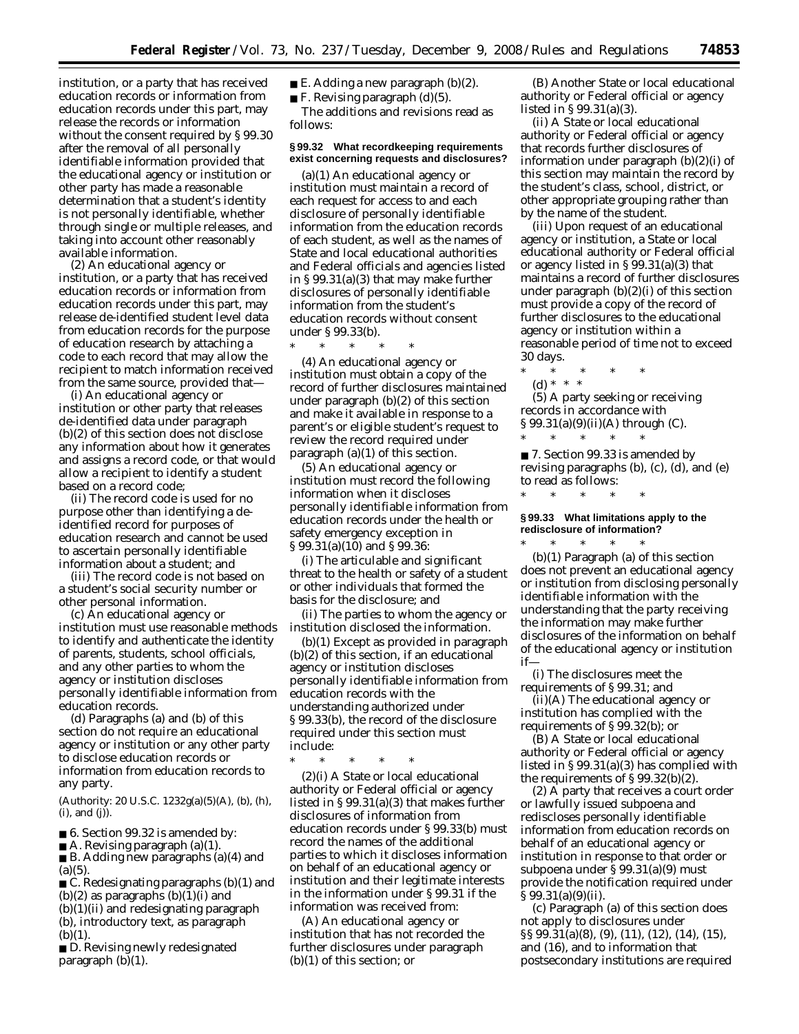institution, or a party that has received education records or information from education records under this part, may release the records or information without the consent required by § 99.30 after the removal of all personally identifiable information provided that the educational agency or institution or other party has made a reasonable determination that a student's identity is not personally identifiable, whether through single or multiple releases, and taking into account other reasonably available information.

(2) An educational agency or institution, or a party that has received education records or information from education records under this part, may release de-identified student level data from education records for the purpose of education research by attaching a code to each record that may allow the recipient to match information received from the same source, provided that—

(i) An educational agency or institution or other party that releases de-identified data under paragraph (b)(2) of this section does not disclose any information about how it generates and assigns a record code, or that would allow a recipient to identify a student based on a record code;

(ii) The record code is used for no purpose other than identifying a de-identified record for purposes of education research and cannot be used to ascertain personally identifiable information about a student; and

(iii) The record code is not based on a student's social security number or other personal information.

(c) An educational agency or institution must use reasonable methods to identify and authenticate the identity of parents, students, school officials, and any other parties to whom the agency or institution discloses personally identifiable information from education records.

(d) Paragraphs (a) and (b) of this section do not require an educational agency or institution or any other party to disclose education records or information from education records to any party.

(Authority: 20 U.S.C. 1232g(a)(5)(A), (b), (h), (i), and (j)).

■ 6. Section 99.32 is amended by:

■ A. Revising paragraph (a)(1).

■ B. Adding new paragraphs (a)(4) and (a)(5).

■ C. Redesignating paragraphs (b)(1) and (b)(2) as paragraphs (b)(1)(i) and (b)(1)(ii) and redesignating paragraph (b), introductory text, as paragraph (b)(1).

■ D. Revising newly redesignated paragraph (b)(1).

■ E. Adding a new paragraph (b)(2).

■ F. Revising paragraph (d)(5).

The additions and revisions read as follows:

**§ 99.32 What recordkeeping requirements exist concerning requests and disclosures?**

(a)(1) An educational agency or institution must maintain a record of each request for access to and each disclosure of personally identifiable information from the education records of each student, as well as the names of State and local educational authorities and Federal officials and agencies listed in § 99.31(a)(3) that may make further disclosures of personally identifiable information from the student's education records without consent under § 99.33(b).

\* \* \* \* \*

(4) An educational agency or institution must obtain a copy of the record of further disclosures maintained under paragraph (b)(2) of this section and make it available in response to a parent's or eligible student's request to review the record required under paragraph (a)(1) of this section.

(5) An educational agency or institution must record the following information when it discloses personally identifiable information from education records under the health or safety emergency exception in § 99.31(a)(10) and § 99.36:

(i) The articulable and significant threat to the health or safety of a student or other individuals that formed the basis for the disclosure; and

(ii) The parties to whom the agency or institution disclosed the information.

(b)(1) Except as provided in paragraph (b)(2) of this section, if an educational agency or institution discloses personally identifiable information from education records with the understanding authorized under § 99.33(b), the record of the disclosure required under this section must include:

\* \* \* \* \*

(2)(i) A State or local educational authority or Federal official or agency listed in § 99.31(a)(3) that makes further disclosures of information from education records under § 99.33(b) must record the names of the additional parties to which it discloses information on behalf of an educational agency or institution and their legitimate interests in the information under § 99.31 if the information was received from:

(A) An educational agency or institution that has not recorded the further disclosures under paragraph (b)(1) of this section; or

(B) Another State or local educational authority or Federal official or agency listed in § 99.31(a)(3).

(ii) A State or local educational authority or Federal official or agency that records further disclosures of information under paragraph (b)(2)(i) of this section may maintain the record by the student's class, school, district, or other appropriate grouping rather than by the name of the student.

(iii) Upon request of an educational agency or institution, a State or local educational authority or Federal official or agency listed in § 99.31(a)(3) that maintains a record of further disclosures under paragraph (b)(2)(i) of this section must provide a copy of the record of further disclosures to the educational agency or institution within a reasonable period of time not to exceed 30 days.

\* \* \* \* \*

(d) \* \* \*

(5) A party seeking or receiving records in accordance with § 99.31(a)(9)(ii)(A) through (C).

\* \* \* \* \*

■ 7. Section 99.33 is amended by revising paragraphs (b), (c), (d), and (e) to read as follows:

\* \* \* \* \*

**§ 99.33 What limitations apply to the redisclosure of information?**

\* \* \* \* \*

(b)(1) Paragraph (a) of this section does not prevent an educational agency or institution from disclosing personally identifiable information with the understanding that the party receiving the information may make further disclosures of the information on behalf of the educational agency or institution if—

(i) The disclosures meet the requirements of § 99.31; and

(ii)(A) The educational agency or institution has complied with the requirements of § 99.32(b); or

(B) A State or local educational authority or Federal official or agency listed in § 99.31(a)(3) has complied with the requirements of § 99.32(b)(2).

(2) A party that receives a court order or lawfully issued subpoena and rediscloses personally identifiable information from education records on behalf of an educational agency or institution in response to that order or subpoena under § 99.31(a)(9) must provide the notification required under § 99.31(a)(9)(ii).

(c) Paragraph (a) of this section does not apply to disclosures under §§ 99.31(a)(8), (9), (11), (12), (14), (15), and (16), and to information that postsecondary institutions are required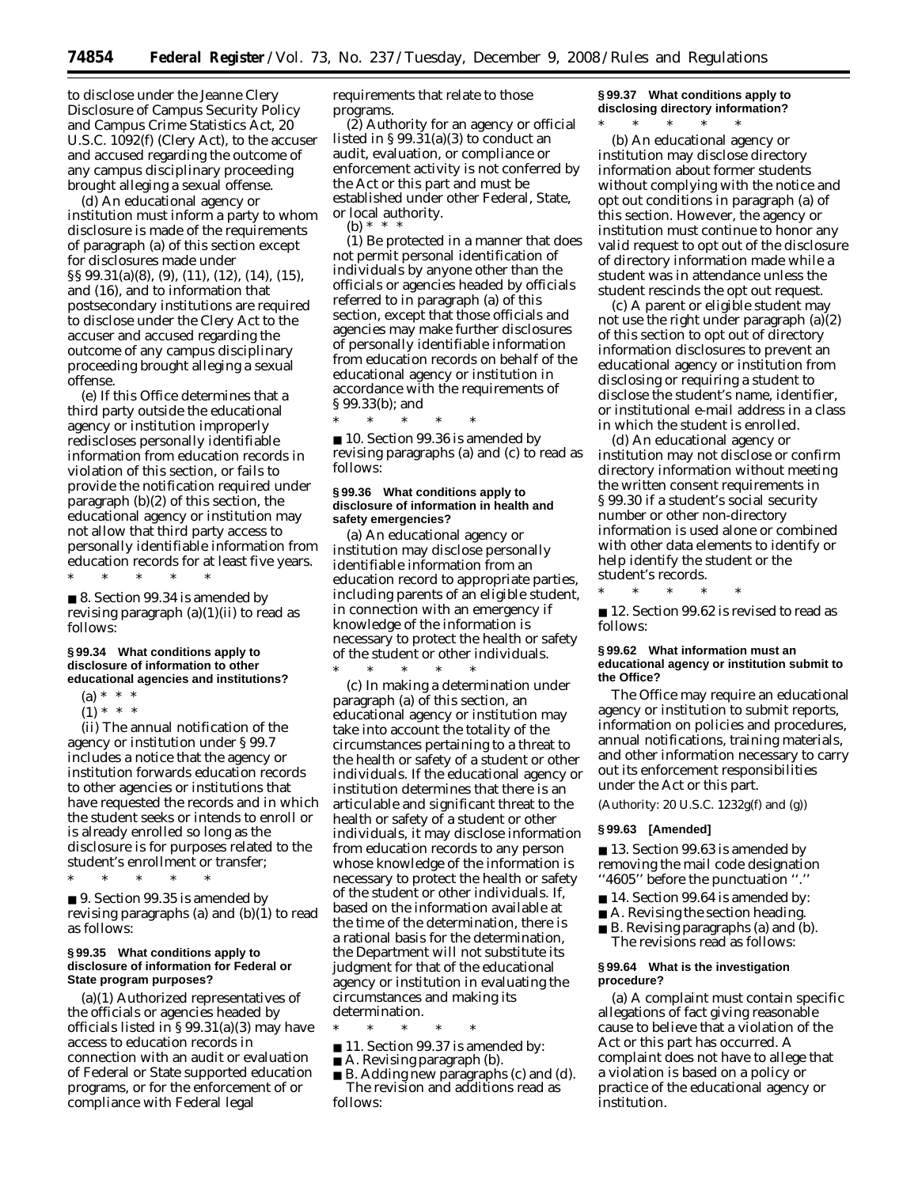to disclose under the Jeanne Clery Disclosure of Campus Security Policy and Campus Crime Statistics Act, 20 U.S.C. 1092(f) (Clery Act), to the accuser and accused regarding the outcome of any campus disciplinary proceeding brought alleging a sexual offense.

(d) An educational agency or institution must inform a party to whom disclosure is made of the requirements of paragraph (a) of this section except for disclosures made under §§ 99.31(a)(8), (9), (11), (12), (14), (15), and (16), and to information that postsecondary institutions are required to disclose under the Clery Act to the accuser and accused regarding the outcome of any campus disciplinary proceeding brought alleging a sexual offense.

(e) If this Office determines that a third party outside the educational agency or institution improperly rediscloses personally identifiable information from education records in violation of this section, or fails to provide the notification required under paragraph (b)(2) of this section, the educational agency or institution may not allow that third party access to personally identifiable information from education records for at least five years.

\* \* \* \* \*

■ 8. Section 99.34 is amended by revising paragraph (a)(1)(ii) to read as follows:

### § 99.34 What conditions apply to disclosure of information to other educational agencies and institutions?

(a) \* \* \*

(1) \* \* \*

(ii) The annual notification of the agency or institution under § 99.7 includes a notice that the agency or institution forwards education records to other agencies or institutions that have requested the records and in which the student seeks or intends to enroll or is already enrolled so long as the disclosure is for purposes related to the student's enrollment or transfer;

\* \* \* \* \*

■ 9. Section 99.35 is amended by revising paragraphs (a) and (b)(1) to read as follows:

### § 99.35 What conditions apply to disclosure of information for Federal or State program purposes?

(a)(1) Authorized representatives of the officials or agencies headed by officials listed in § 99.31(a)(3) may have access to education records in connection with an audit or evaluation of Federal or State supported education programs, or for the enforcement of or compliance with Federal legal requirements that relate to those programs.

(2) Authority for an agency or official listed in § 99.31(a)(3) to conduct an audit, evaluation, or compliance or enforcement activity is not conferred by the Act or this part and must be established under other Federal, State, or local authority.

(b) \* \* \*

(1) Be protected in a manner that does not permit personal identification of individuals by anyone other than the officials or agencies headed by officials referred to in paragraph (a) of this section, except that those officials and agencies may make further disclosures of personally identifiable information from education records on behalf of the educational agency or institution in accordance with the requirements of § 99.33(b); and

\* \* \* \* \*

■ 10. Section 99.36 is amended by revising paragraphs (a) and (c) to read as follows:

### § 99.36 What conditions apply to disclosure of information in health and safety emergencies?

(a) An educational agency or institution may disclose personally identifiable information from an education record to appropriate parties, including parents of an eligible student, in connection with an emergency if knowledge of the information is necessary to protect the health or safety of the student or other individuals.

\* \* \* \* \*

(c) In making a determination under paragraph (a) of this section, an educational agency or institution may take into account the totality of the circumstances pertaining to a threat to the health or safety of a student or other individuals. If the educational agency or institution determines that there is an articulable and significant threat to the health or safety of a student or other individuals, it may disclose information from education records to any person whose knowledge of the information is necessary to protect the health or safety of the student or other individuals. If, based on the information available at the time of the determination, there is a rational basis for the determination, the Department will not substitute its judgment for that of the educational agency or institution in evaluating the circumstances and making its determination.

\* \* \* \* \*

■ 11. Section 99.37 is amended by:

■ A. Revising paragraph (b).

■ B. Adding new paragraphs (c) and (d).

The revision and additions read as follows:

### § 99.37 What conditions apply to disclosing directory information?

\* \* \* \* \*

(b) An educational agency or institution may disclose directory information about former students without complying with the notice and opt out conditions in paragraph (a) of this section. However, the agency or institution must continue to honor any valid request to opt out of the disclosure of directory information made while a student was in attendance unless the student rescinds the opt out request.

(c) A parent or eligible student may not use the right under paragraph (a)(2) of this section to opt out of directory information disclosures to prevent an educational agency or institution from disclosing or requiring a student to disclose the student's name, identifier, or institutional e-mail address in a class in which the student is enrolled.

(d) An educational agency or institution may not disclose or confirm directory information without meeting the written consent requirements in § 99.30 if a student's social security number or other non-directory information is used alone or combined with other data elements to identify or help identify the student or the student's records.

\* \* \* \* \*

■ 12. Section 99.62 is revised to read as follows:

### § 99.62 What information must an educational agency or institution submit to the Office?

The Office may require an educational agency or institution to submit reports, information on policies and procedures, annual notifications, training materials, and other information necessary to carry out its enforcement responsibilities under the Act or this part.

(Authority: 20 U.S.C. 1232g(f) and (g))

### § 99.63 [Amended]

■ 13. Section 99.63 is amended by removing the mail code designation "4605" before the punctuation ".".

■ 14. Section 99.64 is amended by:

■ A. Revising the section heading.

■ B. Revising paragraphs (a) and (b).

The revisions read as follows:

### § 99.64 What is the investigation procedure?

(a) A complaint must contain specific allegations of fact giving reasonable cause to believe that a violation of the Act or this part has occurred. A complaint does not have to allege that a violation is based on a policy or practice of the educational agency or institution.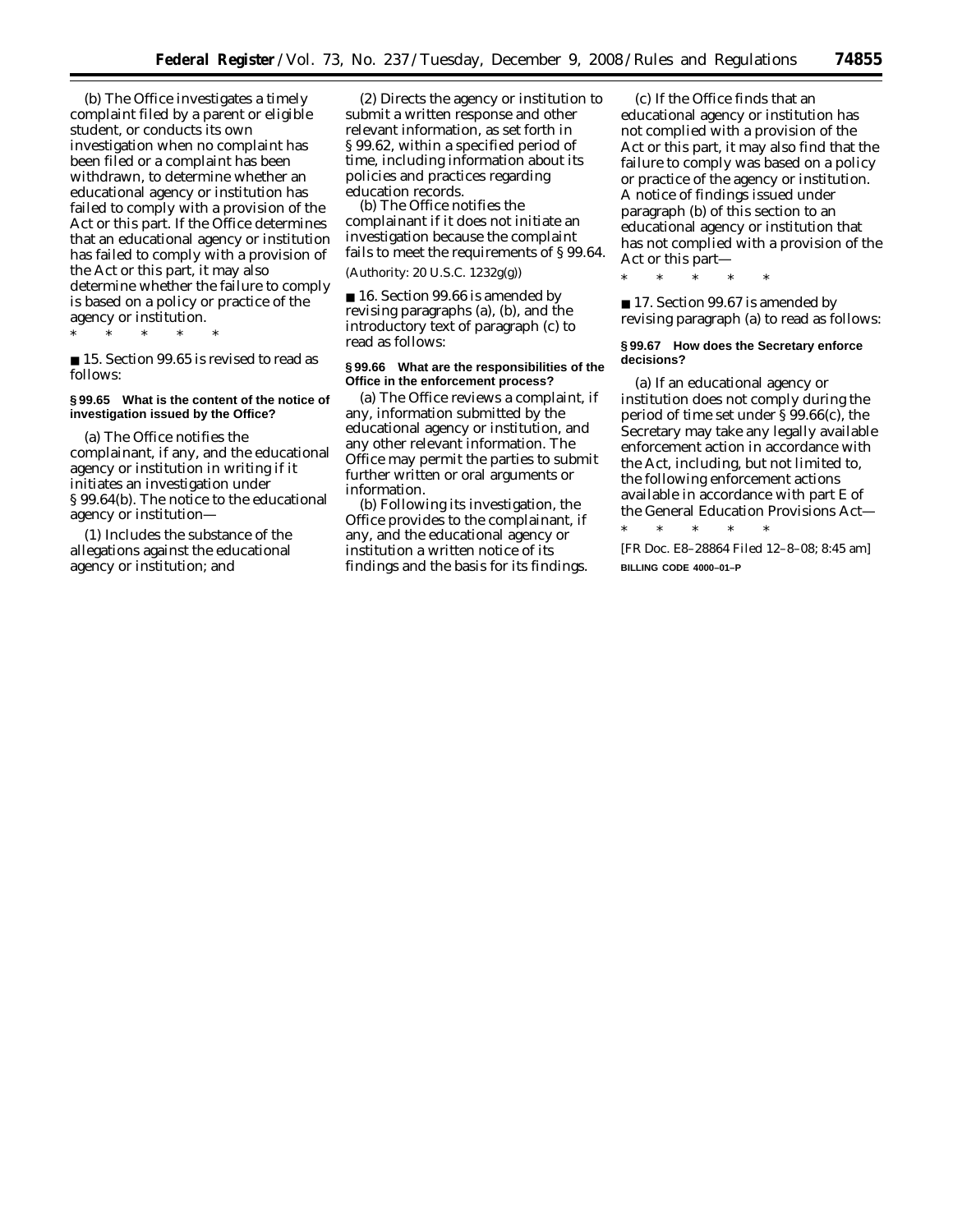(b) The Office investigates a timely complaint filed by a parent or eligible student, or conducts its own investigation when no complaint has been filed or a complaint has been withdrawn, to determine whether an educational agency or institution has failed to comply with a provision of the Act or this part. If the Office determines that an educational agency or institution has failed to comply with a provision of the Act or this part, it may also determine whether the failure to comply is based on a policy or practice of the agency or institution.

\* \* \* \* \*

■ 15. Section 99.65 is revised to read as follows:

**§ 99.65 What is the content of the notice of investigation issued by the Office?**

(a) The Office notifies the complainant, if any, and the educational agency or institution in writing if it initiates an investigation under § 99.64(b). The notice to the educational agency or institution—

(1) Includes the substance of the allegations against the educational agency or institution; and

(2) Directs the agency or institution to submit a written response and other relevant information, as set forth in § 99.62, within a specified period of time, including information about its policies and practices regarding education records.

(b) The Office notifies the complainant if it does not initiate an investigation because the complaint fails to meet the requirements of § 99.64.

(Authority: 20 U.S.C. 1232g(g))

■ 16. Section 99.66 is amended by revising paragraphs (a), (b), and the introductory text of paragraph (c) to read as follows:

**§ 99.66 What are the responsibilities of the Office in the enforcement process?**

(a) The Office reviews a complaint, if any, information submitted by the educational agency or institution, and any other relevant information. The Office may permit the parties to submit further written or oral arguments or information.

(b) Following its investigation, the Office provides to the complainant, if any, and the educational agency or institution a written notice of its findings and the basis for its findings.

(c) If the Office finds that an educational agency or institution has not complied with a provision of the Act or this part, it may also find that the failure to comply was based on a policy or practice of the agency or institution. A notice of findings issued under paragraph (b) of this section to an educational agency or institution that has not complied with a provision of the Act or this part—

\* \* \* \* \*

■ 17. Section 99.67 is amended by revising paragraph (a) to read as follows:

**§ 99.67 How does the Secretary enforce decisions?**

(a) If an educational agency or institution does not comply during the period of time set under § 99.66(c), the Secretary may take any legally available enforcement action in accordance with the Act, including, but not limited to, the following enforcement actions available in accordance with part E of the General Education Provisions Act—

\* \* \* \* \*

[FR Doc. E8–28864 Filed 12–8–08; 8:45 am]

BILLING CODE 4000–01–P